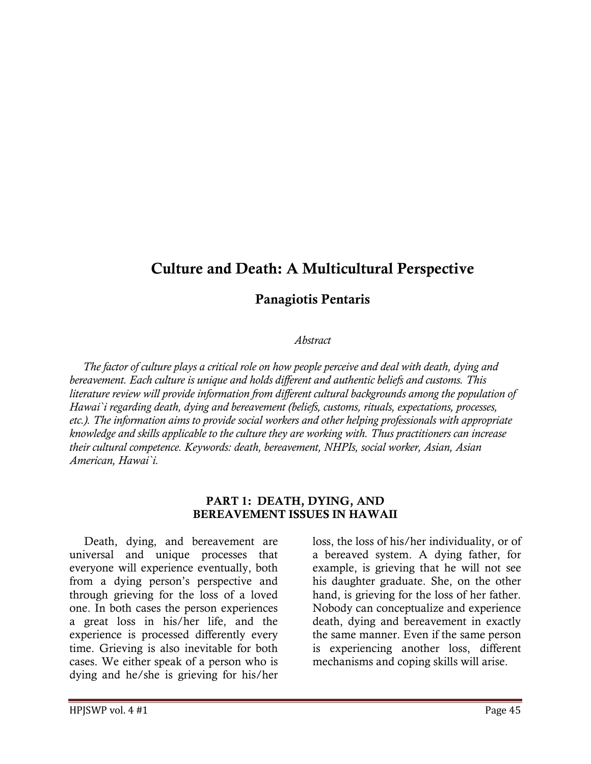# Culture and Death: A Multicultural Perspective

**Panagiotis Pentaris**

*Abstract*

*The factor of culture plays a critical role on how people perceive and deal with death, dying and bereavement. Each culture is unique and holds different and authentic beliefs and customs. This literature review will provide information from different cultural backgrounds among the population of Hawai`i regarding death, dying and bereavement (beliefs, customs, rituals, expectations, processes, etc.). The information aims to provide social workers and other helping professionals with appropriate knowledge and skills applicable to the culture they are working with. Thus practitioners can increase their cultural competence. Keywords: death, bereavement, NHPIs, social worker, Asian, Asian American, Hawai`i.*

## PART 1: DEATH, DYING, AND BEREAVEMENT ISSUES IN HAWAII

Death, dying, and bereavement are universal and unique processes that everyone will experience eventually, both from a dying person's perspective and through grieving for the loss of a loved one. In both cases the person experiences a great loss in his/her life, and the experience is processed differently every time. Grieving is also inevitable for both cases. We either speak of a person who is dying and he/she is grieving for his/her loss, the loss of his/her individuality, or of a bereaved system. A dying father, for example, is grieving that he will not see his daughter graduate. She, on the other hand, is grieving for the loss of her father. Nobody can conceptualize and experience death, dying and bereavement in exactly the same manner. Even if the same person is experiencing another loss, different mechanisms and coping skills will arise.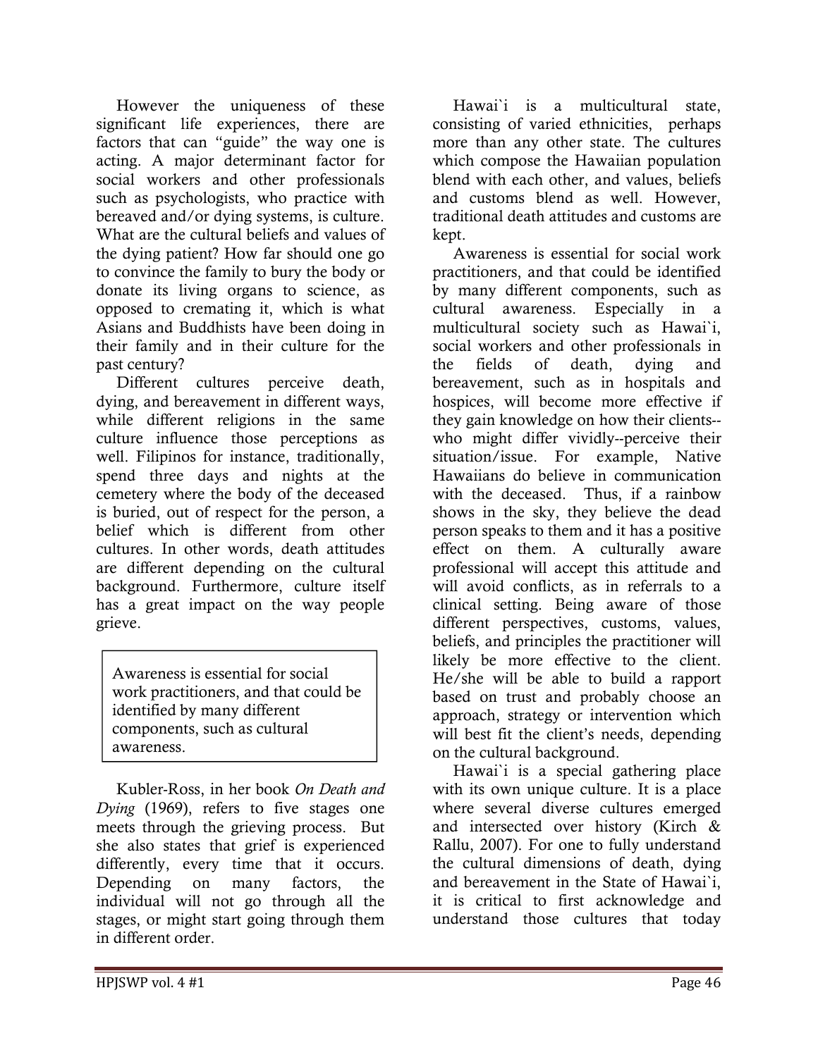However the uniqueness of these significant life experiences, there are factors that can "guide" the way one is acting. A major determinant factor for social workers and other professionals such as psychologists, who practice with bereaved and/or dying systems, is culture. What are the cultural beliefs and values of the dying patient? How far should one go to convince the family to bury the body or donate its living organs to science, as opposed to cremating it, which is what Asians and Buddhists have been doing in their family and in their culture for the past century?

Different cultures perceive death, dying, and bereavement in different ways, while different religions in the same culture influence those perceptions as well. Filipinos for instance, traditionally, spend three days and nights at the cemetery where the body of the deceased is buried, out of respect for the person, a belief which is different from other cultures. In other words, death attitudes are different depending on the cultural background. Furthermore, culture itself has a great impact on the way people grieve.

> Awareness is essential for social work practitioners, and that could be identified by many different components, such as cultural awareness.

Kubler-Ross, in her book *On Death and Dying* (1969), refers to five stages one meets through the grieving process. But she also states that grief is experienced differently, every time that it occurs. Depending on many factors, the individual will not go through all the stages, or might start going through them in different order.

Hawai`i is a multicultural state, consisting of varied ethnicities, perhaps more than any other state. The cultures which compose the Hawaiian population blend with each other, and values, beliefs and customs blend as well. However, traditional death attitudes and customs are kept.

Awareness is essential for social work practitioners, and that could be identified by many different components, such as cultural awareness. Especially in a multicultural society such as Hawai`i, social workers and other professionals in the fields of death, dying and bereavement, such as in hospitals and hospices, will become more effective if they gain knowledge on how their clients--who might differ vividly--perceive their situation/issue. For example, Native Hawaiians do believe in communication with the deceased. Thus, if a rainbow shows in the sky, they believe the dead person speaks to them and it has a positive effect on them. A culturally aware professional will accept this attitude and will avoid conflicts, as in referrals to a clinical setting. Being aware of those different perspectives, customs, values, beliefs, and principles the practitioner will likely be more effective to the client. He/she will be able to build a rapport based on trust and probably choose an approach, strategy or intervention which will best fit the client's needs, depending on the cultural background.

Hawai`i is a special gathering place with its own unique culture. It is a place where several diverse cultures emerged and intersected over history (Kirch & Rallu, 2007). For one to fully understand the cultural dimensions of death, dying and bereavement in the State of Hawai`i, it is critical to first acknowledge and understand those cultures that today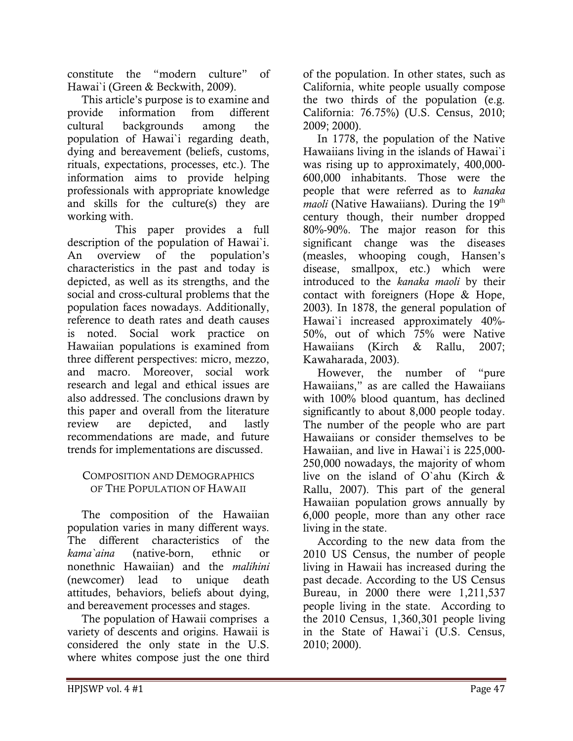constitute the "modern culture" of Hawai`i (Green & Beckwith, 2009).

This article's purpose is to examine and provide information from different cultural backgrounds among the population of Hawai`i regarding death, dying and bereavement (beliefs, customs, rituals, expectations, processes, etc.). The information aims to provide helping professionals with appropriate knowledge and skills for the culture(s) they are working with.

This paper provides a full description of the population of Hawai`i. An overview of the population's characteristics in the past and today is depicted, as well as its strengths, and the social and cross-cultural problems that the population faces nowadays. Additionally, reference to death rates and death causes is noted. Social work practice on Hawaiian populations is examined from three different perspectives: micro, mezzo, and macro. Moreover, social work research and legal and ethical issues are also addressed. The conclusions drawn by this paper and overall from the literature review are depicted, and lastly recommendations are made, and future trends for implementations are discussed.

## Composition and Demographics of The Population of Hawaii

The composition of the Hawaiian population varies in many different ways. The different characteristics of the *kama`aina* (native-born, ethnic or nonethnic Hawaiian) and the *malihini* (newcomer) lead to unique death attitudes, behaviors, beliefs about dying, and bereavement processes and stages.

The population of Hawaii comprises a variety of descents and origins. Hawaii is considered the only state in the U.S. where whites compose just the one third of the population. In other states, such as California, white people usually compose the two thirds of the population (e.g. California: 76.75%) (U.S. Census, 2010; 2009; 2000).

In 1778, the population of the Native Hawaiians living in the islands of Hawai`i was rising up to approximately, 400,000-600,000 inhabitants. Those were the people that were referred as to *kanaka maoli* (Native Hawaiians). During the 19th century though, their number dropped 80%-90%. The major reason for this significant change was the diseases (measles, whooping cough, Hansen's disease, smallpox, etc.) which were introduced to the *kanaka maoli* by their contact with foreigners (Hope & Hope, 2003). In 1878, the general population of Hawai`i increased approximately 40%-50%, out of which 75% were Native Hawaiians (Kirch & Rallu, 2007; Kawaharada, 2003).

However, the number of "pure Hawaiians," as are called the Hawaiians with 100% blood quantum, has declined significantly to about 8,000 people today. The number of the people who are part Hawaiians or consider themselves to be Hawaiian, and live in Hawai`i is 225,000-250,000 nowadays, the majority of whom live on the island of O`ahu (Kirch & Rallu, 2007). This part of the general Hawaiian population grows annually by 6,000 people, more than any other race living in the state.

According to the new data from the 2010 US Census, the number of people living in Hawaii has increased during the past decade. According to the US Census Bureau, in 2000 there were 1,211,537 people living in the state. According to the 2010 Census, 1,360,301 people living in the State of Hawai`i (U.S. Census, 2010; 2000).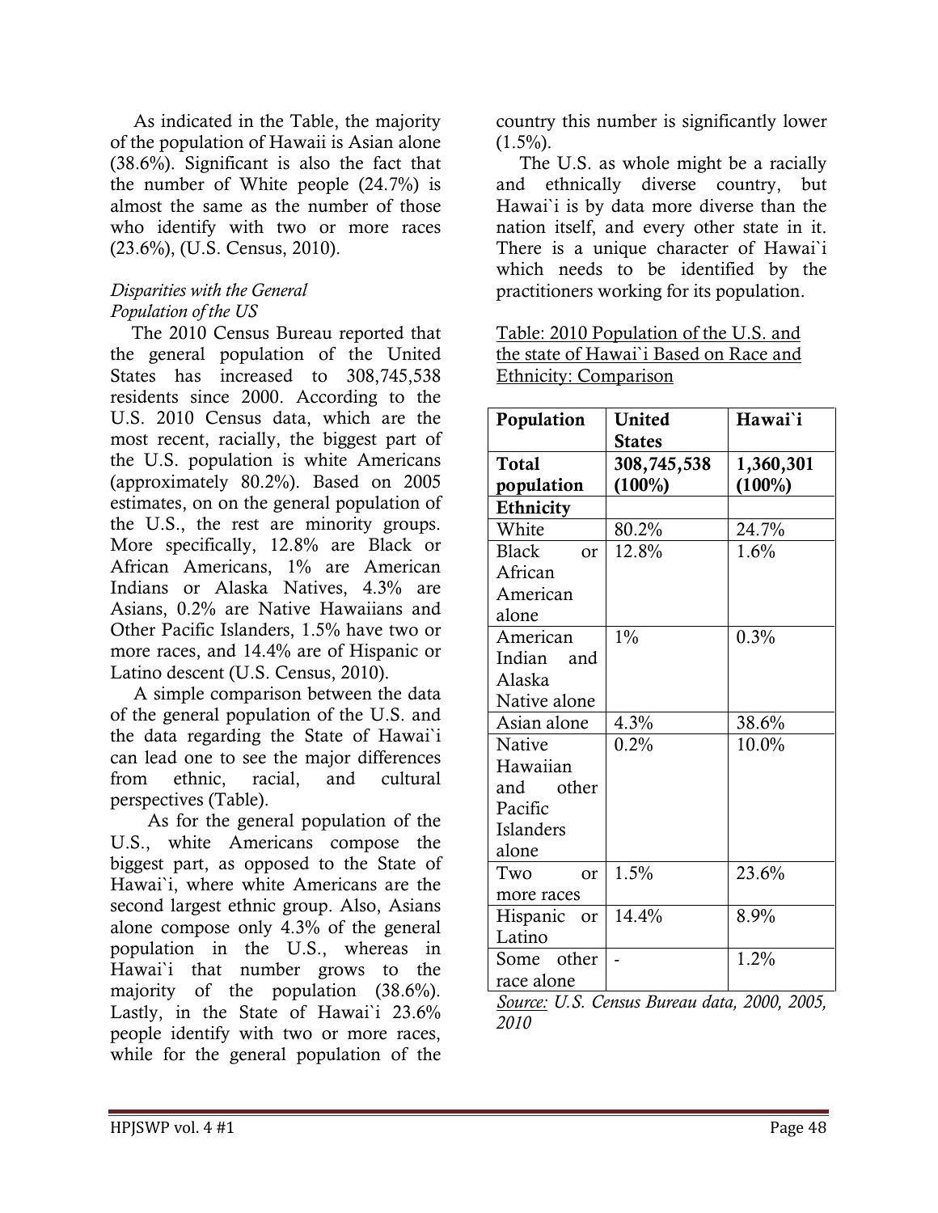As indicated in the Table, the majority of the population of Hawaii is Asian alone (38.6%). Significant is also the fact that the number of White people (24.7%) is almost the same as the number of those who identify with two or more races (23.6%), (U.S. Census, 2010).

*Disparities with the General Population of the US*

The 2010 Census Bureau reported that the general population of the United States has increased to 308,745,538 residents since 2000. According to the U.S. 2010 Census data, which are the most recent, racially, the biggest part of the U.S. population is white Americans (approximately 80.2%). Based on 2005 estimates, on on the general population of the U.S., the rest are minority groups. More specifically, 12.8% are Black or African Americans, 1% are American Indians or Alaska Natives, 4.3% are Asians, 0.2% are Native Hawaiians and Other Pacific Islanders, 1.5% have two or more races, and 14.4% are of Hispanic or Latino descent (U.S. Census, 2010).

A simple comparison between the data of the general population of the U.S. and the data regarding the State of Hawai`i can lead one to see the major differences from ethnic, racial, and cultural perspectives (Table).

As for the general population of the U.S., white Americans compose the biggest part, as opposed to the State of Hawai`i, where white Americans are the second largest ethnic group. Also, Asians alone compose only 4.3% of the general population in the U.S., whereas in Hawai`i that number grows to the majority of the population (38.6%). Lastly, in the State of Hawai`i 23.6% people identify with two or more races, while for the general population of the country this number is significantly lower (1.5%).

The U.S. as whole might be a racially and ethnically diverse country, but Hawai`i is by data more diverse than the nation itself, and every other state in it. There is a unique character of Hawai`i which needs to be identified by the practitioners working for its population.

Table: 2010 Population of the U.S. and the state of Hawai`i Based on Race and Ethnicity: Comparison

| **Population** | **United States** | **Hawai`i** |
|---|---|---|
| **Total population** | **308,745,538 (100%)** | **1,360,301 (100%)** |
| **Ethnicity** | | |
| White | 80.2% | 24.7% |
| Black or African American alone | 12.8% | 1.6% |
| American Indian and Alaska Native alone | 1% | 0.3% |
| Asian alone | 4.3% | 38.6% |
| Native Hawaiian and other Pacific Islanders alone | 0.2% | 10.0% |
| Two or more races | 1.5% | 23.6% |
| Hispanic or Latino | 14.4% | 8.9% |
| Some other race alone | - | 1.2% |

*Source: U.S. Census Bureau data, 2000, 2005, 2010*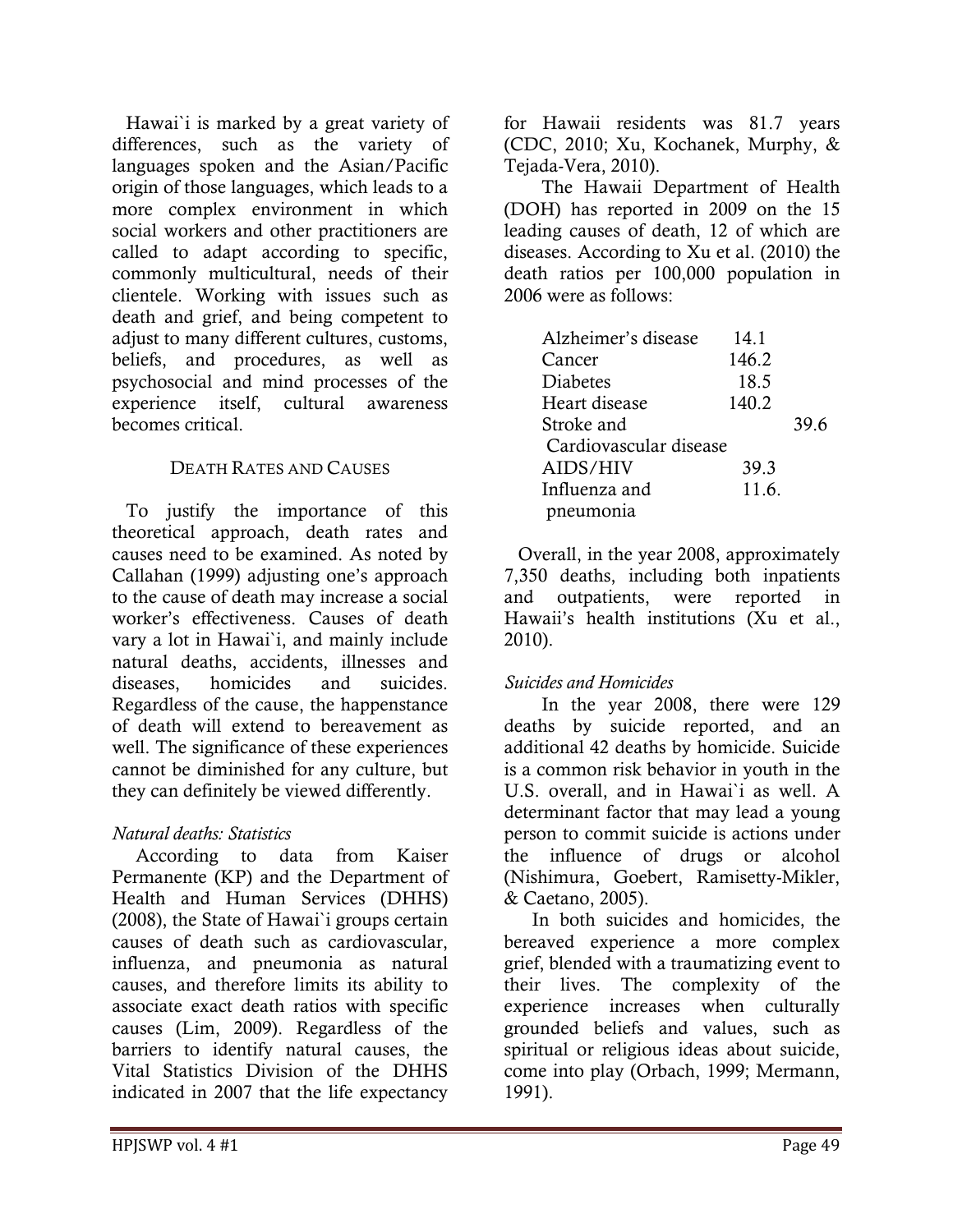Hawai`i is marked by a great variety of differences, such as the variety of languages spoken and the Asian/Pacific origin of those languages, which leads to a more complex environment in which social workers and other practitioners are called to adapt according to specific, commonly multicultural, needs of their clientele. Working with issues such as death and grief, and being competent to adjust to many different cultures, customs, beliefs, and procedures, as well as psychosocial and mind processes of the experience itself, cultural awareness becomes critical.

## DEATH RATES AND CAUSES

To justify the importance of this theoretical approach, death rates and causes need to be examined. As noted by Callahan (1999) adjusting one's approach to the cause of death may increase a social worker's effectiveness. Causes of death vary a lot in Hawai`i, and mainly include natural deaths, accidents, illnesses and diseases, homicides and suicides. Regardless of the cause, the happenstance of death will extend to bereavement as well. The significance of these experiences cannot be diminished for any culture, but they can definitely be viewed differently.

### *Natural deaths: Statistics*

According to data from Kaiser Permanente (KP) and the Department of Health and Human Services (DHHS) (2008), the State of Hawai`i groups certain causes of death such as cardiovascular, influenza, and pneumonia as natural causes, and therefore limits its ability to associate exact death ratios with specific causes (Lim, 2009). Regardless of the barriers to identify natural causes, the Vital Statistics Division of the DHHS indicated in 2007 that the life expectancy for Hawaii residents was 81.7 years (CDC, 2010; Xu, Kochanek, Murphy, & Tejada-Vera, 2010).

The Hawaii Department of Health (DOH) has reported in 2009 on the 15 leading causes of death, 12 of which are diseases. According to Xu et al. (2010) the death ratios per 100,000 population in 2006 were as follows:

| Cause | Rate |
|---|---|
| Alzheimer's disease | 14.1 |
| Cancer | 146.2 |
| Diabetes | 18.5 |
| Heart disease | 140.2 |
| Stroke and Cardiovascular disease | 39.6 |
| AIDS/HIV | 39.3 |
| Influenza and pneumonia | 11.6. |

Overall, in the year 2008, approximately 7,350 deaths, including both inpatients and outpatients, were reported in Hawaii's health institutions (Xu et al., 2010).

### *Suicides and Homicides*

In the year 2008, there were 129 deaths by suicide reported, and an additional 42 deaths by homicide. Suicide is a common risk behavior in youth in the U.S. overall, and in Hawai`i as well. A determinant factor that may lead a young person to commit suicide is actions under the influence of drugs or alcohol (Nishimura, Goebert, Ramisetty-Mikler, & Caetano, 2005).

In both suicides and homicides, the bereaved experience a more complex grief, blended with a traumatizing event to their lives. The complexity of the experience increases when culturally grounded beliefs and values, such as spiritual or religious ideas about suicide, come into play (Orbach, 1999; Mermann, 1991).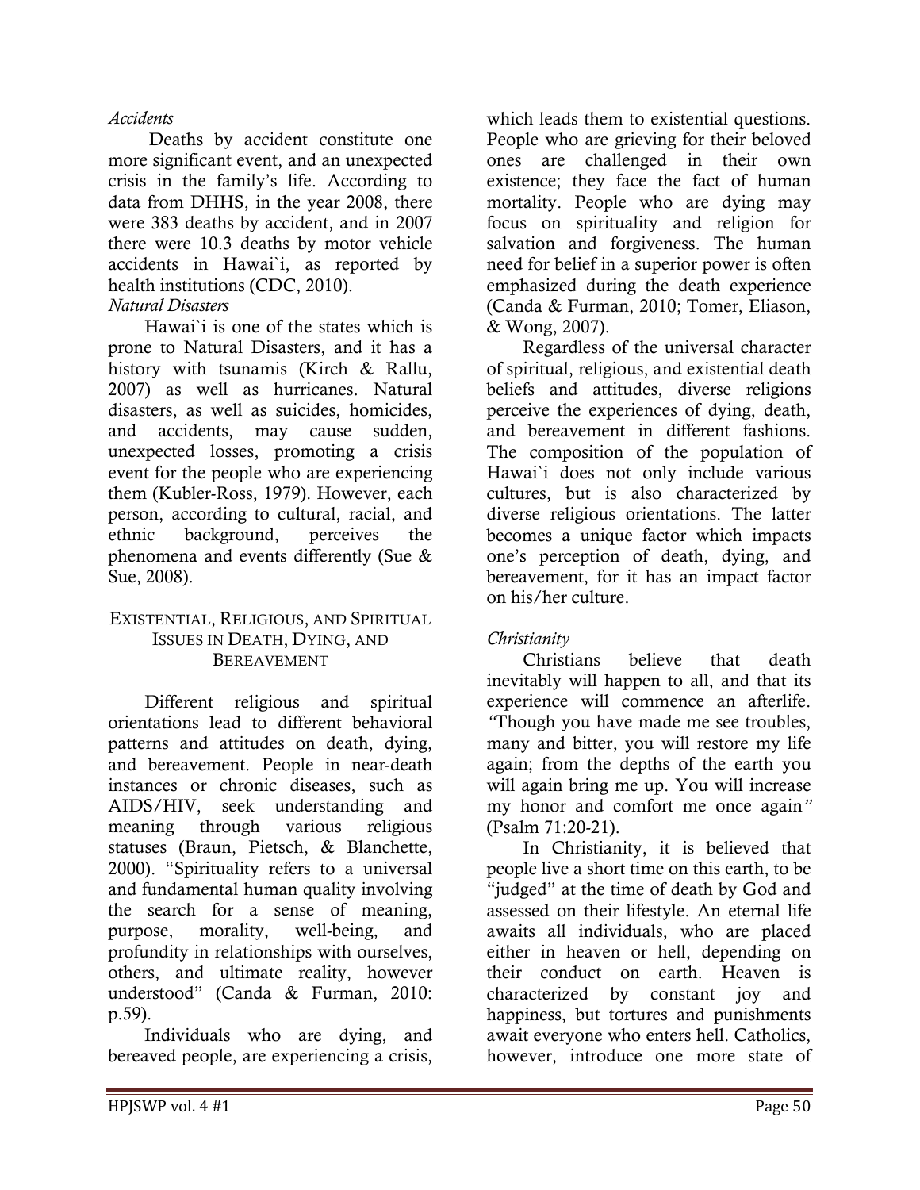*Accidents*

Deaths by accident constitute one more significant event, and an unexpected crisis in the family's life. According to data from DHHS, in the year 2008, there were 383 deaths by accident, and in 2007 there were 10.3 deaths by motor vehicle accidents in Hawai`i, as reported by health institutions (CDC, 2010).

*Natural Disasters*

Hawai`i is one of the states which is prone to Natural Disasters, and it has a history with tsunamis (Kirch & Rallu, 2007) as well as hurricanes. Natural disasters, as well as suicides, homicides, and accidents, may cause sudden, unexpected losses, promoting a crisis event for the people who are experiencing them (Kubler-Ross, 1979). However, each person, according to cultural, racial, and ethnic background, perceives the phenomena and events differently (Sue & Sue, 2008).

## EXISTENTIAL, RELIGIOUS, AND SPIRITUAL ISSUES IN DEATH, DYING, AND BEREAVEMENT

Different religious and spiritual orientations lead to different behavioral patterns and attitudes on death, dying, and bereavement. People in near-death instances or chronic diseases, such as AIDS/HIV, seek understanding and meaning through various religious statuses (Braun, Pietsch, & Blanchette, 2000). "Spirituality refers to a universal and fundamental human quality involving the search for a sense of meaning, purpose, morality, well-being, and profundity in relationships with ourselves, others, and ultimate reality, however understood" (Canda & Furman, 2010: p.59).

Individuals who are dying, and bereaved people, are experiencing a crisis, which leads them to existential questions. People who are grieving for their beloved ones are challenged in their own existence; they face the fact of human mortality. People who are dying may focus on spirituality and religion for salvation and forgiveness. The human need for belief in a superior power is often emphasized during the death experience (Canda & Furman, 2010; Tomer, Eliason, & Wong, 2007).

Regardless of the universal character of spiritual, religious, and existential death beliefs and attitudes, diverse religions perceive the experiences of dying, death, and bereavement in different fashions. The composition of the population of Hawai`i does not only include various cultures, but is also characterized by diverse religious orientations. The latter becomes a unique factor which impacts one's perception of death, dying, and bereavement, for it has an impact factor on his/her culture.

*Christianity*

Christians believe that death inevitably will happen to all, and that its experience will commence an afterlife. *"Though you have made me see troubles, many and bitter, you will restore my life again; from the depths of the earth you will again bring me up. You will increase my honor and comfort me once again"* (Psalm 71:20-21).

In Christianity, it is believed that people live a short time on this earth, to be "judged" at the time of death by God and assessed on their lifestyle. An eternal life awaits all individuals, who are placed either in heaven or hell, depending on their conduct on earth. Heaven is characterized by constant joy and happiness, but tortures and punishments await everyone who enters hell. Catholics, however, introduce one more state of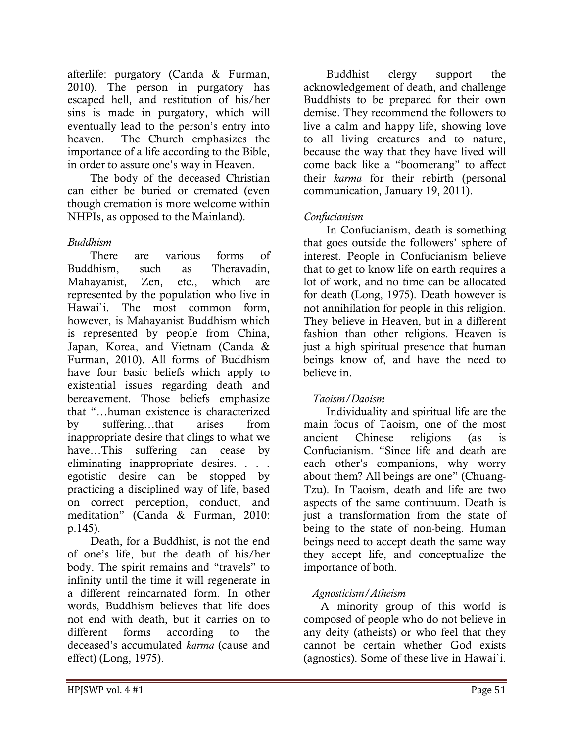afterlife: purgatory (Canda & Furman, 2010). The person in purgatory has escaped hell, and restitution of his/her sins is made in purgatory, which will eventually lead to the person's entry into heaven. The Church emphasizes the importance of a life according to the Bible, in order to assure one's way in Heaven.

The body of the deceased Christian can either be buried or cremated (even though cremation is more welcome within NHPIs, as opposed to the Mainland).

### *Buddhism*

There are various forms of Buddhism, such as Theravadin, Mahayanist, Zen, etc., which are represented by the population who live in Hawai`i. The most common form, however, is Mahayanist Buddhism which is represented by people from China, Japan, Korea, and Vietnam (Canda & Furman, 2010). All forms of Buddhism have four basic beliefs which apply to existential issues regarding death and bereavement. Those beliefs emphasize that "…human existence is characterized by suffering…that arises from inappropriate desire that clings to what we have…This suffering can cease by eliminating inappropriate desires. . . . egotistic desire can be stopped by practicing a disciplined way of life, based on correct perception, conduct, and meditation" (Canda & Furman, 2010: p.145).

Death, for a Buddhist, is not the end of one's life, but the death of his/her body. The spirit remains and "travels" to infinity until the time it will regenerate in a different reincarnated form. In other words, Buddhism believes that life does not end with death, but it carries on to different forms according to the deceased's accumulated *karma* (cause and effect) (Long, 1975).

Buddhist clergy support the acknowledgement of death, and challenge Buddhists to be prepared for their own demise. They recommend the followers to live a calm and happy life, showing love to all living creatures and to nature, because the way that they have lived will come back like a "boomerang" to affect their *karma* for their rebirth (personal communication, January 19, 2011).

### *Confucianism*

In Confucianism, death is something that goes outside the followers' sphere of interest. People in Confucianism believe that to get to know life on earth requires a lot of work, and no time can be allocated for death (Long, 1975). Death however is not annihilation for people in this religion. They believe in Heaven, but in a different fashion than other religions. Heaven is just a high spiritual presence that human beings know of, and have the need to believe in.

### *Taoism/Daoism*

Individuality and spiritual life are the main focus of Taoism, one of the most ancient Chinese religions (as is Confucianism. "Since life and death are each other's companions, why worry about them? All beings are one" (Chuang-Tzu). In Taoism, death and life are two aspects of the same continuum. Death is just a transformation from the state of being to the state of non-being. Human beings need to accept death the same way they accept life, and conceptualize the importance of both.

### *Agnosticism/Atheism*

A minority group of this world is composed of people who do not believe in any deity (atheists) or who feel that they cannot be certain whether God exists (agnostics). Some of these live in Hawai`i.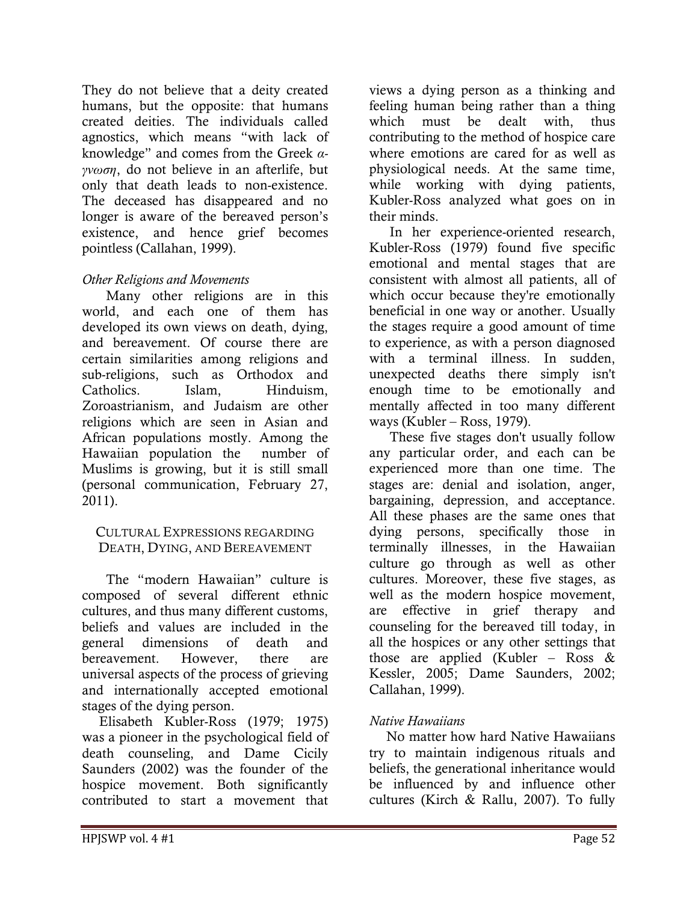They do not believe that a deity created humans, but the opposite: that humans created deities. The individuals called agnostics, which means "with lack of knowledge" and comes from the Greek *α-γνωση*, do not believe in an afterlife, but only that death leads to non-existence. The deceased has disappeared and no longer is aware of the bereaved person's existence, and hence grief becomes pointless (Callahan, 1999).

### *Other Religions and Movements*

Many other religions are in this world, and each one of them has developed its own views on death, dying, and bereavement. Of course there are certain similarities among religions and sub-religions, such as Orthodox and Catholics. Islam, Hinduism, Zoroastrianism, and Judaism are other religions which are seen in Asian and African populations mostly. Among the Hawaiian population the number of Muslims is growing, but it is still small (personal communication, February 27, 2011).

## Cultural Expressions regarding Death, Dying, and Bereavement

The "modern Hawaiian" culture is composed of several different ethnic cultures, and thus many different customs, beliefs and values are included in the general dimensions of death and bereavement. However, there are universal aspects of the process of grieving and internationally accepted emotional stages of the dying person.

Elisabeth Kubler-Ross (1979; 1975) was a pioneer in the psychological field of death counseling, and Dame Cicily Saunders (2002) was the founder of the hospice movement. Both significantly contributed to start a movement that views a dying person as a thinking and feeling human being rather than a thing which must be dealt with, thus contributing to the method of hospice care where emotions are cared for as well as physiological needs. At the same time, while working with dying patients, Kubler-Ross analyzed what goes on in their minds.

In her experience-oriented research, Kubler-Ross (1979) found five specific emotional and mental stages that are consistent with almost all patients, all of which occur because they're emotionally beneficial in one way or another. Usually the stages require a good amount of time to experience, as with a person diagnosed with a terminal illness. In sudden, unexpected deaths there simply isn't enough time to be emotionally and mentally affected in too many different ways (Kubler – Ross, 1979).

These five stages don't usually follow any particular order, and each can be experienced more than one time. The stages are: denial and isolation, anger, bargaining, depression, and acceptance. All these phases are the same ones that dying persons, specifically those in terminally illnesses, in the Hawaiian culture go through as well as other cultures. Moreover, these five stages, as well as the modern hospice movement, are effective in grief therapy and counseling for the bereaved till today, in all the hospices or any other settings that those are applied (Kubler – Ross & Kessler, 2005; Dame Saunders, 2002; Callahan, 1999).

### *Native Hawaiians*

No matter how hard Native Hawaiians try to maintain indigenous rituals and beliefs, the generational inheritance would be influenced by and influence other cultures (Kirch & Rallu, 2007). To fully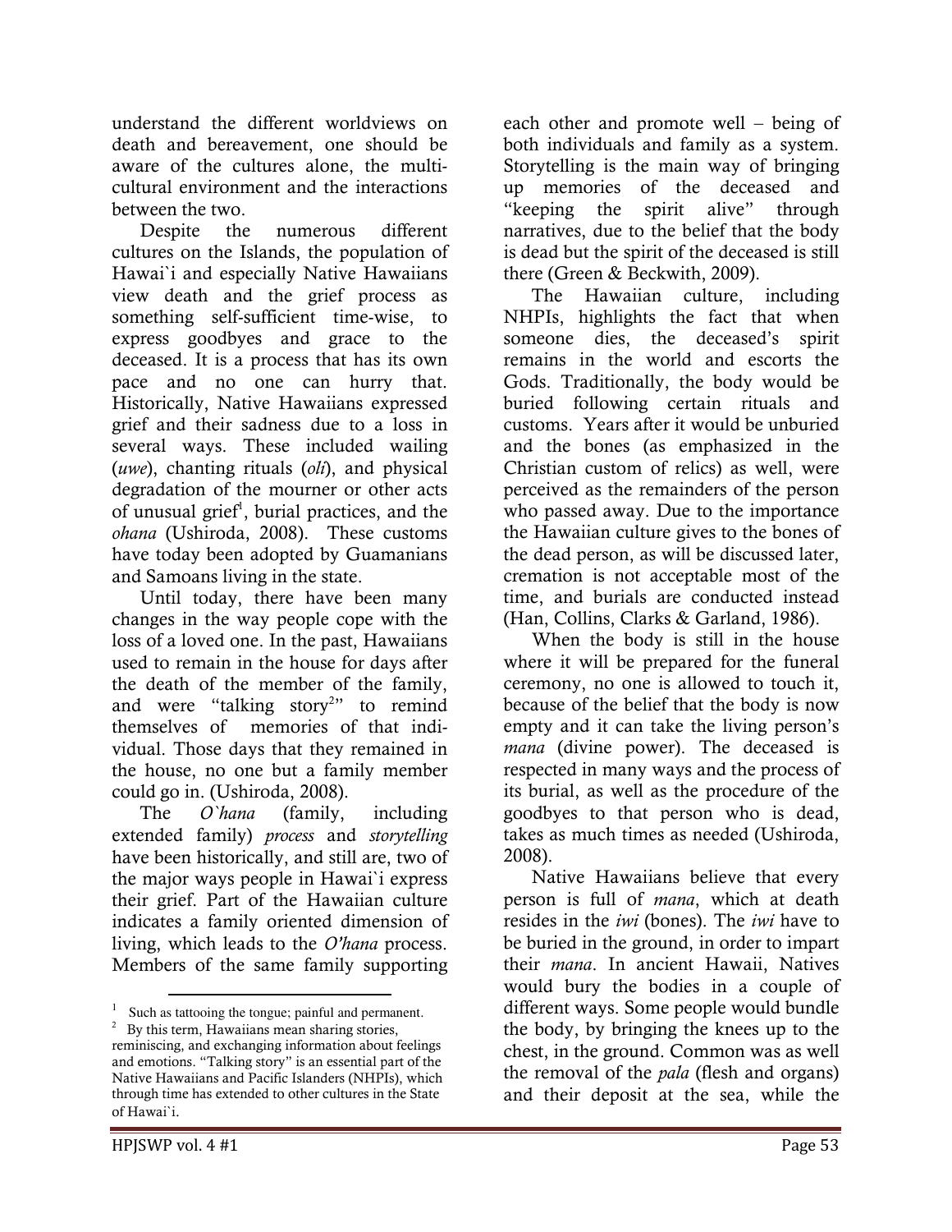understand the different worldviews on death and bereavement, one should be aware of the cultures alone, the multi-cultural environment and the interactions between the two.

Despite the numerous different cultures on the Islands, the population of Hawai`i and especially Native Hawaiians view death and the grief process as something self-sufficient time-wise, to express goodbyes and grace to the deceased. It is a process that has its own pace and no one can hurry that. Historically, Native Hawaiians expressed grief and their sadness due to a loss in several ways. These included wailing (*uwe*), chanting rituals (*oli*), and physical degradation of the mourner or other acts of unusual grief[1], burial practices, and the *ohana* (Ushiroda, 2008). These customs have today been adopted by Guamanians and Samoans living in the state.

Until today, there have been many changes in the way people cope with the loss of a loved one. In the past, Hawaiians used to remain in the house for days after the death of the member of the family, and were "talking story[2]" to remind themselves of memories of that individual. Those days that they remained in the house, no one but a family member could go in. (Ushiroda, 2008).

The *O`hana* (family, including extended family) *process* and *storytelling* have been historically, and still are, two of the major ways people in Hawai`i express their grief. Part of the Hawaiian culture indicates a family oriented dimension of living, which leads to the *O'hana* process. Members of the same family supporting each other and promote well – being of both individuals and family as a system. Storytelling is the main way of bringing up memories of the deceased and "keeping the spirit alive" through narratives, due to the belief that the body is dead but the spirit of the deceased is still there (Green & Beckwith, 2009).

The Hawaiian culture, including NHPIs, highlights the fact that when someone dies, the deceased's spirit remains in the world and escorts the Gods. Traditionally, the body would be buried following certain rituals and customs. Years after it would be unburied and the bones (as emphasized in the Christian custom of relics) as well, were perceived as the remainders of the person who passed away. Due to the importance the Hawaiian culture gives to the bones of the dead person, as will be discussed later, cremation is not acceptable most of the time, and burials are conducted instead (Han, Collins, Clarks & Garland, 1986).

When the body is still in the house where it will be prepared for the funeral ceremony, no one is allowed to touch it, because of the belief that the body is now empty and it can take the living person's *mana* (divine power). The deceased is respected in many ways and the process of its burial, as well as the procedure of the goodbyes to that person who is dead, takes as much times as needed (Ushiroda, 2008).

Native Hawaiians believe that every person is full of *mana*, which at death resides in the *iwi* (bones). The *iwi* have to be buried in the ground, in order to impart their *mana*. In ancient Hawaii, Natives would bury the bodies in a couple of different ways. Some people would bundle the body, by bringing the knees up to the chest, in the ground. Common was as well the removal of the *pala* (flesh and organs) and their deposit at the sea, while the

---

[1] Such as tattooing the tongue; painful and permanent.

[2] By this term, Hawaiians mean sharing stories, reminiscing, and exchanging information about feelings and emotions. "Talking story" is an essential part of the Native Hawaiians and Pacific Islanders (NHPIs), which through time has extended to other cultures in the State of Hawai`i.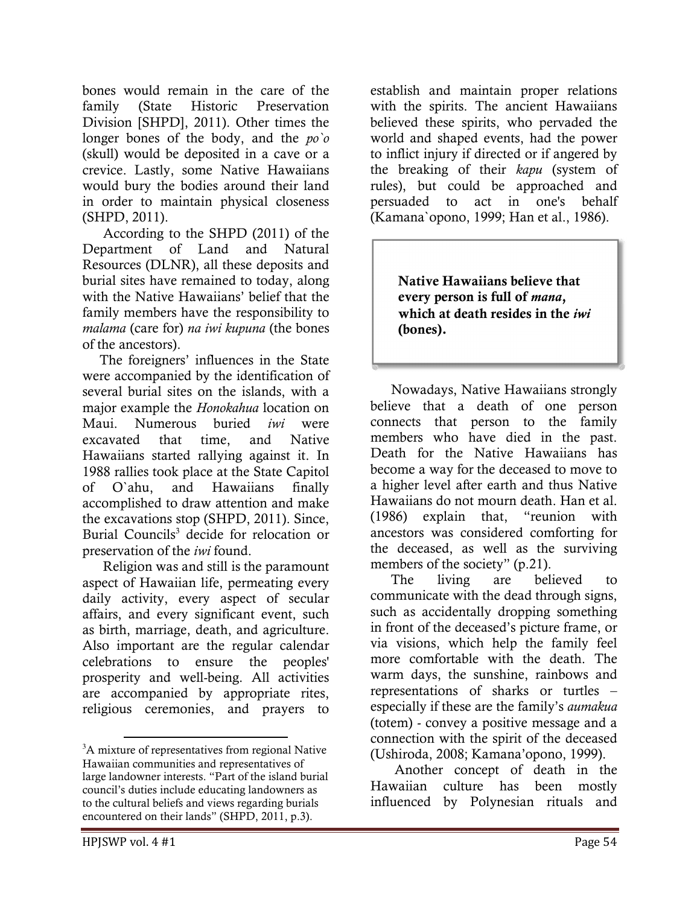bones would remain in the care of the family (State Historic Preservation Division [SHPD], 2011). Other times the longer bones of the body, and the *po`o* (skull) would be deposited in a cave or a crevice. Lastly, some Native Hawaiians would bury the bodies around their land in order to maintain physical closeness (SHPD, 2011).

According to the SHPD (2011) of the Department of Land and Natural Resources (DLNR), all these deposits and burial sites have remained to today, along with the Native Hawaiians' belief that the family members have the responsibility to *malama* (care for) *na iwi kupuna* (the bones of the ancestors).

The foreigners' influences in the State were accompanied by the identification of several burial sites on the islands, with a major example the *Honokahua* location on Maui. Numerous buried *iwi* were excavated that time, and Native Hawaiians started rallying against it. In 1988 rallies took place at the State Capitol of O`ahu, and Hawaiians finally accomplished to draw attention and make the excavations stop (SHPD, 2011). Since, Burial Councils[3] decide for relocation or preservation of the *iwi* found.

Religion was and still is the paramount aspect of Hawaiian life, permeating every daily activity, every aspect of secular affairs, and every significant event, such as birth, marriage, death, and agriculture. Also important are the regular calendar celebrations to ensure the peoples' prosperity and well-being. All activities are accompanied by appropriate rites, religious ceremonies, and prayers to establish and maintain proper relations with the spirits. The ancient Hawaiians believed these spirits, who pervaded the world and shaped events, had the power to inflict injury if directed or if angered by the breaking of their *kapu* (system of rules), but could be approached and persuaded to act in one's behalf (Kamana`opono, 1999; Han et al., 1986).

**Native Hawaiians believe that every person is full of *mana*, which at death resides in the *iwi* (bones).**

Nowadays, Native Hawaiians strongly believe that a death of one person connects that person to the family members who have died in the past. Death for the Native Hawaiians has become a way for the deceased to move to a higher level after earth and thus Native Hawaiians do not mourn death. Han et al. (1986) explain that, "reunion with ancestors was considered comforting for the deceased, as well as the surviving members of the society" (p.21).

The living are believed to communicate with the dead through signs, such as accidentally dropping something in front of the deceased's picture frame, or via visions, which help the family feel more comfortable with the death. The warm days, the sunshine, rainbows and representations of sharks or turtles – especially if these are the family's *aumakua* (totem) - convey a positive message and a connection with the spirit of the deceased (Ushiroda, 2008; Kamana'opono, 1999).

Another concept of death in the Hawaiian culture has been mostly influenced by Polynesian rituals and

[3] A mixture of representatives from regional Native Hawaiian communities and representatives of large landowner interests. "Part of the island burial council's duties include educating landowners as to the cultural beliefs and views regarding burials encountered on their lands" (SHPD, 2011, p.3).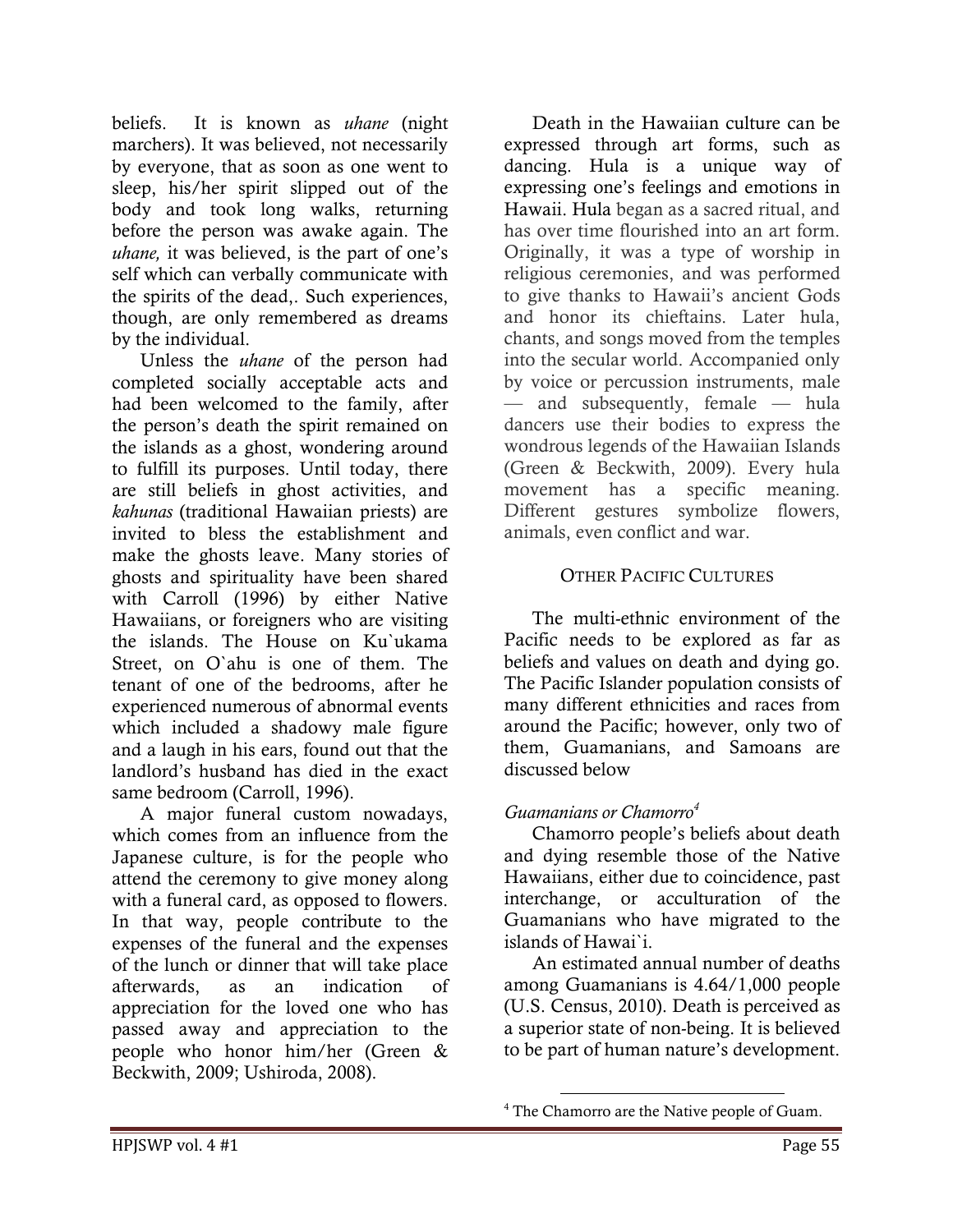beliefs. It is known as *uhane* (night marchers). It was believed, not necessarily by everyone, that as soon as one went to sleep, his/her spirit slipped out of the body and took long walks, returning before the person was awake again. The *uhane,* it was believed, is the part of one's self which can verbally communicate with the spirits of the dead,. Such experiences, though, are only remembered as dreams by the individual.

Unless the *uhane* of the person had completed socially acceptable acts and had been welcomed to the family, after the person's death the spirit remained on the islands as a ghost, wondering around to fulfill its purposes. Until today, there are still beliefs in ghost activities, and *kahunas* (traditional Hawaiian priests) are invited to bless the establishment and make the ghosts leave. Many stories of ghosts and spirituality have been shared with Carroll (1996) by either Native Hawaiians, or foreigners who are visiting the islands. The House on Ku`ukama Street, on O`ahu is one of them. The tenant of one of the bedrooms, after he experienced numerous of abnormal events which included a shadowy male figure and a laugh in his ears, found out that the landlord's husband has died in the exact same bedroom (Carroll, 1996).

A major funeral custom nowadays, which comes from an influence from the Japanese culture, is for the people who attend the ceremony to give money along with a funeral card, as opposed to flowers. In that way, people contribute to the expenses of the funeral and the expenses of the lunch or dinner that will take place afterwards, as an indication of appreciation for the loved one who has passed away and appreciation to the people who honor him/her (Green & Beckwith, 2009; Ushiroda, 2008).

Death in the Hawaiian culture can be expressed through art forms, such as dancing. Hula is a unique way of expressing one's feelings and emotions in Hawaii. Hula began as a sacred ritual, and has over time flourished into an art form. Originally, it was a type of worship in religious ceremonies, and was performed to give thanks to Hawaii's ancient Gods and honor its chieftains. Later hula, chants, and songs moved from the temples into the secular world. Accompanied only by voice or percussion instruments, male — and subsequently, female — hula dancers use their bodies to express the wondrous legends of the Hawaiian Islands (Green & Beckwith, 2009). Every hula movement has a specific meaning. Different gestures symbolize flowers, animals, even conflict and war.

## Other Pacific Cultures

The multi-ethnic environment of the Pacific needs to be explored as far as beliefs and values on death and dying go. The Pacific Islander population consists of many different ethnicities and races from around the Pacific; however, only two of them, Guamanians, and Samoans are discussed below

### *Guamanians or Chamorro*[4]

Chamorro people's beliefs about death and dying resemble those of the Native Hawaiians, either due to coincidence, past interchange, or acculturation of the Guamanians who have migrated to the islands of Hawai`i.

An estimated annual number of deaths among Guamanians is 4.64/1,000 people (U.S. Census, 2010). Death is perceived as a superior state of non-being. It is believed to be part of human nature's development.

[4] The Chamorro are the Native people of Guam.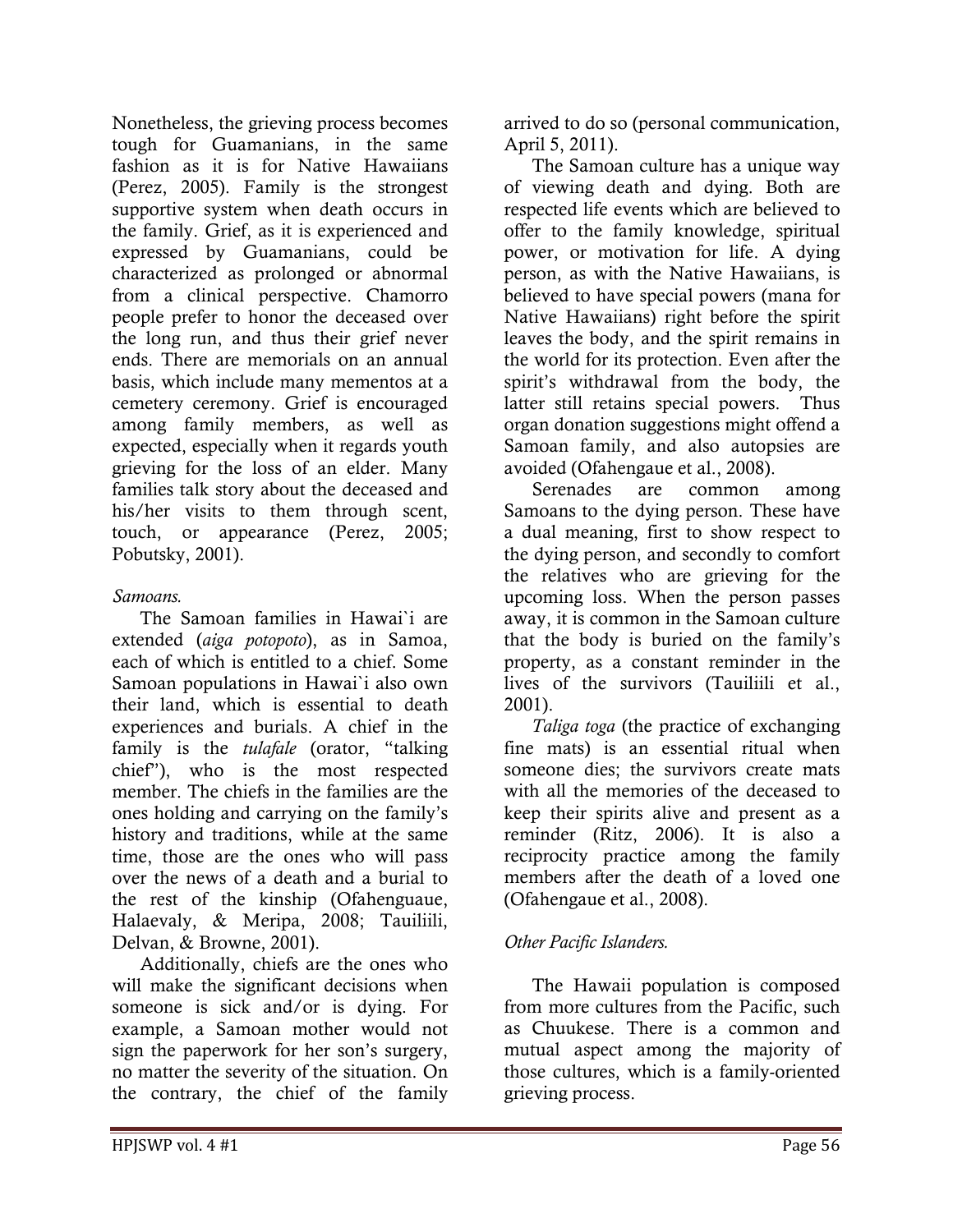Nonetheless, the grieving process becomes tough for Guamanians, in the same fashion as it is for Native Hawaiians (Perez, 2005). Family is the strongest supportive system when death occurs in the family. Grief, as it is experienced and expressed by Guamanians, could be characterized as prolonged or abnormal from a clinical perspective. Chamorro people prefer to honor the deceased over the long run, and thus their grief never ends. There are memorials on an annual basis, which include many mementos at a cemetery ceremony. Grief is encouraged among family members, as well as expected, especially when it regards youth grieving for the loss of an elder. Many families talk story about the deceased and his/her visits to them through scent, touch, or appearance (Perez, 2005; Pobutsky, 2001).

*Samoans.*

The Samoan families in Hawai`i are extended (*aiga potopoto*), as in Samoa, each of which is entitled to a chief. Some Samoan populations in Hawai`i also own their land, which is essential to death experiences and burials. A chief in the family is the *tulafale* (orator, "talking chief"), who is the most respected member. The chiefs in the families are the ones holding and carrying on the family's history and traditions, while at the same time, those are the ones who will pass over the news of a death and a burial to the rest of the kinship (Ofahenguaue, Halaevaly, & Meripa, 2008; Tauiliili, Delvan, & Browne, 2001).

Additionally, chiefs are the ones who will make the significant decisions when someone is sick and/or is dying. For example, a Samoan mother would not sign the paperwork for her son's surgery, no matter the severity of the situation. On the contrary, the chief of the family arrived to do so (personal communication, April 5, 2011).

The Samoan culture has a unique way of viewing death and dying. Both are respected life events which are believed to offer to the family knowledge, spiritual power, or motivation for life. A dying person, as with the Native Hawaiians, is believed to have special powers (mana for Native Hawaiians) right before the spirit leaves the body, and the spirit remains in the world for its protection. Even after the spirit's withdrawal from the body, the latter still retains special powers. Thus organ donation suggestions might offend a Samoan family, and also autopsies are avoided (Ofahengaue et al., 2008).

Serenades are common among Samoans to the dying person. These have a dual meaning, first to show respect to the dying person, and secondly to comfort the relatives who are grieving for the upcoming loss. When the person passes away, it is common in the Samoan culture that the body is buried on the family's property, as a constant reminder in the lives of the survivors (Tauiliili et al., 2001).

*Taliga toga* (the practice of exchanging fine mats) is an essential ritual when someone dies; the survivors create mats with all the memories of the deceased to keep their spirits alive and present as a reminder (Ritz, 2006). It is also a reciprocity practice among the family members after the death of a loved one (Ofahengaue et al., 2008).

*Other Pacific Islanders.*

The Hawaii population is composed from more cultures from the Pacific, such as Chuukese. There is a common and mutual aspect among the majority of those cultures, which is a family-oriented grieving process.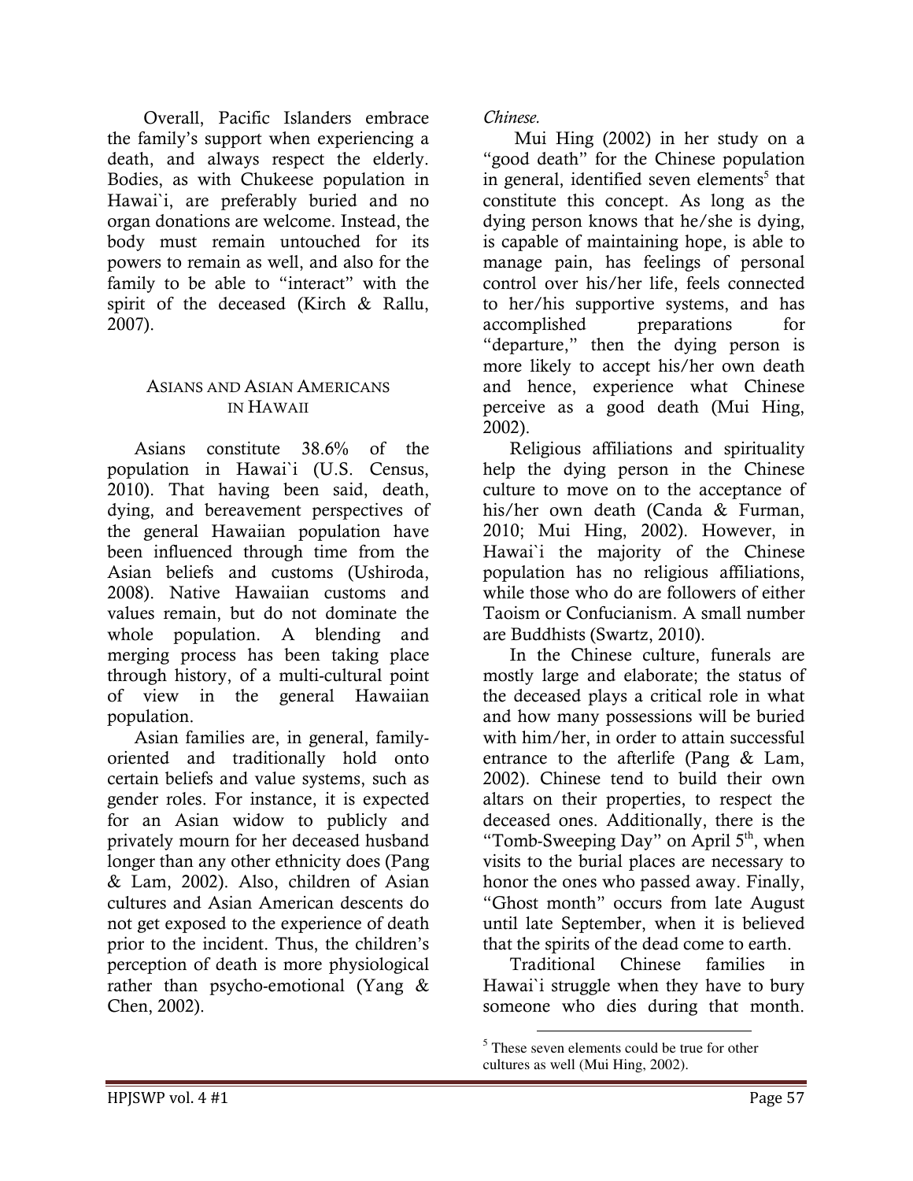Overall, Pacific Islanders embrace the family's support when experiencing a death, and always respect the elderly. Bodies, as with Chukeese population in Hawai`i, are preferably buried and no organ donations are welcome. Instead, the body must remain untouched for its powers to remain as well, and also for the family to be able to "interact" with the spirit of the deceased (Kirch & Rallu, 2007).

## ASIANS AND ASIAN AMERICANS IN HAWAII

Asians constitute 38.6% of the population in Hawai`i (U.S. Census, 2010). That having been said, death, dying, and bereavement perspectives of the general Hawaiian population have been influenced through time from the Asian beliefs and customs (Ushiroda, 2008). Native Hawaiian customs and values remain, but do not dominate the whole population. A blending and merging process has been taking place through history, of a multi-cultural point of view in the general Hawaiian population.

Asian families are, in general, family-oriented and traditionally hold onto certain beliefs and value systems, such as gender roles. For instance, it is expected for an Asian widow to publicly and privately mourn for her deceased husband longer than any other ethnicity does (Pang & Lam, 2002). Also, children of Asian cultures and Asian American descents do not get exposed to the experience of death prior to the incident. Thus, the children's perception of death is more physiological rather than psycho-emotional (Yang & Chen, 2002).

*Chinese.*

Mui Hing (2002) in her study on a "good death" for the Chinese population in general, identified seven elements[5] that constitute this concept. As long as the dying person knows that he/she is dying, is capable of maintaining hope, is able to manage pain, has feelings of personal control over his/her life, feels connected to her/his supportive systems, and has accomplished preparations for "departure," then the dying person is more likely to accept his/her own death and hence, experience what Chinese perceive as a good death (Mui Hing, 2002).

Religious affiliations and spirituality help the dying person in the Chinese culture to move on to the acceptance of his/her own death (Canda & Furman, 2010; Mui Hing, 2002). However, in Hawai`i the majority of the Chinese population has no religious affiliations, while those who do are followers of either Taoism or Confucianism. A small number are Buddhists (Swartz, 2010).

In the Chinese culture, funerals are mostly large and elaborate; the status of the deceased plays a critical role in what and how many possessions will be buried with him/her, in order to attain successful entrance to the afterlife (Pang & Lam, 2002). Chinese tend to build their own altars on their properties, to respect the deceased ones. Additionally, there is the "Tomb-Sweeping Day" on April 5th, when visits to the burial places are necessary to honor the ones who passed away. Finally, "Ghost month" occurs from late August until late September, when it is believed that the spirits of the dead come to earth.

Traditional Chinese families in Hawai`i struggle when they have to bury someone who dies during that month.

[5] These seven elements could be true for other cultures as well (Mui Hing, 2002).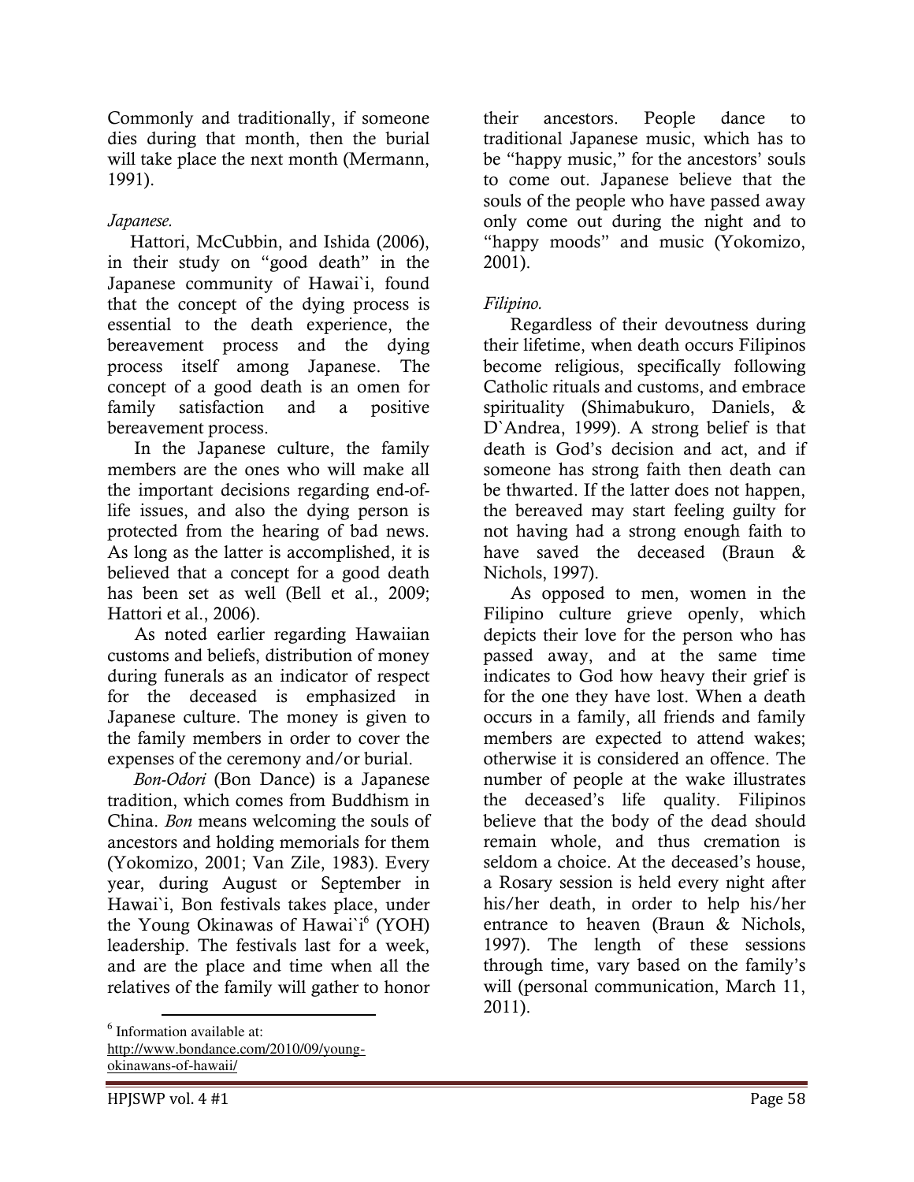Commonly and traditionally, if someone dies during that month, then the burial will take place the next month (Mermann, 1991).

*Japanese.*

Hattori, McCubbin, and Ishida (2006), in their study on "good death" in the Japanese community of Hawai`i, found that the concept of the dying process is essential to the death experience, the bereavement process and the dying process itself among Japanese. The concept of a good death is an omen for family satisfaction and a positive bereavement process.

In the Japanese culture, the family members are the ones who will make all the important decisions regarding end-of-life issues, and also the dying person is protected from the hearing of bad news. As long as the latter is accomplished, it is believed that a concept for a good death has been set as well (Bell et al., 2009; Hattori et al., 2006).

As noted earlier regarding Hawaiian customs and beliefs, distribution of money during funerals as an indicator of respect for the deceased is emphasized in Japanese culture. The money is given to the family members in order to cover the expenses of the ceremony and/or burial.

*Bon-Odori* (Bon Dance) is a Japanese tradition, which comes from Buddhism in China. *Bon* means welcoming the souls of ancestors and holding memorials for them (Yokomizo, 2001; Van Zile, 1983). Every year, during August or September in Hawai`i, Bon festivals takes place, under the Young Okinawas of Hawai`i[6] (YOH) leadership. The festivals last for a week, and are the place and time when all the relatives of the family will gather to honor their ancestors. People dance to traditional Japanese music, which has to be "happy music," for the ancestors' souls to come out. Japanese believe that the souls of the people who have passed away only come out during the night and to "happy moods" and music (Yokomizo, 2001).

*Filipino.*

Regardless of their devoutness during their lifetime, when death occurs Filipinos become religious, specifically following Catholic rituals and customs, and embrace spirituality (Shimabukuro, Daniels, & D`Andrea, 1999). A strong belief is that death is God's decision and act, and if someone has strong faith then death can be thwarted. If the latter does not happen, the bereaved may start feeling guilty for not having had a strong enough faith to have saved the deceased (Braun & Nichols, 1997).

As opposed to men, women in the Filipino culture grieve openly, which depicts their love for the person who has passed away, and at the same time indicates to God how heavy their grief is for the one they have lost. When a death occurs in a family, all friends and family members are expected to attend wakes; otherwise it is considered an offence. The number of people at the wake illustrates the deceased's life quality. Filipinos believe that the body of the dead should remain whole, and thus cremation is seldom a choice. At the deceased's house, a Rosary session is held every night after his/her death, in order to help his/her entrance to heaven (Braun & Nichols, 1997). The length of these sessions through time, vary based on the family's will (personal communication, March 11, 2011).

---

[6] Information available at: http://www.bondance.com/2010/09/young-okinawans-of-hawaii/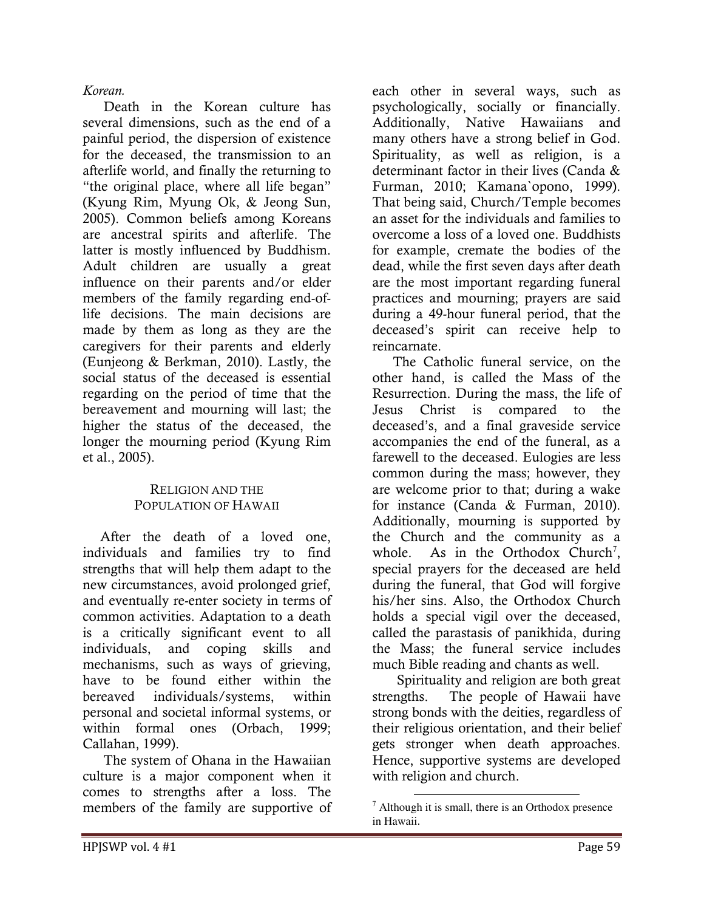*Korean.*

Death in the Korean culture has several dimensions, such as the end of a painful period, the dispersion of existence for the deceased, the transmission to an afterlife world, and finally the returning to "the original place, where all life began" (Kyung Rim, Myung Ok, & Jeong Sun, 2005). Common beliefs among Koreans are ancestral spirits and afterlife. The latter is mostly influenced by Buddhism. Adult children are usually a great influence on their parents and/or elder members of the family regarding end-of-life decisions. The main decisions are made by them as long as they are the caregivers for their parents and elderly (Eunjeong & Berkman, 2010). Lastly, the social status of the deceased is essential regarding on the period of time that the bereavement and mourning will last; the higher the status of the deceased, the longer the mourning period (Kyung Rim et al., 2005).

## Religion and the Population of Hawaii

After the death of a loved one, individuals and families try to find strengths that will help them adapt to the new circumstances, avoid prolonged grief, and eventually re-enter society in terms of common activities. Adaptation to a death is a critically significant event to all individuals, and coping skills and mechanisms, such as ways of grieving, have to be found either within the bereaved individuals/systems, within personal and societal informal systems, or within formal ones (Orbach, 1999; Callahan, 1999).

The system of Ohana in the Hawaiian culture is a major component when it comes to strengths after a loss. The members of the family are supportive of each other in several ways, such as psychologically, socially or financially. Additionally, Native Hawaiians and many others have a strong belief in God. Spirituality, as well as religion, is a determinant factor in their lives (Canda & Furman, 2010; Kamana`opono, 1999). That being said, Church/Temple becomes an asset for the individuals and families to overcome a loss of a loved one. Buddhists for example, cremate the bodies of the dead, while the first seven days after death are the most important regarding funeral practices and mourning; prayers are said during a 49-hour funeral period, that the deceased's spirit can receive help to reincarnate.

The Catholic funeral service, on the other hand, is called the Mass of the Resurrection. During the mass, the life of Jesus Christ is compared to the deceased's, and a final graveside service accompanies the end of the funeral, as a farewell to the deceased. Eulogies are less common during the mass; however, they are welcome prior to that; during a wake for instance (Canda & Furman, 2010). Additionally, mourning is supported by the Church and the community as a whole. As in the Orthodox Church[7], special prayers for the deceased are held during the funeral, that God will forgive his/her sins. Also, the Orthodox Church holds a special vigil over the deceased, called the parastasis of panikhida, during the Mass; the funeral service includes much Bible reading and chants as well.

Spirituality and religion are both great strengths. The people of Hawaii have strong bonds with the deities, regardless of their religious orientation, and their belief gets stronger when death approaches. Hence, supportive systems are developed with religion and church.

[7] Although it is small, there is an Orthodox presence in Hawaii.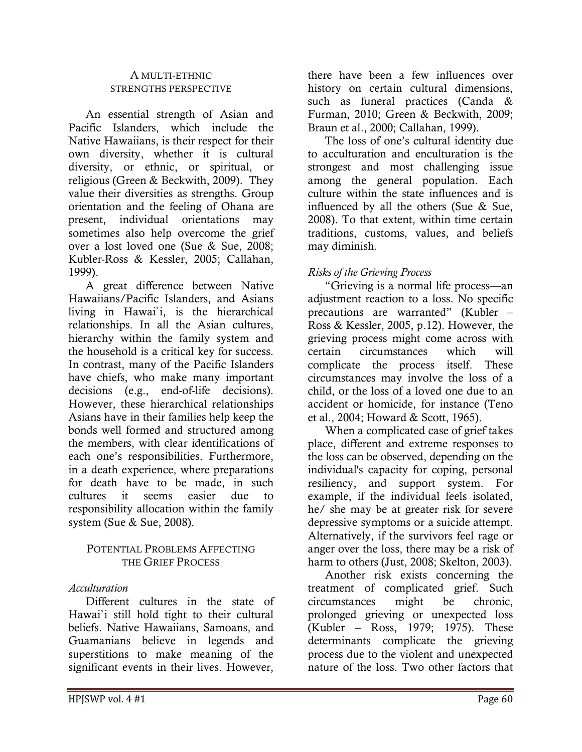## A multi-ethnic strengths perspective

An essential strength of Asian and Pacific Islanders, which include the Native Hawaiians, is their respect for their own diversity, whether it is cultural diversity, or ethnic, or spiritual, or religious (Green & Beckwith, 2009). They value their diversities as strengths. Group orientation and the feeling of Ohana are present, individual orientations may sometimes also help overcome the grief over a lost loved one (Sue & Sue, 2008; Kubler-Ross & Kessler, 2005; Callahan, 1999).

A great difference between Native Hawaiians/Pacific Islanders, and Asians living in Hawai`i, is the hierarchical relationships. In all the Asian cultures, hierarchy within the family system and the household is a critical key for success. In contrast, many of the Pacific Islanders have chiefs, who make many important decisions (e.g., end-of-life decisions). However, these hierarchical relationships Asians have in their families help keep the bonds well formed and structured among the members, with clear identifications of each one's responsibilities. Furthermore, in a death experience, where preparations for death have to be made, in such cultures it seems easier due to responsibility allocation within the family system (Sue & Sue, 2008).

## Potential Problems Affecting the Grief Process

### *Acculturation*

Different cultures in the state of Hawai`i still hold tight to their cultural beliefs. Native Hawaiians, Samoans, and Guamanians believe in legends and superstitions to make meaning of the significant events in their lives. However, there have been a few influences over history on certain cultural dimensions, such as funeral practices (Canda & Furman, 2010; Green & Beckwith, 2009; Braun et al., 2000; Callahan, 1999).

The loss of one's cultural identity due to acculturation and enculturation is the strongest and most challenging issue among the general population. Each culture within the state influences and is influenced by all the others (Sue & Sue, 2008). To that extent, within time certain traditions, customs, values, and beliefs may diminish.

### *Risks of the Grieving Process*

"Grieving is a normal life process—an adjustment reaction to a loss. No specific precautions are warranted" (Kubler – Ross & Kessler, 2005, p.12). However, the grieving process might come across with certain circumstances which will complicate the process itself. These circumstances may involve the loss of a child, or the loss of a loved one due to an accident or homicide, for instance (Teno et al., 2004; Howard & Scott, 1965).

When a complicated case of grief takes place, different and extreme responses to the loss can be observed, depending on the individual's capacity for coping, personal resiliency, and support system. For example, if the individual feels isolated, he/ she may be at greater risk for severe depressive symptoms or a suicide attempt. Alternatively, if the survivors feel rage or anger over the loss, there may be a risk of harm to others (Just, 2008; Skelton, 2003).

Another risk exists concerning the treatment of complicated grief. Such circumstances might be chronic, prolonged grieving or unexpected loss (Kubler – Ross, 1979; 1975). These determinants complicate the grieving process due to the violent and unexpected nature of the loss. Two other factors that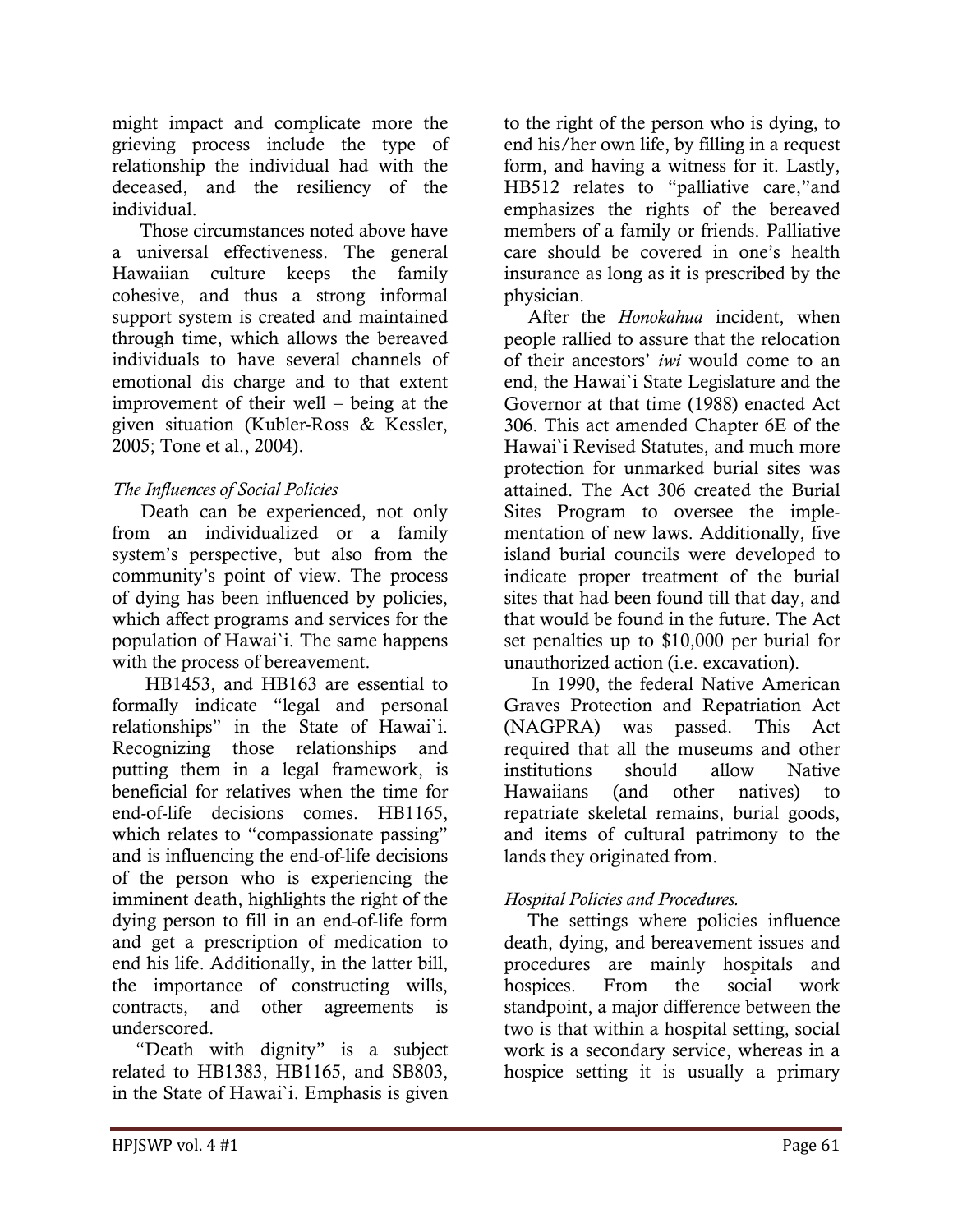might impact and complicate more the grieving process include the type of relationship the individual had with the deceased, and the resiliency of the individual.

Those circumstances noted above have a universal effectiveness. The general Hawaiian culture keeps the family cohesive, and thus a strong informal support system is created and maintained through time, which allows the bereaved individuals to have several channels of emotional dis charge and to that extent improvement of their well – being at the given situation (Kubler-Ross & Kessler, 2005; Tone et al., 2004).

*The Influences of Social Policies*

Death can be experienced, not only from an individualized or a family system's perspective, but also from the community's point of view. The process of dying has been influenced by policies, which affect programs and services for the population of Hawai`i. The same happens with the process of bereavement.

HB1453, and HB163 are essential to formally indicate "legal and personal relationships" in the State of Hawai`i. Recognizing those relationships and putting them in a legal framework, is beneficial for relatives when the time for end-of-life decisions comes. HB1165, which relates to "compassionate passing" and is influencing the end-of-life decisions of the person who is experiencing the imminent death, highlights the right of the dying person to fill in an end-of-life form and get a prescription of medication to end his life. Additionally, in the latter bill, the importance of constructing wills, contracts, and other agreements is underscored.

"Death with dignity" is a subject related to HB1383, HB1165, and SB803, in the State of Hawai`i. Emphasis is given to the right of the person who is dying, to end his/her own life, by filling in a request form, and having a witness for it. Lastly, HB512 relates to "palliative care,"and emphasizes the rights of the bereaved members of a family or friends. Palliative care should be covered in one's health insurance as long as it is prescribed by the physician.

After the *Honokahua* incident, when people rallied to assure that the relocation of their ancestors' *iwi* would come to an end, the Hawai`i State Legislature and the Governor at that time (1988) enacted Act 306. This act amended Chapter 6E of the Hawai`i Revised Statutes, and much more protection for unmarked burial sites was attained. The Act 306 created the Burial Sites Program to oversee the implementation of new laws. Additionally, five island burial councils were developed to indicate proper treatment of the burial sites that had been found till that day, and that would be found in the future. The Act set penalties up to $10,000 per burial for unauthorized action (i.e. excavation).

In 1990, the federal Native American Graves Protection and Repatriation Act (NAGPRA) was passed. This Act required that all the museums and other institutions should allow Native Hawaiians (and other natives) to repatriate skeletal remains, burial goods, and items of cultural patrimony to the lands they originated from.

*Hospital Policies and Procedures.*

The settings where policies influence death, dying, and bereavement issues and procedures are mainly hospitals and hospices. From the social work standpoint, a major difference between the two is that within a hospital setting, social work is a secondary service, whereas in a hospice setting it is usually a primary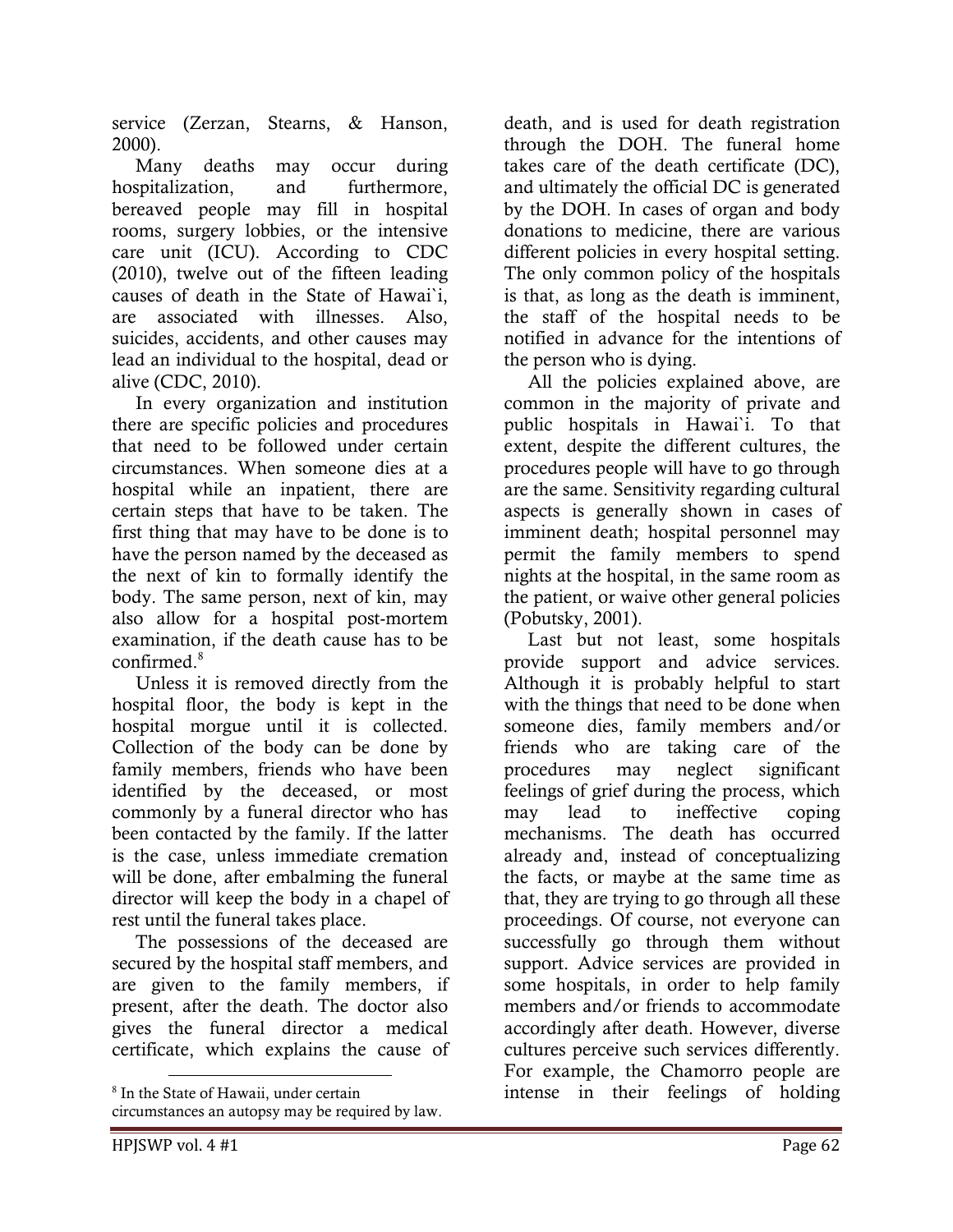service (Zerzan, Stearns, & Hanson, 2000).

Many deaths may occur during hospitalization, and furthermore, bereaved people may fill in hospital rooms, surgery lobbies, or the intensive care unit (ICU). According to CDC (2010), twelve out of the fifteen leading causes of death in the State of Hawai`i, are associated with illnesses. Also, suicides, accidents, and other causes may lead an individual to the hospital, dead or alive (CDC, 2010).

In every organization and institution there are specific policies and procedures that need to be followed under certain circumstances. When someone dies at a hospital while an inpatient, there are certain steps that have to be taken. The first thing that may have to be done is to have the person named by the deceased as the next of kin to formally identify the body. The same person, next of kin, may also allow for a hospital post-mortem examination, if the death cause has to be confirmed.[8]

Unless it is removed directly from the hospital floor, the body is kept in the hospital morgue until it is collected. Collection of the body can be done by family members, friends who have been identified by the deceased, or most commonly by a funeral director who has been contacted by the family. If the latter is the case, unless immediate cremation will be done, after embalming the funeral director will keep the body in a chapel of rest until the funeral takes place.

The possessions of the deceased are secured by the hospital staff members, and are given to the family members, if present, after the death. The doctor also gives the funeral director a medical certificate, which explains the cause of death, and is used for death registration through the DOH. The funeral home takes care of the death certificate (DC), and ultimately the official DC is generated by the DOH. In cases of organ and body donations to medicine, there are various different policies in every hospital setting. The only common policy of the hospitals is that, as long as the death is imminent, the staff of the hospital needs to be notified in advance for the intentions of the person who is dying.

All the policies explained above, are common in the majority of private and public hospitals in Hawai`i. To that extent, despite the different cultures, the procedures people will have to go through are the same. Sensitivity regarding cultural aspects is generally shown in cases of imminent death; hospital personnel may permit the family members to spend nights at the hospital, in the same room as the patient, or waive other general policies (Pobutsky, 2001).

Last but not least, some hospitals provide support and advice services. Although it is probably helpful to start with the things that need to be done when someone dies, family members and/or friends who are taking care of the procedures may neglect significant feelings of grief during the process, which may lead to ineffective coping mechanisms. The death has occurred already and, instead of conceptualizing the facts, or maybe at the same time as that, they are trying to go through all these proceedings. Of course, not everyone can successfully go through them without support. Advice services are provided in some hospitals, in order to help family members and/or friends to accommodate accordingly after death. However, diverse cultures perceive such services differently. For example, the Chamorro people are intense in their feelings of holding

[8] In the State of Hawaii, under certain circumstances an autopsy may be required by law.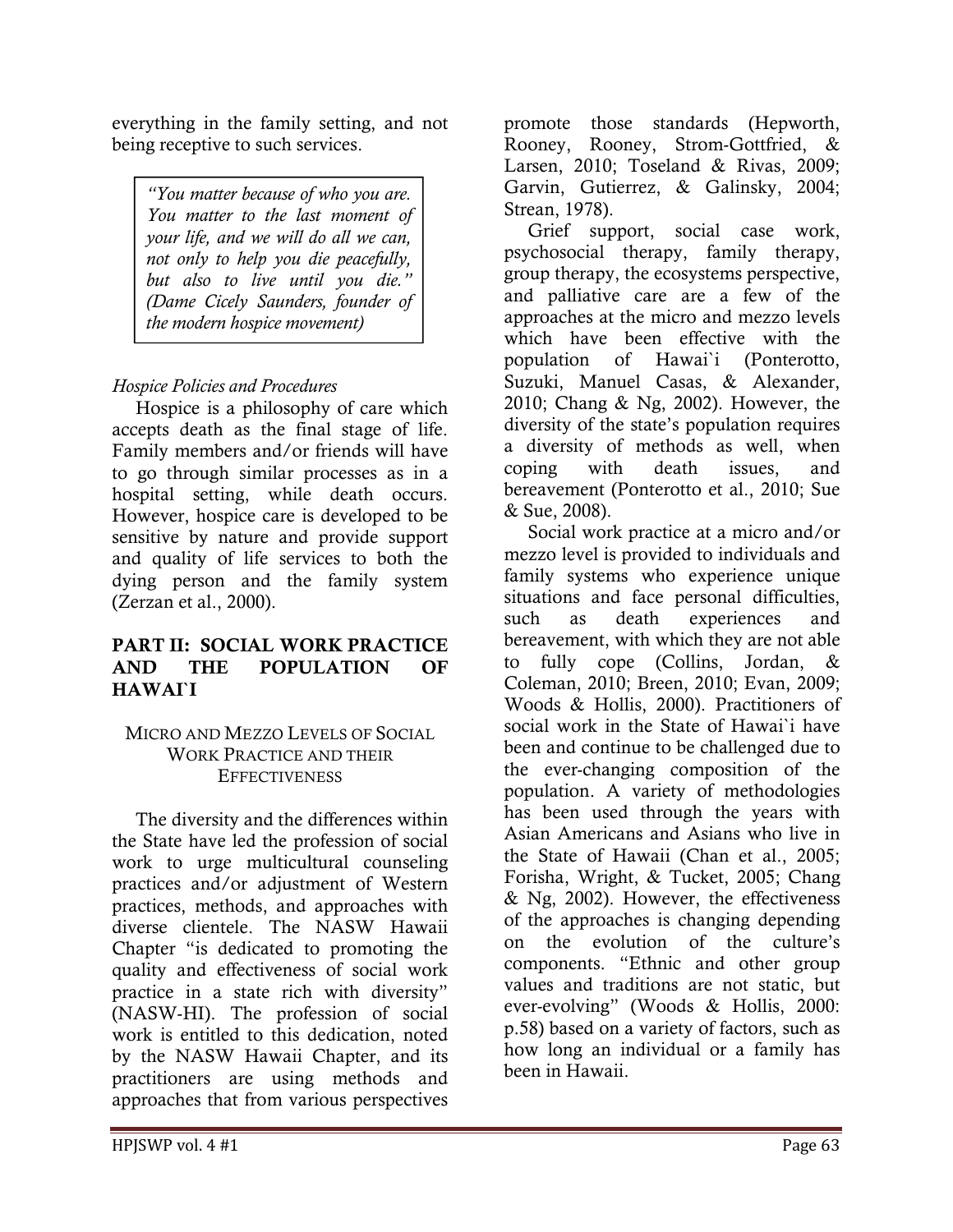everything in the family setting, and not being receptive to such services.

> *"You matter because of who you are. You matter to the last moment of your life, and we will do all we can, not only to help you die peacefully, but also to live until you die." (Dame Cicely Saunders, founder of the modern hospice movement)*

*Hospice Policies and Procedures*

Hospice is a philosophy of care which accepts death as the final stage of life. Family members and/or friends will have to go through similar processes as in a hospital setting, while death occurs. However, hospice care is developed to be sensitive by nature and provide support and quality of life services to both the dying person and the family system (Zerzan et al., 2000).

## PART II: SOCIAL WORK PRACTICE AND THE POPULATION OF HAWAI`I

### MICRO AND MEZZO LEVELS OF SOCIAL WORK PRACTICE AND THEIR EFFECTIVENESS

The diversity and the differences within the State have led the profession of social work to urge multicultural counseling practices and/or adjustment of Western practices, methods, and approaches with diverse clientele. The NASW Hawaii Chapter "is dedicated to promoting the quality and effectiveness of social work practice in a state rich with diversity" (NASW-HI). The profession of social work is entitled to this dedication, noted by the NASW Hawaii Chapter, and its practitioners are using methods and approaches that from various perspectives promote those standards (Hepworth, Rooney, Rooney, Strom-Gottfried, & Larsen, 2010; Toseland & Rivas, 2009; Garvin, Gutierrez, & Galinsky, 2004; Strean, 1978).

Grief support, social case work, psychosocial therapy, family therapy, group therapy, the ecosystems perspective, and palliative care are a few of the approaches at the micro and mezzo levels which have been effective with the population of Hawai`i (Ponterotto, Suzuki, Manuel Casas, & Alexander, 2010; Chang & Ng, 2002). However, the diversity of the state's population requires a diversity of methods as well, when coping with death issues, and bereavement (Ponterotto et al., 2010; Sue & Sue, 2008).

Social work practice at a micro and/or mezzo level is provided to individuals and family systems who experience unique situations and face personal difficulties, such as death experiences and bereavement, with which they are not able to fully cope (Collins, Jordan, & Coleman, 2010; Breen, 2010; Evan, 2009; Woods & Hollis, 2000). Practitioners of social work in the State of Hawai`i have been and continue to be challenged due to the ever-changing composition of the population. A variety of methodologies has been used through the years with Asian Americans and Asians who live in the State of Hawaii (Chan et al., 2005; Forisha, Wright, & Tucket, 2005; Chang & Ng, 2002). However, the effectiveness of the approaches is changing depending on the evolution of the culture's components. "Ethnic and other group values and traditions are not static, but ever-evolving" (Woods & Hollis, 2000: p.58) based on a variety of factors, such as how long an individual or a family has been in Hawaii.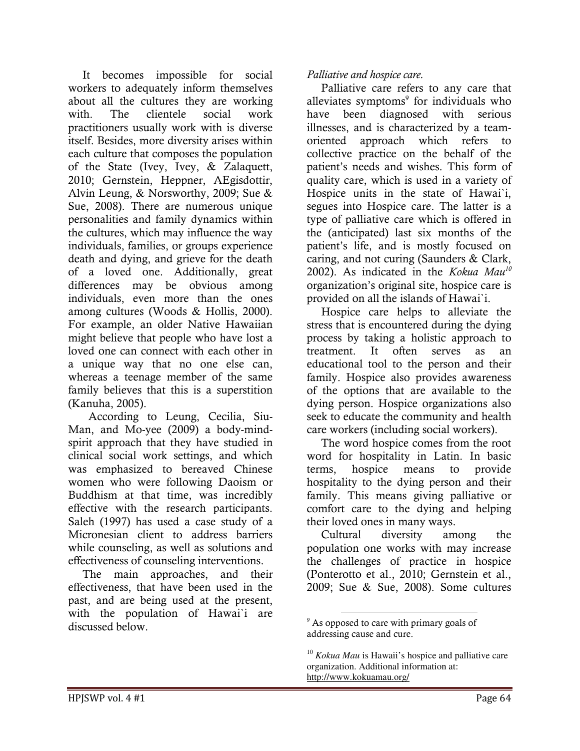It becomes impossible for social workers to adequately inform themselves about all the cultures they are working with. The clientele social practitioners usually work with is diverse itself. Besides, more diversity arises within each culture that composes the population of the State (Ivey, Ivey, & Zalaquett, 2010; Gernstein, Heppner, AEgisdottir, Alvin Leung, & Norsworthy, 2009; Sue & Sue, 2008). There are numerous unique personalities and family dynamics within the cultures, which may influence the way individuals, families, or groups experience death and dying, and grieve for the death of a loved one. Additionally, great differences may be obvious among individuals, even more than the ones among cultures (Woods & Hollis, 2000). For example, an older Native Hawaiian might believe that people who have lost a loved one can connect with each other in a unique way that no one else can, whereas a teenage member of the same family believes that this is a superstition (Kanuha, 2005).

According to Leung, Cecilia, Siu-Man, and Mo-yee (2009) a body-mind-spirit approach that they have studied in clinical social work settings, and which was emphasized to bereaved Chinese women who were following Daoism or Buddhism at that time, was incredibly effective with the research participants. Saleh (1997) has used a case study of a Micronesian client to address barriers while counseling, as well as solutions and effectiveness of counseling interventions.

The main approaches, and their effectiveness, that have been used in the past, and are being used at the present, with the population of Hawai`i are discussed below.

*Palliative and hospice care.*

Palliative care refers to any care that alleviates symptoms[9] for individuals who have been diagnosed with serious illnesses, and is characterized by a team-oriented approach which refers to collective practice on the behalf of the patient's needs and wishes. This form of quality care, which is used in a variety of Hospice units in the state of Hawai`i, segues into Hospice care. The latter is a type of palliative care which is offered in the (anticipated) last six months of the patient's life, and is mostly focused on caring, and not curing (Saunders & Clark, 2002). As indicated in the *Kokua Mau*[10] organization's original site, hospice care is provided on all the islands of Hawai`i.

Hospice care helps to alleviate the stress that is encountered during the dying process by taking a holistic approach to treatment. It often serves as an educational tool to the person and their family. Hospice also provides awareness of the options that are available to the dying person. Hospice organizations also seek to educate the community and health care workers (including social workers).

The word hospice comes from the root word for hospitality in Latin. In basic terms, hospice means to provide hospitality to the dying person and their family. This means giving palliative or comfort care to the dying and helping their loved ones in many ways.

Cultural diversity among the population one works with may increase the challenges of practice in hospice (Ponterotto et al., 2010; Gernstein et al., 2009; Sue & Sue, 2008). Some cultures

---

[9] As opposed to care with primary goals of addressing cause and cure.

[10] *Kokua Mau* is Hawaii's hospice and palliative care organization. Additional information at: http://www.kokuamau.org/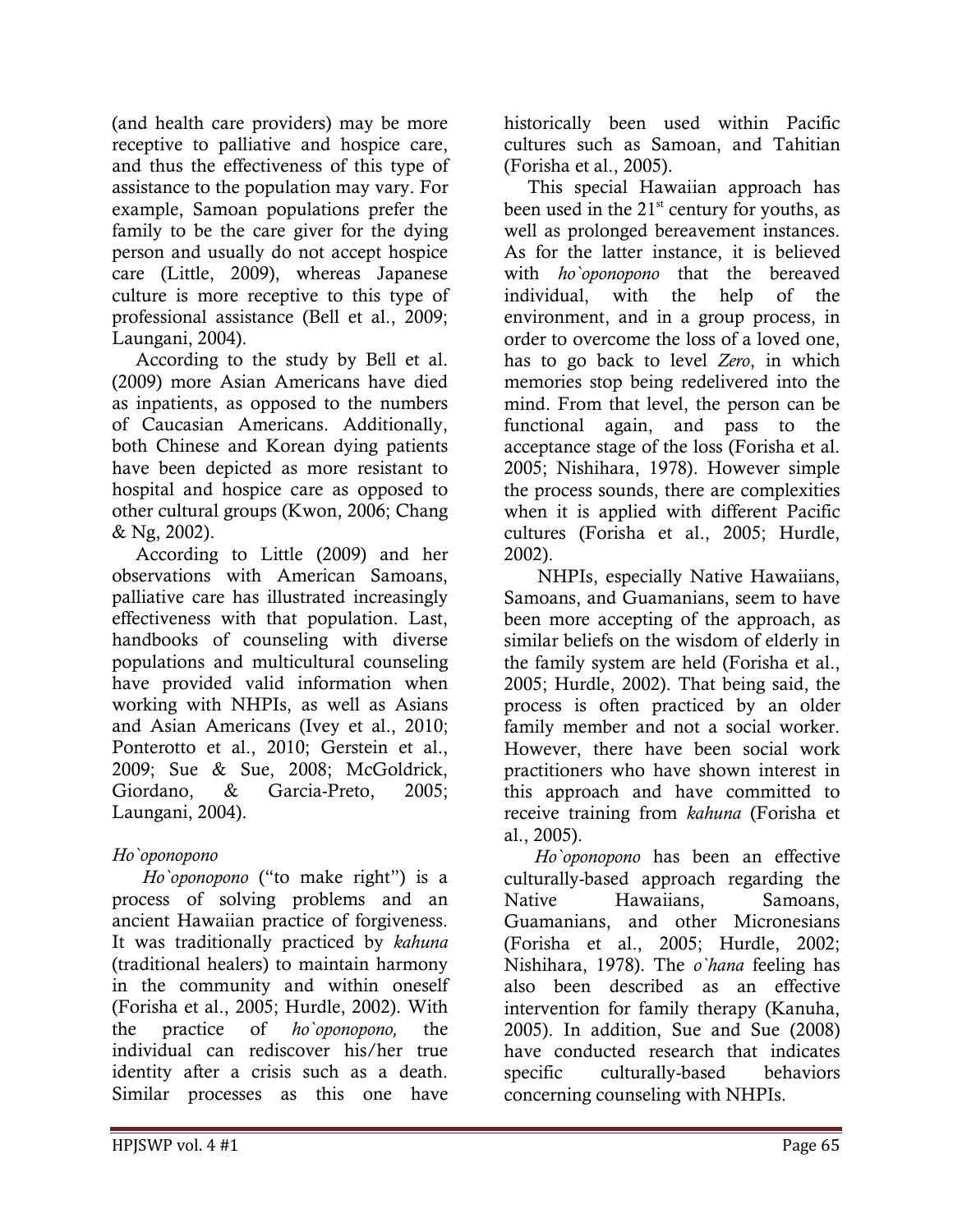(and health care providers) may be more receptive to palliative and hospice care, and thus the effectiveness of this type of assistance to the population may vary. For example, Samoan populations prefer the family to be the care giver for the dying person and usually do not accept hospice care (Little, 2009), whereas Japanese culture is more receptive to this type of professional assistance (Bell et al., 2009; Laungani, 2004).

According to the study by Bell et al. (2009) more Asian Americans have died as inpatients, as opposed to the numbers of Caucasian Americans. Additionally, both Chinese and Korean dying patients have been depicted as more resistant to hospital and hospice care as opposed to other cultural groups (Kwon, 2006; Chang & Ng, 2002).

According to Little (2009) and her observations with American Samoans, palliative care has illustrated increasingly effectiveness with that population. Last, handbooks of counseling with diverse populations and multicultural counseling have provided valid information when working with NHPIs, as well as Asians and Asian Americans (Ivey et al., 2010; Ponterotto et al., 2010; Gerstein et al., 2009; Sue & Sue, 2008; McGoldrick, Giordano, & Garcia-Preto, 2005; Laungani, 2004).

### *Ho`oponopono*

*Ho`oponopono* ("to make right") is a process of solving problems and an ancient Hawaiian practice of forgiveness. It was traditionally practiced by *kahuna* (traditional healers) to maintain harmony in the community and within oneself (Forisha et al., 2005; Hurdle, 2002). With the practice of *ho`oponopono,* the individual can rediscover his/her true identity after a crisis such as a death. Similar processes as this one have historically been used within Pacific cultures such as Samoan, and Tahitian (Forisha et al., 2005).

This special Hawaiian approach has been used in the 21st century for youths, as well as prolonged bereavement instances. As for the latter instance, it is believed with *ho`oponopono* that the bereaved individual, with the help of the environment, and in a group process, in order to overcome the loss of a loved one, has to go back to level *Zero*, in which memories stop being redelivered into the mind. From that level, the person can be functional again, and pass to the acceptance stage of the loss (Forisha et al. 2005; Nishihara, 1978). However simple the process sounds, there are complexities when it is applied with different Pacific cultures (Forisha et al., 2005; Hurdle, 2002).

NHPIs, especially Native Hawaiians, Samoans, and Guamanians, seem to have been more accepting of the approach, as similar beliefs on the wisdom of elderly in the family system are held (Forisha et al., 2005; Hurdle, 2002). That being said, the process is often practiced by an older family member and not a social worker. However, there have been social work practitioners who have shown interest in this approach and have committed to receive training from *kahuna* (Forisha et al., 2005).

*Ho`oponopono* has been an effective culturally-based approach regarding the Native Hawaiians, Samoans, Guamanians, and other Micronesians (Forisha et al., 2005; Hurdle, 2002; Nishihara, 1978). The *o`hana* feeling has also been described as an effective intervention for family therapy (Kanuha, 2005). In addition, Sue and Sue (2008) have conducted research that indicates specific culturally-based behaviors concerning counseling with NHPIs.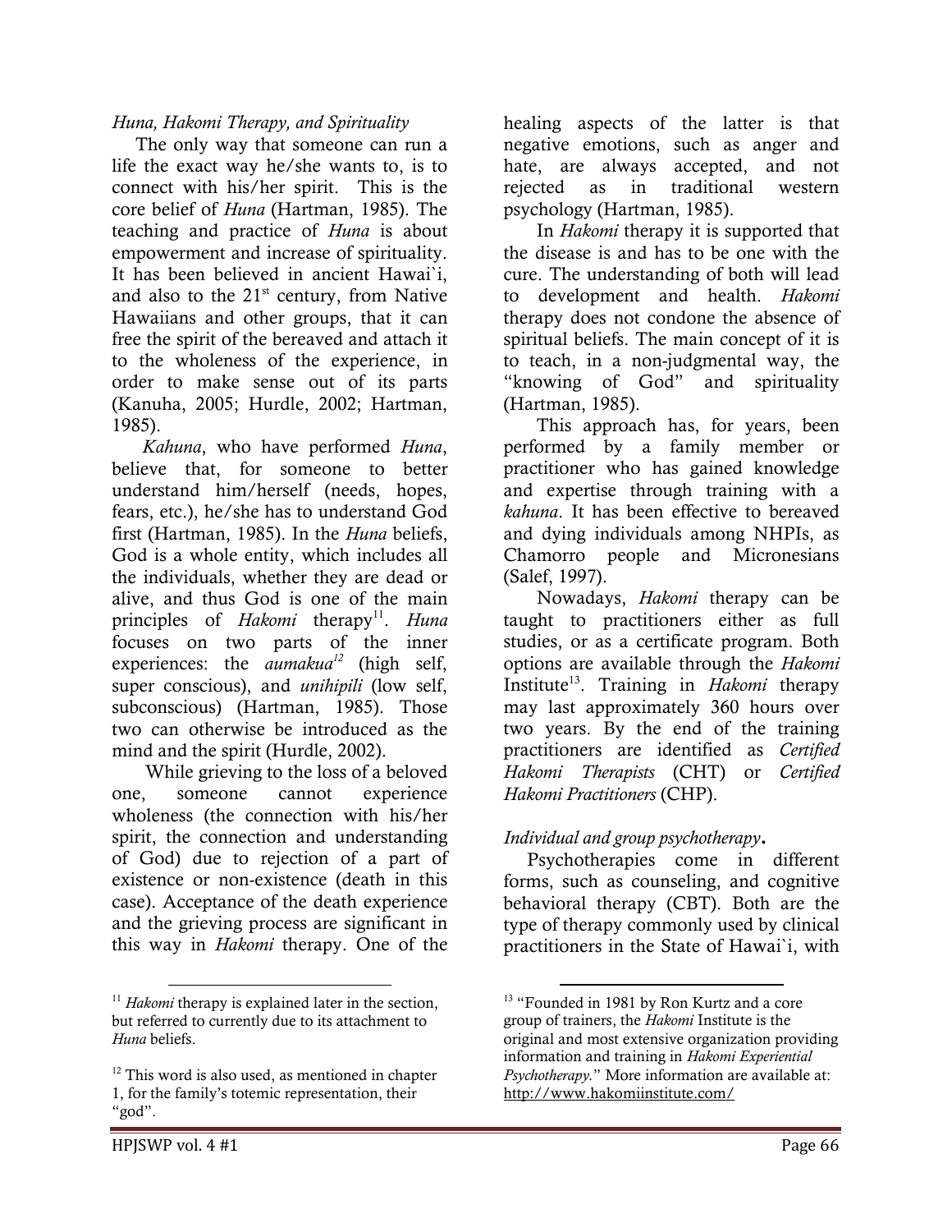*Huna, Hakomi Therapy, and Spirituality*

The only way that someone can run a life the exact way he/she wants to, is to connect with his/her spirit. This is the core belief of *Huna* (Hartman, 1985). The teaching and practice of *Huna* is about empowerment and increase of spirituality. It has been believed in ancient Hawai`i, and also to the 21st century, from Native Hawaiians and other groups, that it can free the spirit of the bereaved and attach it to the wholeness of the experience, in order to make sense out of its parts (Kanuha, 2005; Hurdle, 2002; Hartman, 1985).

*Kahuna*, who have performed *Huna*, believe that, for someone to better understand him/herself (needs, hopes, fears, etc.), he/she has to understand God first (Hartman, 1985). In the *Huna* beliefs, God is a whole entity, which includes all the individuals, whether they are dead or alive, and thus God is one of the main principles of *Hakomi* therapy[11]. *Huna* focuses on two parts of the inner experiences: the *aumakua*[12] (high self, super conscious), and *unihipili* (low self, subconscious) (Hartman, 1985). Those two can otherwise be introduced as the mind and the spirit (Hurdle, 2002).

While grieving to the loss of a beloved one, someone cannot experience wholeness (the connection with his/her spirit, the connection and understanding of God) due to rejection of a part of existence or non-existence (death in this case). Acceptance of the death experience and the grieving process are significant in this way in *Hakomi* therapy. One of the healing aspects of the latter is that negative emotions, such as anger and hate, are always accepted, and not rejected as in traditional western psychology (Hartman, 1985).

In *Hakomi* therapy it is supported that the disease is and has to be one with the cure. The understanding of both will lead to development and health. *Hakomi* therapy does not condone the absence of spiritual beliefs. The main concept of it is to teach, in a non-judgmental way, the "knowing of God" and spirituality (Hartman, 1985).

This approach has, for years, been performed by a family member or practitioner who has gained knowledge and expertise through training with a *kahuna*. It has been effective to bereaved and dying individuals among NHPIs, as Chamorro people and Micronesians (Salef, 1997).

Nowadays, *Hakomi* therapy can be taught to practitioners either as full studies, or as a certificate program. Both options are available through the *Hakomi* Institute[13]. Training in *Hakomi* therapy may last approximately 360 hours over two years. By the end of the training practitioners are identified as *Certified Hakomi Therapists* (CHT) or *Certified Hakomi Practitioners* (CHP).

*Individual and group psychotherapy*.

Psychotherapies come in different forms, such as counseling, and cognitive behavioral therapy (CBT). Both are the type of therapy commonly used by clinical practitioners in the State of Hawai`i, with

---

[11] *Hakomi* therapy is explained later in the section, but referred to currently due to its attachment to *Huna* beliefs.

[12] This word is also used, as mentioned in chapter 1, for the family's totemic representation, their "god".

[13] "Founded in 1981 by Ron Kurtz and a core group of trainers, the *Hakomi* Institute is the original and most extensive organization providing information and training in *Hakomi Experiential Psychotherapy.*" More information are available at: http://www.hakomiinstitute.com/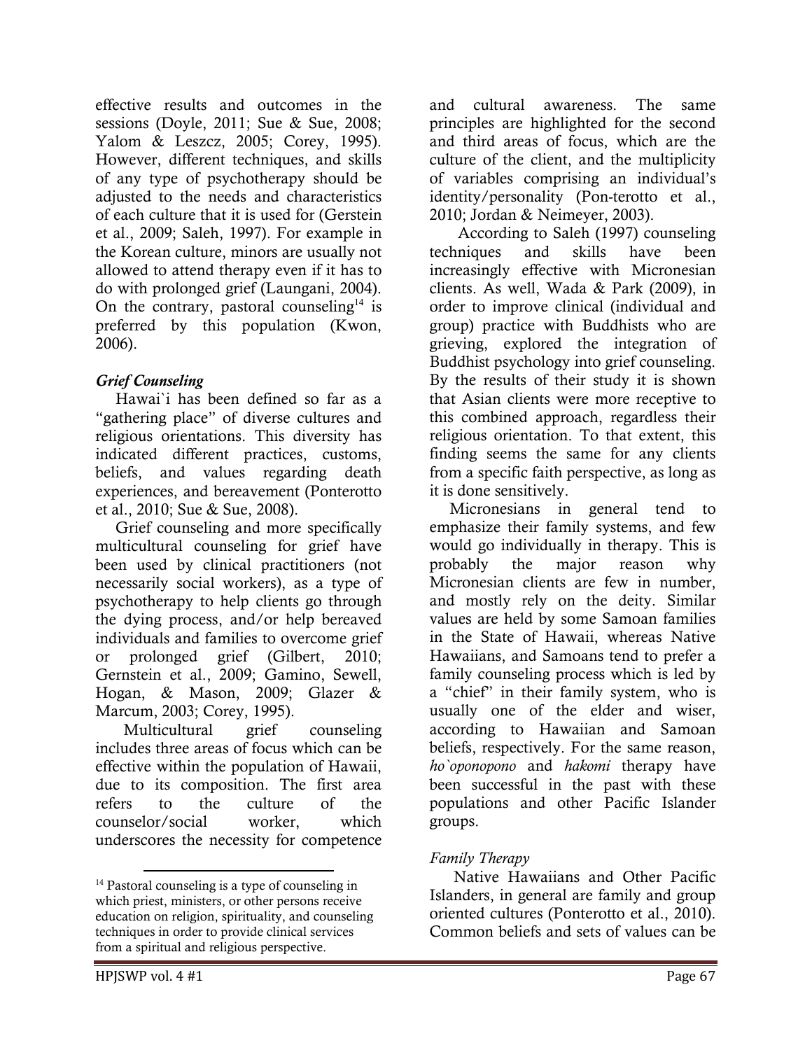effective results and outcomes in the sessions (Doyle, 2011; Sue & Sue, 2008; Yalom & Leszcz, 2005; Corey, 1995). However, different techniques, and skills of any type of psychotherapy should be adjusted to the needs and characteristics of each culture that it is used for (Gerstein et al., 2009; Saleh, 1997). For example in the Korean culture, minors are usually not allowed to attend therapy even if it has to do with prolonged grief (Laungani, 2004). On the contrary, pastoral counseling[14] is preferred by this population (Kwon, 2006).

### *Grief Counseling*

Hawai`i has been defined so far as a "gathering place" of diverse cultures and religious orientations. This diversity has indicated different practices, customs, beliefs, and values regarding death experiences, and bereavement (Ponterotto et al., 2010; Sue & Sue, 2008).

Grief counseling and more specifically multicultural counseling for grief have been used by clinical practitioners (not necessarily social workers), as a type of psychotherapy to help clients go through the dying process, and/or help bereaved individuals and families to overcome grief or prolonged grief (Gilbert, 2010; Gernstein et al., 2009; Gamino, Sewell, Hogan, & Mason, 2009; Glazer & Marcum, 2003; Corey, 1995).

Multicultural grief counseling includes three areas of focus which can be effective within the population of Hawaii, due to its composition. The first area refers to the culture of the counselor/social worker, which underscores the necessity for competence and cultural awareness. The same principles are highlighted for the second and third areas of focus, which are the culture of the client, and the multiplicity of variables comprising an individual's identity/personality (Pon-terotto et al., 2010; Jordan & Neimeyer, 2003).

According to Saleh (1997) counseling techniques and skills have been increasingly effective with Micronesian clients. As well, Wada & Park (2009), in order to improve clinical (individual and group) practice with Buddhists who are grieving, explored the integration of Buddhist psychology into grief counseling. By the results of their study it is shown that Asian clients were more receptive to this combined approach, regardless their religious orientation. To that extent, this finding seems the same for any clients from a specific faith perspective, as long as it is done sensitively.

Micronesians in general tend to emphasize their family systems, and few would go individually in therapy. This is probably the major reason why Micronesian clients are few in number, and mostly rely on the deity. Similar values are held by some Samoan families in the State of Hawaii, whereas Native Hawaiians, and Samoans tend to prefer a family counseling process which is led by a "chief" in their family system, who is usually one of the elder and wiser, according to Hawaiian and Samoan beliefs, respectively. For the same reason, *ho`oponopono* and *hakomi* therapy have been successful in the past with these populations and other Pacific Islander groups.

### *Family Therapy*

Native Hawaiians and Other Pacific Islanders, in general are family and group oriented cultures (Ponterotto et al., 2010). Common beliefs and sets of values can be

[14] Pastoral counseling is a type of counseling in which priest, ministers, or other persons receive education on religion, spirituality, and counseling techniques in order to provide clinical services from a spiritual and religious perspective.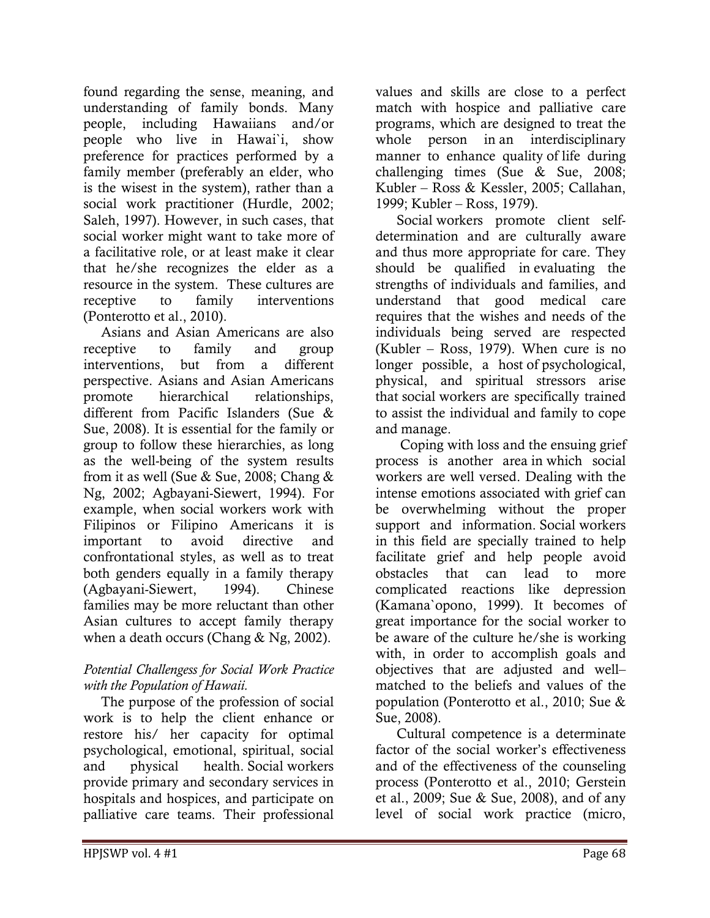found regarding the sense, meaning, and understanding of family bonds. Many people, including Hawaiians and/or people who live in Hawai`i, show preference for practices performed by a family member (preferably an elder, who is the wisest in the system), rather than a social work practitioner (Hurdle, 2002; Saleh, 1997). However, in such cases, that social worker might want to take more of a facilitative role, or at least make it clear that he/she recognizes the elder as a resource in the system. These cultures are receptive to family interventions (Ponterotto et al., 2010).

Asians and Asian Americans are also receptive to family and group interventions, but from a different perspective. Asians and Asian Americans promote hierarchical relationships, different from Pacific Islanders (Sue & Sue, 2008). It is essential for the family or group to follow these hierarchies, as long as the well-being of the system results from it as well (Sue & Sue, 2008; Chang & Ng, 2002; Agbayani-Siewert, 1994). For example, when social workers work with Filipinos or Filipino Americans it is important to avoid directive and confrontational styles, as well as to treat both genders equally in a family therapy (Agbayani-Siewert, 1994). Chinese families may be more reluctant than other Asian cultures to accept family therapy when a death occurs (Chang & Ng, 2002).

### *Potential Challengess for Social Work Practice with the Population of Hawaii.*

The purpose of the profession of social work is to help the client enhance or restore his/ her capacity for optimal psychological, emotional, spiritual, social and physical health. Social workers provide primary and secondary services in hospitals and hospices, and participate on palliative care teams. Their professional values and skills are close to a perfect match with hospice and palliative care programs, which are designed to treat the whole person in an interdisciplinary manner to enhance quality of life during challenging times (Sue & Sue, 2008; Kubler – Ross & Kessler, 2005; Callahan, 1999; Kubler – Ross, 1979).

Social workers promote client self-determination and are culturally aware and thus more appropriate for care. They should be qualified in evaluating the strengths of individuals and families, and understand that good medical care requires that the wishes and needs of the individuals being served are respected (Kubler – Ross, 1979). When cure is no longer possible, a host of psychological, physical, and spiritual stressors arise that social workers are specifically trained to assist the individual and family to cope and manage.

Coping with loss and the ensuing grief process is another area in which social workers are well versed. Dealing with the intense emotions associated with grief can be overwhelming without the proper support and information. Social workers in this field are specially trained to help facilitate grief and help people avoid obstacles that can lead to more complicated reactions like depression (Kamana`opono, 1999). It becomes of great importance for the social worker to be aware of the culture he/she is working with, in order to accomplish goals and objectives that are adjusted and well–matched to the beliefs and values of the population (Ponterotto et al., 2010; Sue & Sue, 2008).

Cultural competence is a determinate factor of the social worker's effectiveness and of the effectiveness of the counseling process (Ponterotto et al., 2010; Gerstein et al., 2009; Sue & Sue, 2008), and of any level of social work practice (micro,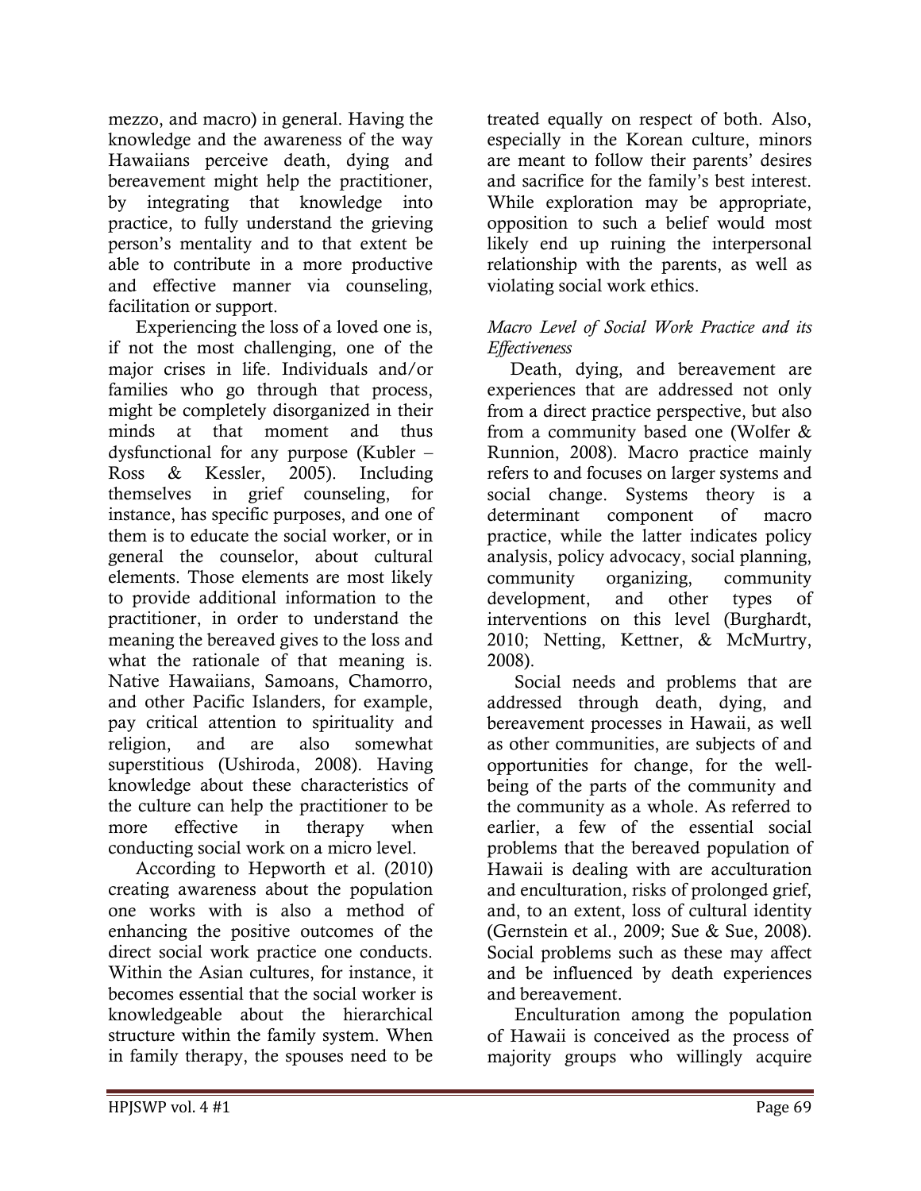mezzo, and macro) in general. Having the knowledge and the awareness of the way Hawaiians perceive death, dying and bereavement might help the practitioner, by integrating that knowledge into practice, to fully understand the grieving person's mentality and to that extent be able to contribute in a more productive and effective manner via counseling, facilitation or support.

Experiencing the loss of a loved one is, if not the most challenging, one of the major crises in life. Individuals and/or families who go through that process, might be completely disorganized in their minds at that moment and thus dysfunctional for any purpose (Kubler – Ross & Kessler, 2005). Including themselves in grief counseling, for instance, has specific purposes, and one of them is to educate the social worker, or in general the counselor, about cultural elements. Those elements are most likely to provide additional information to the practitioner, in order to understand the meaning the bereaved gives to the loss and what the rationale of that meaning is. Native Hawaiians, Samoans, Chamorro, and other Pacific Islanders, for example, pay critical attention to spirituality and religion, and are also somewhat superstitious (Ushiroda, 2008). Having knowledge about these characteristics of the culture can help the practitioner to be more effective in therapy when conducting social work on a micro level.

According to Hepworth et al. (2010) creating awareness about the population one works with is also a method of enhancing the positive outcomes of the direct social work practice one conducts. Within the Asian cultures, for instance, it becomes essential that the social worker is knowledgeable about the hierarchical structure within the family system. When in family therapy, the spouses need to be treated equally on respect of both. Also, especially in the Korean culture, minors are meant to follow their parents' desires and sacrifice for the family's best interest. While exploration may be appropriate, opposition to such a belief would most likely end up ruining the interpersonal relationship with the parents, as well as violating social work ethics.

### *Macro Level of Social Work Practice and its Effectiveness*

Death, dying, and bereavement are experiences that are addressed not only from a direct practice perspective, but also from a community based one (Wolfer & Runnion, 2008). Macro practice mainly refers to and focuses on larger systems and social change. Systems theory is a determinant component of macro practice, while the latter indicates policy analysis, policy advocacy, social planning, community organizing, community development, and other types of interventions on this level (Burghardt, 2010; Netting, Kettner, & McMurtry, 2008).

Social needs and problems that are addressed through death, dying, and bereavement processes in Hawaii, as well as other communities, are subjects of and opportunities for change, for the well-being of the parts of the community and the community as a whole. As referred to earlier, a few of the essential social problems that the bereaved population of Hawaii is dealing with are acculturation and enculturation, risks of prolonged grief, and, to an extent, loss of cultural identity (Gernstein et al., 2009; Sue & Sue, 2008). Social problems such as these may affect and be influenced by death experiences and bereavement.

Enculturation among the population of Hawaii is conceived as the process of majority groups who willingly acquire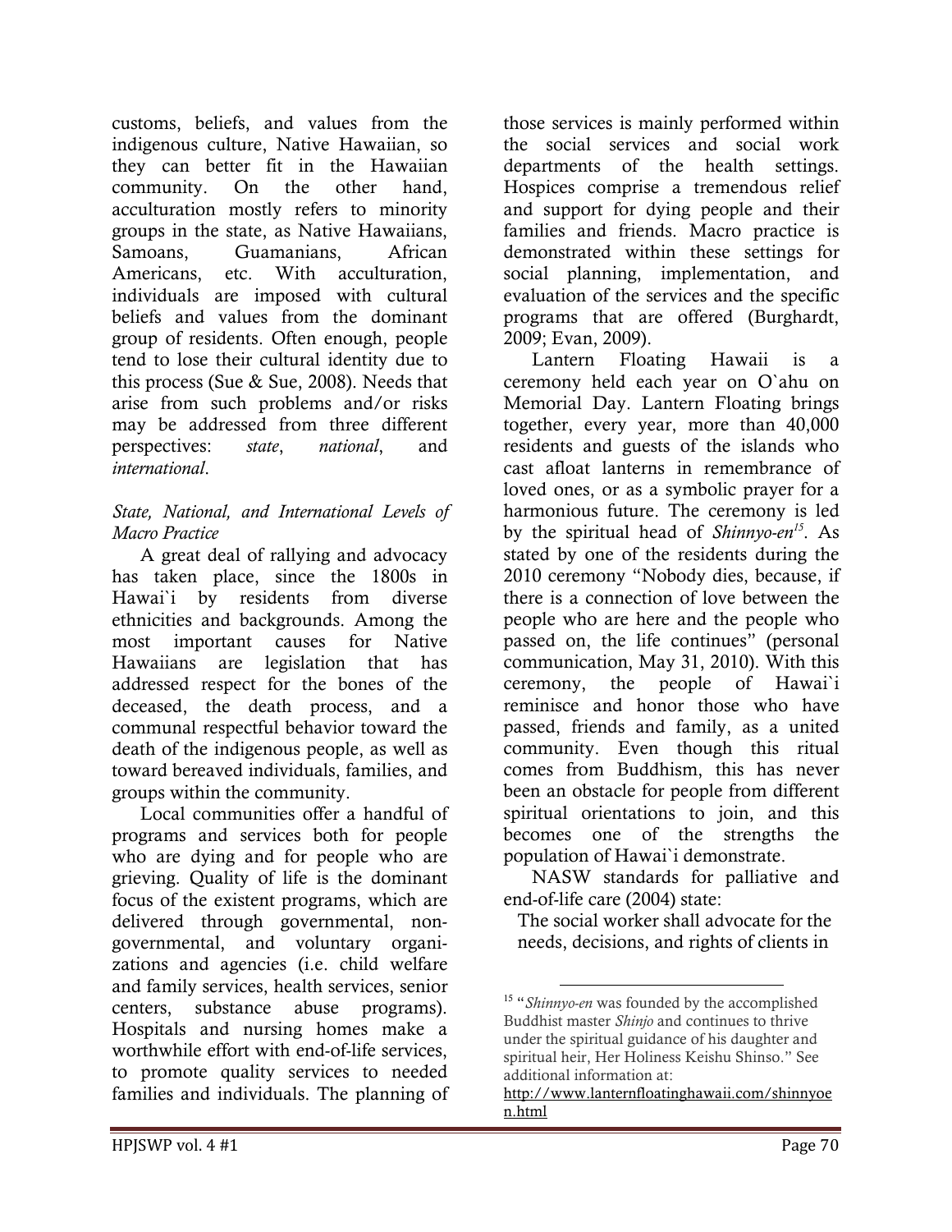customs, beliefs, and values from the indigenous culture, Native Hawaiian, so they can better fit in the Hawaiian community. On the other hand, acculturation mostly refers to minority groups in the state, as Native Hawaiians, Samoans, Guamanians, African Americans, etc. With acculturation, individuals are imposed with cultural beliefs and values from the dominant group of residents. Often enough, people tend to lose their cultural identity due to this process (Sue & Sue, 2008). Needs that arise from such problems and/or risks may be addressed from three different perspectives: *state*, *national*, and *international*.

*State, National, and International Levels of Macro Practice*

A great deal of rallying and advocacy has taken place, since the 1800s in Hawai`i by residents from diverse ethnicities and backgrounds. Among the most important causes for Native Hawaiians are legislation that has addressed respect for the bones of the deceased, the death process, and a communal respectful behavior toward the death of the indigenous people, as well as toward bereaved individuals, families, and groups within the community.

Local communities offer a handful of programs and services both for people who are dying and for people who are grieving. Quality of life is the dominant focus of the existent programs, which are delivered through governmental, non-governmental, and voluntary organizations and agencies (i.e. child welfare and family services, health services, senior centers, substance abuse programs). Hospitals and nursing homes make a worthwhile effort with end-of-life services, to promote quality services to needed families and individuals. The planning of those services is mainly performed within the social services and social work departments of the health settings. Hospices comprise a tremendous relief and support for dying people and their families and friends. Macro practice is demonstrated within these settings for social planning, implementation, and evaluation of the services and the specific programs that are offered (Burghardt, 2009; Evan, 2009).

Lantern Floating Hawaii is a ceremony held each year on O`ahu on Memorial Day. Lantern Floating brings together, every year, more than 40,000 residents and guests of the islands who cast afloat lanterns in remembrance of loved ones, or as a symbolic prayer for a harmonious future. The ceremony is led by the spiritual head of *Shinnyo-en*[15]. As stated by one of the residents during the 2010 ceremony "Nobody dies, because, if there is a connection of love between the people who are here and the people who passed on, the life continues" (personal communication, May 31, 2010). With this ceremony, the people of Hawai`i reminisce and honor those who have passed, friends and family, as a united community. Even though this ritual comes from Buddhism, this has never been an obstacle for people from different spiritual orientations to join, and this becomes one of the strengths the population of Hawai`i demonstrate.

NASW standards for palliative and end-of-life care (2004) state:

> The social worker shall advocate for the needs, decisions, and rights of clients in

---

[15] "*Shinnyo-en* was founded by the accomplished Buddhist master *Shinjo* and continues to thrive under the spiritual guidance of his daughter and spiritual heir, Her Holiness Keishu Shinso." See additional information at: http://www.lanternfloatinghawaii.com/shinnyoen.html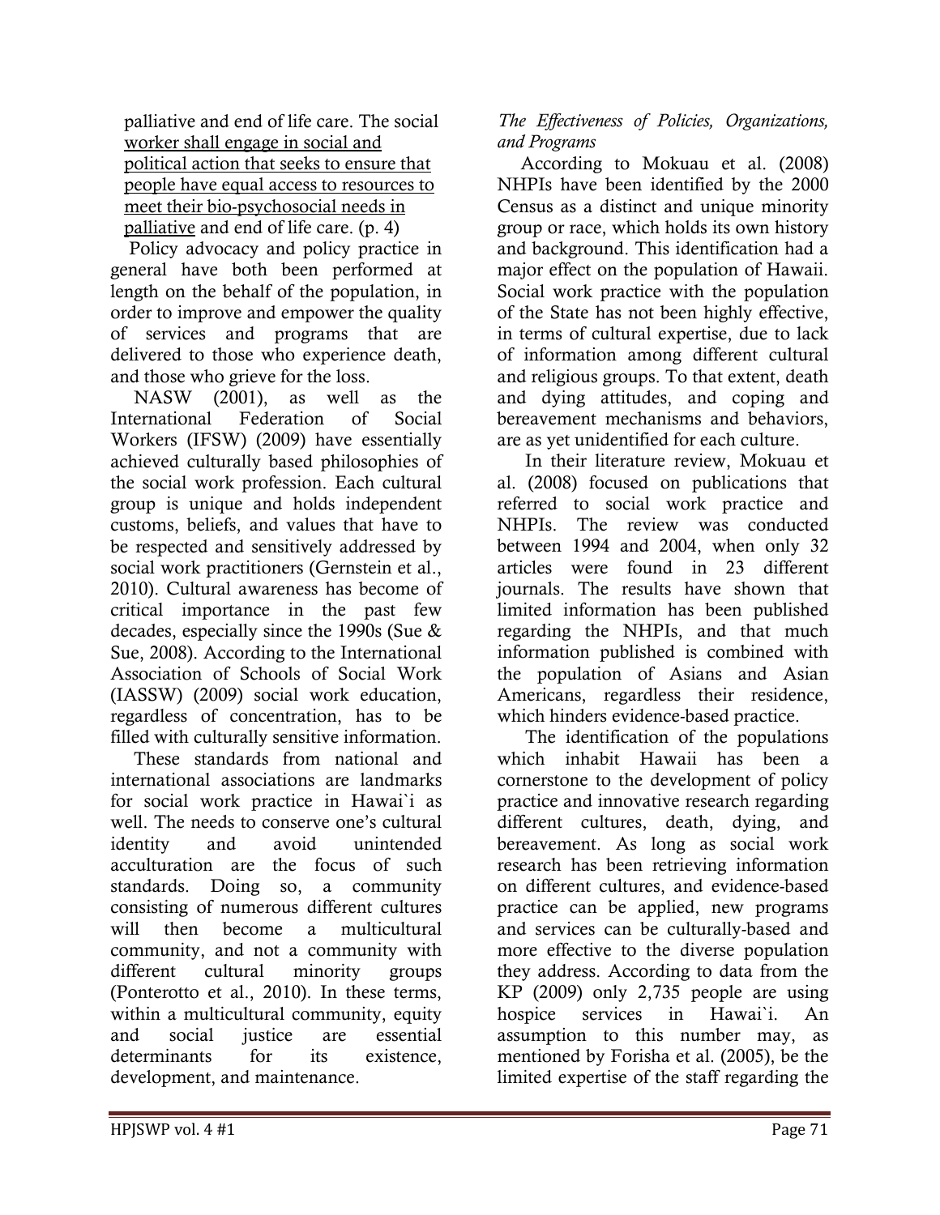palliative and end of life care. The social worker shall engage in social and political action that seeks to ensure that people have equal access to resources to meet their bio-psychosocial needs in palliative and end of life care. (p. 4)

Policy advocacy and policy practice in general have both been performed at length on the behalf of the population, in order to improve and empower the quality of services and programs that are delivered to those who experience death, and those who grieve for the loss.

NASW (2001), as well as the International Federation of Social Workers (IFSW) (2009) have essentially achieved culturally based philosophies of the social work profession. Each cultural group is unique and holds independent customs, beliefs, and values that have to be respected and sensitively addressed by social work practitioners (Gernstein et al., 2010). Cultural awareness has become of critical importance in the past few decades, especially since the 1990s (Sue & Sue, 2008). According to the International Association of Schools of Social Work (IASSW) (2009) social work education, regardless of concentration, has to be filled with culturally sensitive information.

These standards from national and international associations are landmarks for social work practice in Hawai`i as well. The needs to conserve one's cultural identity and avoid unintended acculturation are the focus of such standards. Doing so, a community consisting of numerous different cultures will then become a multicultural community, and not a community with different cultural minority groups (Ponterotto et al., 2010). In these terms, within a multicultural community, equity and social justice are essential determinants for its existence, development, and maintenance.

*The Effectiveness of Policies, Organizations, and Programs*

According to Mokuau et al. (2008) NHPIs have been identified by the 2000 Census as a distinct and unique minority group or race, which holds its own history and background. This identification had a major effect on the population of Hawaii. Social work practice with the population of the State has not been highly effective, in terms of cultural expertise, due to lack of information among different cultural and religious groups. To that extent, death and dying attitudes, and coping and bereavement mechanisms and behaviors, are as yet unidentified for each culture.

In their literature review, Mokuau et al. (2008) focused on publications that referred to social work practice and NHPIs. The review was conducted between 1994 and 2004, when only 32 articles were found in 23 different journals. The results have shown that limited information has been published regarding the NHPIs, and that much information published is combined with the population of Asians and Asian Americans, regardless their residence, which hinders evidence-based practice.

The identification of the populations which inhabit Hawaii has been a cornerstone to the development of policy practice and innovative research regarding different cultures, death, dying, and bereavement. As long as social work research has been retrieving information on different cultures, and evidence-based practice can be applied, new programs and services can be culturally-based and more effective to the diverse population they address. According to data from the KP (2009) only 2,735 people are using hospice services in Hawai`i. An assumption to this number may, as mentioned by Forisha et al. (2005), be the limited expertise of the staff regarding the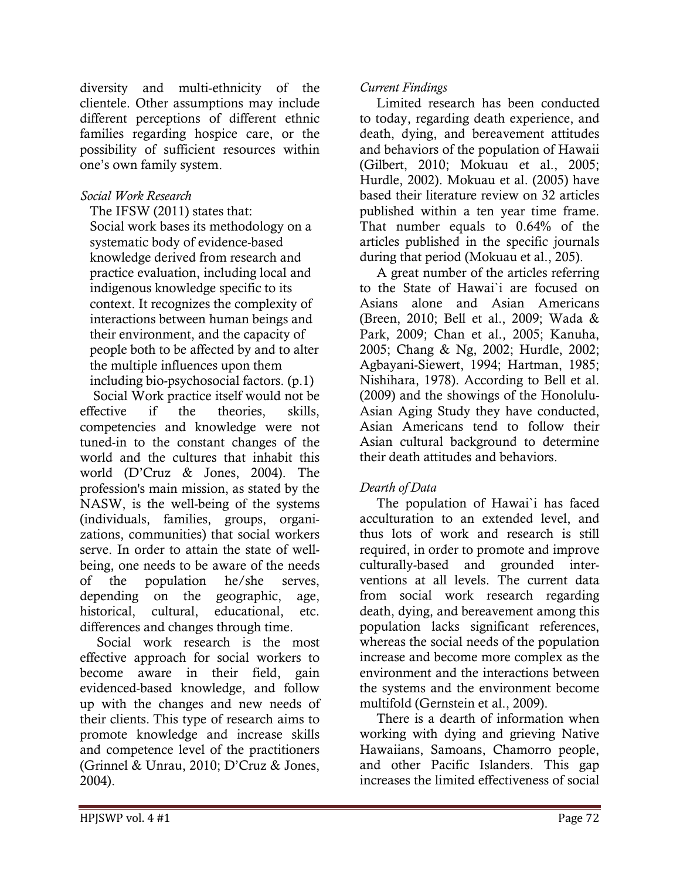diversity and multi-ethnicity of the clientele. Other assumptions may include different perceptions of different ethnic families regarding hospice care, or the possibility of sufficient resources within one's own family system.

*Social Work Research*

The IFSW (2011) states that:

> Social work bases its methodology on a systematic body of evidence-based knowledge derived from research and practice evaluation, including local and indigenous knowledge specific to its context. It recognizes the complexity of interactions between human beings and their environment, and the capacity of people both to be affected by and to alter the multiple influences upon them including bio-psychosocial factors. (p.1)

Social Work practice itself would not be effective if the theories, skills, competencies and knowledge were not tuned-in to the constant changes of the world and the cultures that inhabit this world (D'Cruz & Jones, 2004). The profession's main mission, as stated by the NASW, is the well-being of the systems (individuals, families, groups, organizations, communities) that social workers serve. In order to attain the state of well-being, one needs to be aware of the needs of the population he/she serves, depending on the geographic, age, historical, cultural, educational, etc. differences and changes through time.

Social work research is the most effective approach for social workers to become aware in their field, gain evidenced-based knowledge, and follow up with the changes and new needs of their clients. This type of research aims to promote knowledge and increase skills and competence level of the practitioners (Grinnel & Unrau, 2010; D'Cruz & Jones, 2004).

*Current Findings*

Limited research has been conducted to today, regarding death experience, and death, dying, and bereavement attitudes and behaviors of the population of Hawaii (Gilbert, 2010; Mokuau et al., 2005; Hurdle, 2002). Mokuau et al. (2005) have based their literature review on 32 articles published within a ten year time frame. That number equals to 0.64% of the articles published in the specific journals during that period (Mokuau et al., 205).

A great number of the articles referring to the State of Hawai`i are focused on Asians alone and Asian Americans (Breen, 2010; Bell et al., 2009; Wada & Park, 2009; Chan et al., 2005; Kanuha, 2005; Chang & Ng, 2002; Hurdle, 2002; Agbayani-Siewert, 1994; Hartman, 1985; Nishihara, 1978). According to Bell et al. (2009) and the showings of the Honolulu-Asian Aging Study they have conducted, Asian Americans tend to follow their Asian cultural background to determine their death attitudes and behaviors.

*Dearth of Data*

The population of Hawai`i has faced acculturation to an extended level, and thus lots of work and research is still required, in order to promote and improve culturally-based and grounded interventions at all levels. The current data from social work research regarding death, dying, and bereavement among this population lacks significant references, whereas the social needs of the population increase and become more complex as the environment and the interactions between the systems and the environment become multifold (Gernstein et al., 2009).

There is a dearth of information when working with dying and grieving Native Hawaiians, Samoans, Chamorro people, and other Pacific Islanders. This gap increases the limited effectiveness of social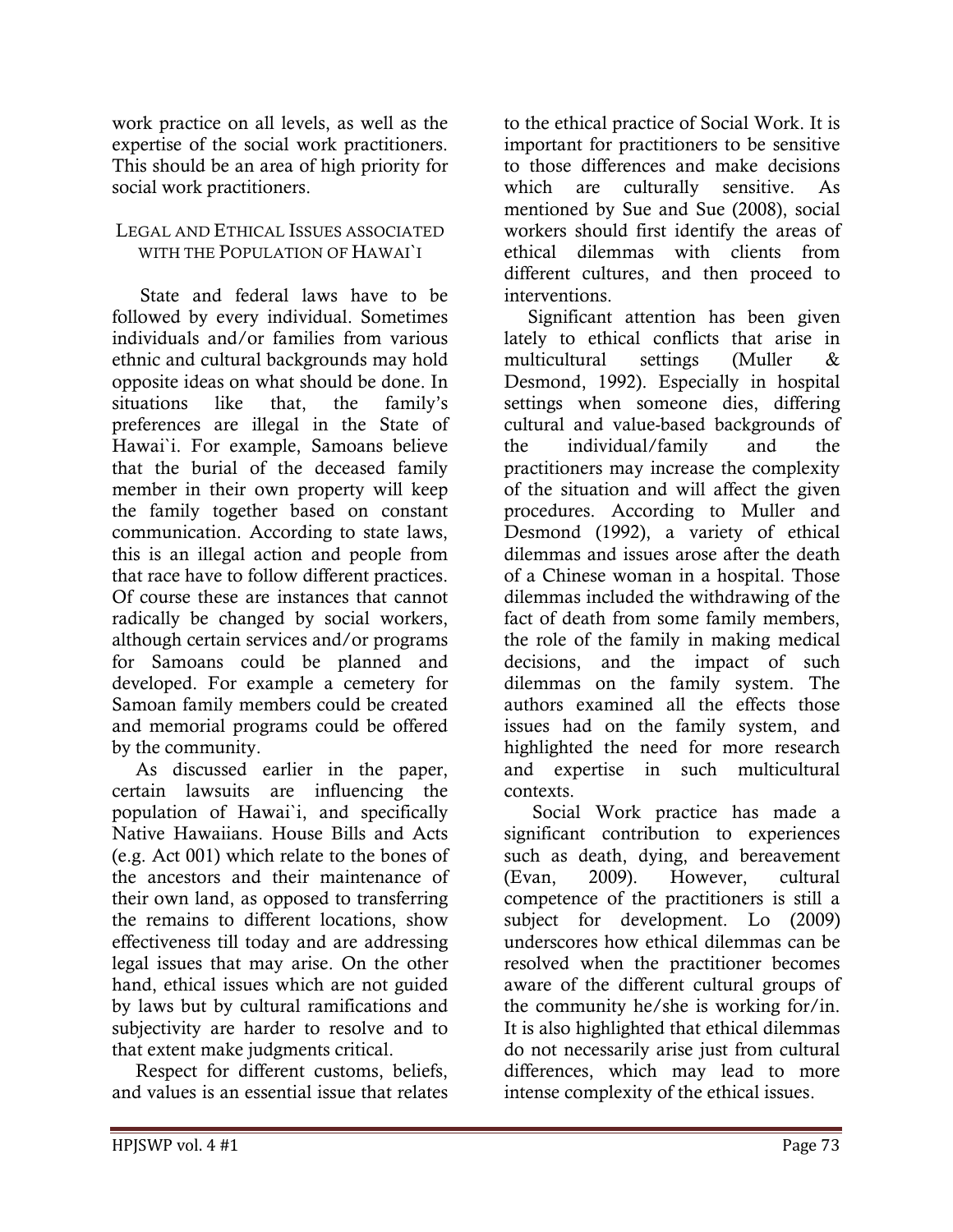work practice on all levels, as well as the expertise of the social work practitioners. This should be an area of high priority for social work practitioners.

## Legal and Ethical Issues associated with the Population of Hawai`i

State and federal laws have to be followed by every individual. Sometimes individuals and/or families from various ethnic and cultural backgrounds may hold opposite ideas on what should be done. In situations like that, the family's preferences are illegal in the State of Hawai`i. For example, Samoans believe that the burial of the deceased family member in their own property will keep the family together based on constant communication. According to state laws, this is an illegal action and people from that race have to follow different practices. Of course these are instances that cannot radically be changed by social workers, although certain services and/or programs for Samoans could be planned and developed. For example a cemetery for Samoan family members could be created and memorial programs could be offered by the community.

As discussed earlier in the paper, certain lawsuits are influencing the population of Hawai`i, and specifically Native Hawaiians. House Bills and Acts (e.g. Act 001) which relate to the bones of the ancestors and their maintenance of their own land, as opposed to transferring the remains to different locations, show effectiveness till today and are addressing legal issues that may arise. On the other hand, ethical issues which are not guided by laws but by cultural ramifications and subjectivity are harder to resolve and to that extent make judgments critical.

Respect for different customs, beliefs, and values is an essential issue that relates to the ethical practice of Social Work. It is important for practitioners to be sensitive to those differences and make decisions which are culturally sensitive. As mentioned by Sue and Sue (2008), social workers should first identify the areas of ethical dilemmas with clients from different cultures, and then proceed to interventions.

Significant attention has been given lately to ethical conflicts that arise in multicultural settings (Muller & Desmond, 1992). Especially in hospital settings when someone dies, differing cultural and value-based backgrounds of the individual/family and the practitioners may increase the complexity of the situation and will affect the given procedures. According to Muller and Desmond (1992), a variety of ethical dilemmas and issues arose after the death of a Chinese woman in a hospital. Those dilemmas included the withdrawing of the fact of death from some family members, the role of the family in making medical decisions, and the impact of such dilemmas on the family system. The authors examined all the effects those issues had on the family system, and highlighted the need for more research and expertise in such multicultural contexts.

Social Work practice has made a significant contribution to experiences such as death, dying, and bereavement (Evan, 2009). However, cultural competence of the practitioners is still a subject for development. Lo (2009) underscores how ethical dilemmas can be resolved when the practitioner becomes aware of the different cultural groups of the community he/she is working for/in. It is also highlighted that ethical dilemmas do not necessarily arise just from cultural differences, which may lead to more intense complexity of the ethical issues.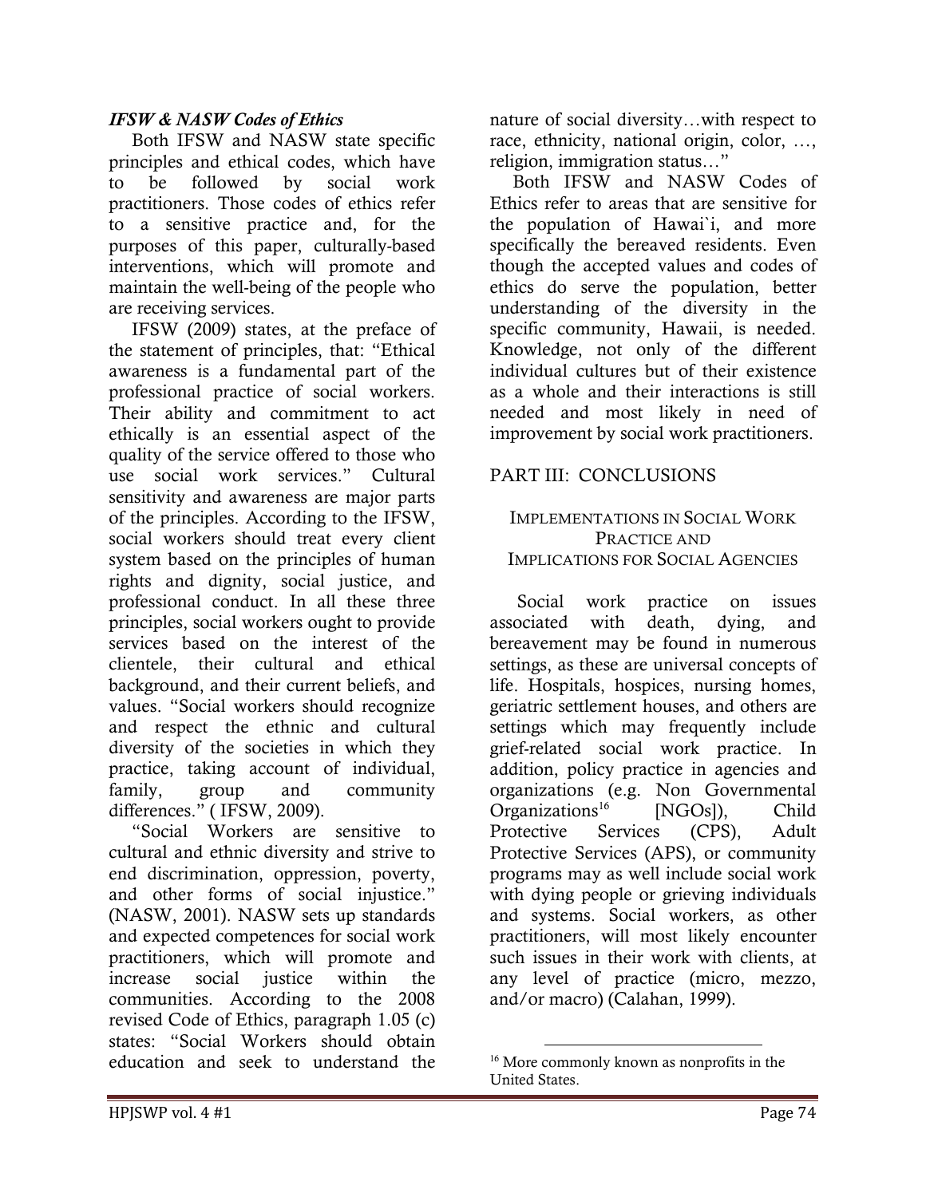### *IFSW & NASW Codes of Ethics*

Both IFSW and NASW state specific principles and ethical codes, which have to be followed by social work practitioners. Those codes of ethics refer to a sensitive practice and, for the purposes of this paper, culturally-based interventions, which will promote and maintain the well-being of the people who are receiving services.

IFSW (2009) states, at the preface of the statement of principles, that: "Ethical awareness is a fundamental part of the professional practice of social workers. Their ability and commitment to act ethically is an essential aspect of the quality of the service offered to those who use social work services." Cultural sensitivity and awareness are major parts of the principles. According to the IFSW, social workers should treat every client system based on the principles of human rights and dignity, social justice, and professional conduct. In all these three principles, social workers ought to provide services based on the interest of the clientele, their cultural and ethical background, and their current beliefs, and values. "Social workers should recognize and respect the ethnic and cultural diversity of the societies in which they practice, taking account of individual, family, group and community differences." ( IFSW, 2009).

"Social Workers are sensitive to cultural and ethnic diversity and strive to end discrimination, oppression, poverty, and other forms of social injustice." (NASW, 2001). NASW sets up standards and expected competences for social work practitioners, which will promote and increase social justice within the communities. According to the 2008 revised Code of Ethics, paragraph 1.05 (c) states: "Social Workers should obtain education and seek to understand the nature of social diversity…with respect to race, ethnicity, national origin, color, …, religion, immigration status…"

Both IFSW and NASW Codes of Ethics refer to areas that are sensitive for the population of Hawai`i, and more specifically the bereaved residents. Even though the accepted values and codes of ethics do serve the population, better understanding of the diversity in the specific community, Hawaii, is needed. Knowledge, not only of the different individual cultures but of their existence as a whole and their interactions is still needed and most likely in need of improvement by social work practitioners.

## PART III: CONCLUSIONS

### Implementations in Social Work Practice and Implications for Social Agencies

Social work practice on issues associated with death, dying, and bereavement may be found in numerous settings, as these are universal concepts of life. Hospitals, hospices, nursing homes, geriatric settlement houses, and others are settings which may frequently include grief-related social work practice. In addition, policy practice in agencies and organizations (e.g. Non Governmental Organizations[16] [NGOs]), Child Protective Services (CPS), Adult Protective Services (APS), or community programs may as well include social work with dying people or grieving individuals and systems. Social workers, as other practitioners, will most likely encounter such issues in their work with clients, at any level of practice (micro, mezzo, and/or macro) (Calahan, 1999).

[16] More commonly known as nonprofits in the United States.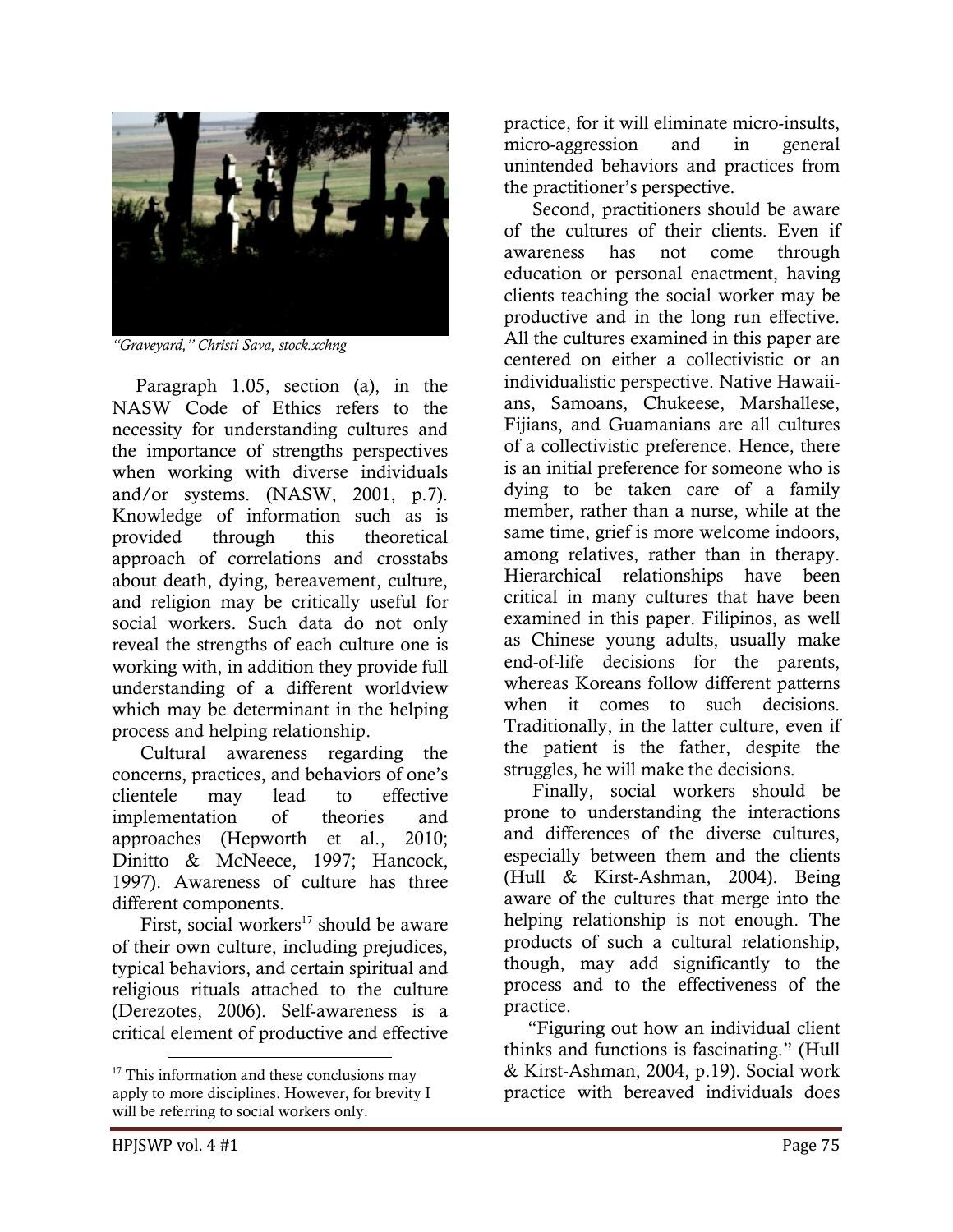*"Graveyard," Christi Sava, stock.xchng*

Paragraph 1.05, section (a), in the NASW Code of Ethics refers to the necessity for understanding cultures and the importance of strengths perspectives when working with diverse individuals and/or systems. (NASW, 2001, p.7). Knowledge of information such as is provided through this theoretical approach of correlations and crosstabs about death, dying, bereavement, culture, and religion may be critically useful for social workers. Such data do not only reveal the strengths of each culture one is working with, in addition they provide full understanding of a different worldview which may be determinant in the helping process and helping relationship.

Cultural awareness regarding the concerns, practices, and behaviors of one's clientele may lead to effective implementation of theories and approaches (Hepworth et al., 2010; Dinitto & McNeece, 1997; Hancock, 1997). Awareness of culture has three different components.

First, social workers[17] should be aware of their own culture, including prejudices, typical behaviors, and certain spiritual and religious rituals attached to the culture (Derezotes, 2006). Self-awareness is a critical element of productive and effective practice, for it will eliminate micro-insults, micro-aggression and in general unintended behaviors and practices from the practitioner's perspective.

Second, practitioners should be aware of the cultures of their clients. Even if awareness has not come through education or personal enactment, having clients teaching the social worker may be productive and in the long run effective. All the cultures examined in this paper are centered on either a collectivistic or an individualistic perspective. Native Hawaiians, Samoans, Chukeese, Marshallese, Fijians, and Guamanians are all cultures of a collectivistic preference. Hence, there is an initial preference for someone who is dying to be taken care of a family member, rather than a nurse, while at the same time, grief is more welcome indoors, among relatives, rather than in therapy. Hierarchical relationships have been critical in many cultures that have been examined in this paper. Filipinos, as well as Chinese young adults, usually make end-of-life decisions for the parents, whereas Koreans follow different patterns when it comes to such decisions. Traditionally, in the latter culture, even if the patient is the father, despite the struggles, he will make the decisions.

Finally, social workers should be prone to understanding the interactions and differences of the diverse cultures, especially between them and the clients (Hull & Kirst-Ashman, 2004). Being aware of the cultures that merge into the helping relationship is not enough. The products of such a cultural relationship, though, may add significantly to the process and to the effectiveness of the practice.

"Figuring out how an individual client thinks and functions is fascinating." (Hull & Kirst-Ashman, 2004, p.19). Social work practice with bereaved individuals does

[17] This information and these conclusions may apply to more disciplines. However, for brevity I will be referring to social workers only.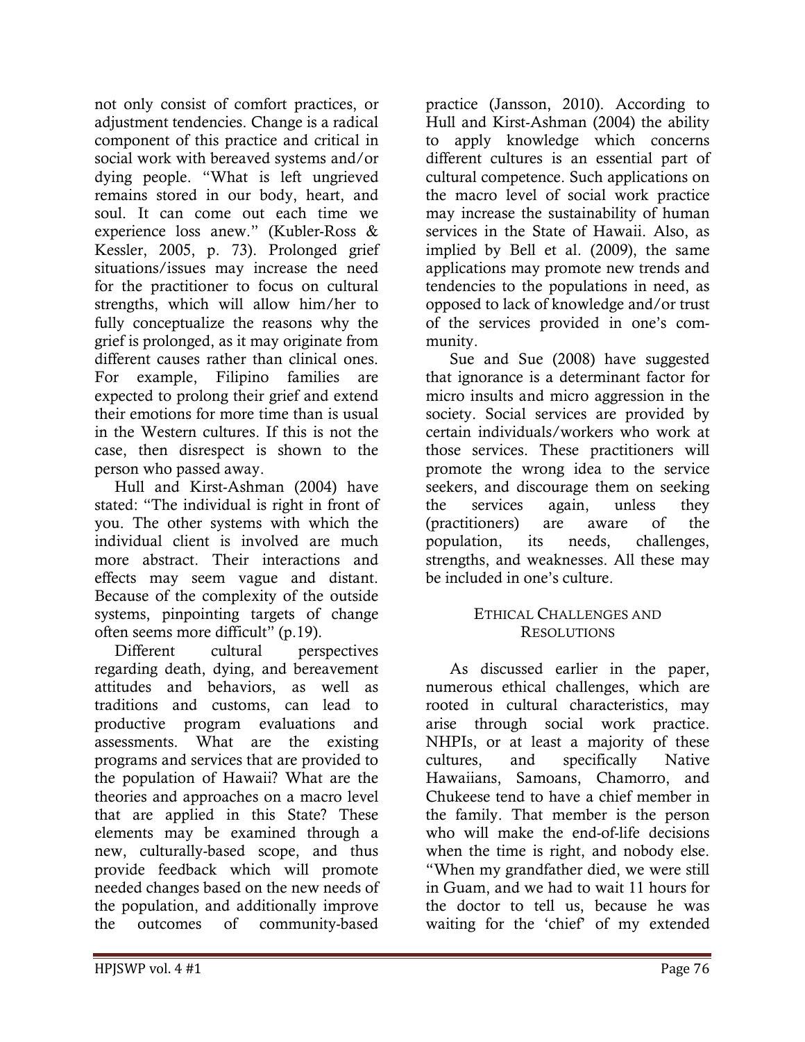not only consist of comfort practices, or adjustment tendencies. Change is a radical component of this practice and critical in social work with bereaved systems and/or dying people. "What is left ungrieved remains stored in our body, heart, and soul. It can come out each time we experience loss anew." (Kubler-Ross & Kessler, 2005, p. 73). Prolonged grief situations/issues may increase the need for the practitioner to focus on cultural strengths, which will allow him/her to fully conceptualize the reasons why the grief is prolonged, as it may originate from different causes rather than clinical ones. For example, Filipino families are expected to prolong their grief and extend their emotions for more time than is usual in the Western cultures. If this is not the case, then disrespect is shown to the person who passed away.

Hull and Kirst-Ashman (2004) have stated: "The individual is right in front of you. The other systems with which the individual client is involved are much more abstract. Their interactions and effects may seem vague and distant. Because of the complexity of the outside systems, pinpointing targets of change often seems more difficult" (p.19).

Different cultural perspectives regarding death, dying, and bereavement attitudes and behaviors, as well as traditions and customs, can lead to productive program evaluations and assessments. What are the existing programs and services that are provided to the population of Hawaii? What are the theories and approaches on a macro level that are applied in this State? These elements may be examined through a new, culturally-based scope, and thus provide feedback which will promote needed changes based on the new needs of the population, and additionally improve the outcomes of community-based practice (Jansson, 2010). According to Hull and Kirst-Ashman (2004) the ability to apply knowledge which concerns different cultures is an essential part of cultural competence. Such applications on the macro level of social work practice may increase the sustainability of human services in the State of Hawaii. Also, as implied by Bell et al. (2009), the same applications may promote new trends and tendencies to the populations in need, as opposed to lack of knowledge and/or trust of the services provided in one's community.

Sue and Sue (2008) have suggested that ignorance is a determinant factor for micro insults and micro aggression in the society. Social services are provided by certain individuals/workers who work at those services. These practitioners will promote the wrong idea to the service seekers, and discourage them on seeking the services again, unless they (practitioners) are aware of the population, its needs, challenges, strengths, and weaknesses. All these may be included in one's culture.

## Ethical Challenges and Resolutions

As discussed earlier in the paper, numerous ethical challenges, which are rooted in cultural characteristics, may arise through social work practice. NHPIs, or at least a majority of these cultures, and specifically Native Hawaiians, Samoans, Chamorro, and Chukeese tend to have a chief member in the family. That member is the person who will make the end-of-life decisions when the time is right, and nobody else. "When my grandfather died, we were still in Guam, and we had to wait 11 hours for the doctor to tell us, because he was waiting for the 'chief' of my extended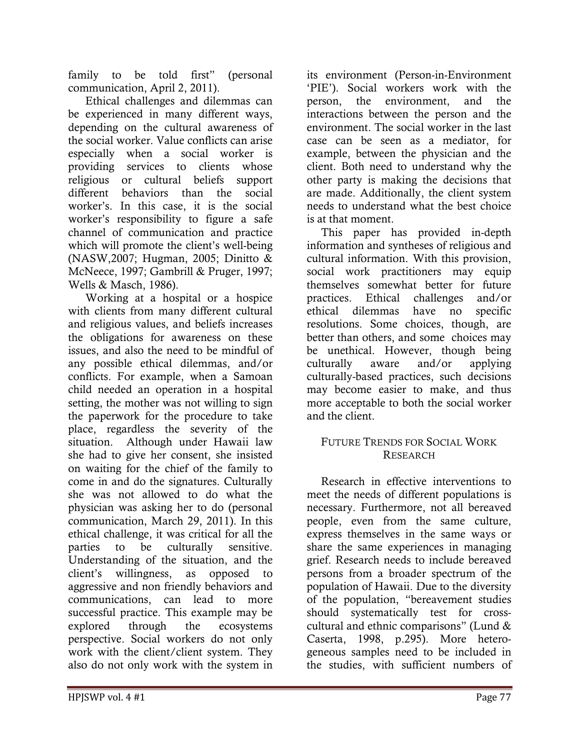family to be told first" (personal communication, April 2, 2011).

Ethical challenges and dilemmas can be experienced in many different ways, depending on the cultural awareness of the social worker. Value conflicts can arise especially when a social worker is providing services to clients whose religious or cultural beliefs support different behaviors than the social worker's. In this case, it is the social worker's responsibility to figure a safe channel of communication and practice which will promote the client's well-being (NASW,2007; Hugman, 2005; Dinitto & McNeece, 1997; Gambrill & Pruger, 1997; Wells & Masch, 1986).

Working at a hospital or a hospice with clients from many different cultural and religious values, and beliefs increases the obligations for awareness on these issues, and also the need to be mindful of any possible ethical dilemmas, and/or conflicts. For example, when a Samoan child needed an operation in a hospital setting, the mother was not willing to sign the paperwork for the procedure to take place, regardless the severity of the situation. Although under Hawaii law she had to give her consent, she insisted on waiting for the chief of the family to come in and do the signatures. Culturally she was not allowed to do what the physician was asking her to do (personal communication, March 29, 2011). In this ethical challenge, it was critical for all the parties to be culturally sensitive. Understanding of the situation, and the client's willingness, as opposed to aggressive and non friendly behaviors and communications, can lead to more successful practice. This example may be explored through the ecosystems perspective. Social workers do not only work with the client/client system. They also do not only work with the system in its environment (Person-in-Environment 'PIE'). Social workers work with the person, the environment, and the interactions between the person and the environment. The social worker in the last case can be seen as a mediator, for example, between the physician and the client. Both need to understand why the other party is making the decisions that are made. Additionally, the client system needs to understand what the best choice is at that moment.

This paper has provided in-depth information and syntheses of religious and cultural information. With this provision, social work practitioners may equip themselves somewhat better for future practices. Ethical challenges and/or ethical dilemmas have no specific resolutions. Some choices, though, are better than others, and some choices may be unethical. However, though being culturally aware and/or applying culturally-based practices, such decisions may become easier to make, and thus more acceptable to both the social worker and the client.

## FUTURE TRENDS FOR SOCIAL WORK RESEARCH

Research in effective interventions to meet the needs of different populations is necessary. Furthermore, not all bereaved people, even from the same culture, express themselves in the same ways or share the same experiences in managing grief. Research needs to include bereaved persons from a broader spectrum of the population of Hawaii. Due to the diversity of the population, "bereavement studies should systematically test for cross-cultural and ethnic comparisons" (Lund & Caserta, 1998, p.295). More heterogeneous samples need to be included in the studies, with sufficient numbers of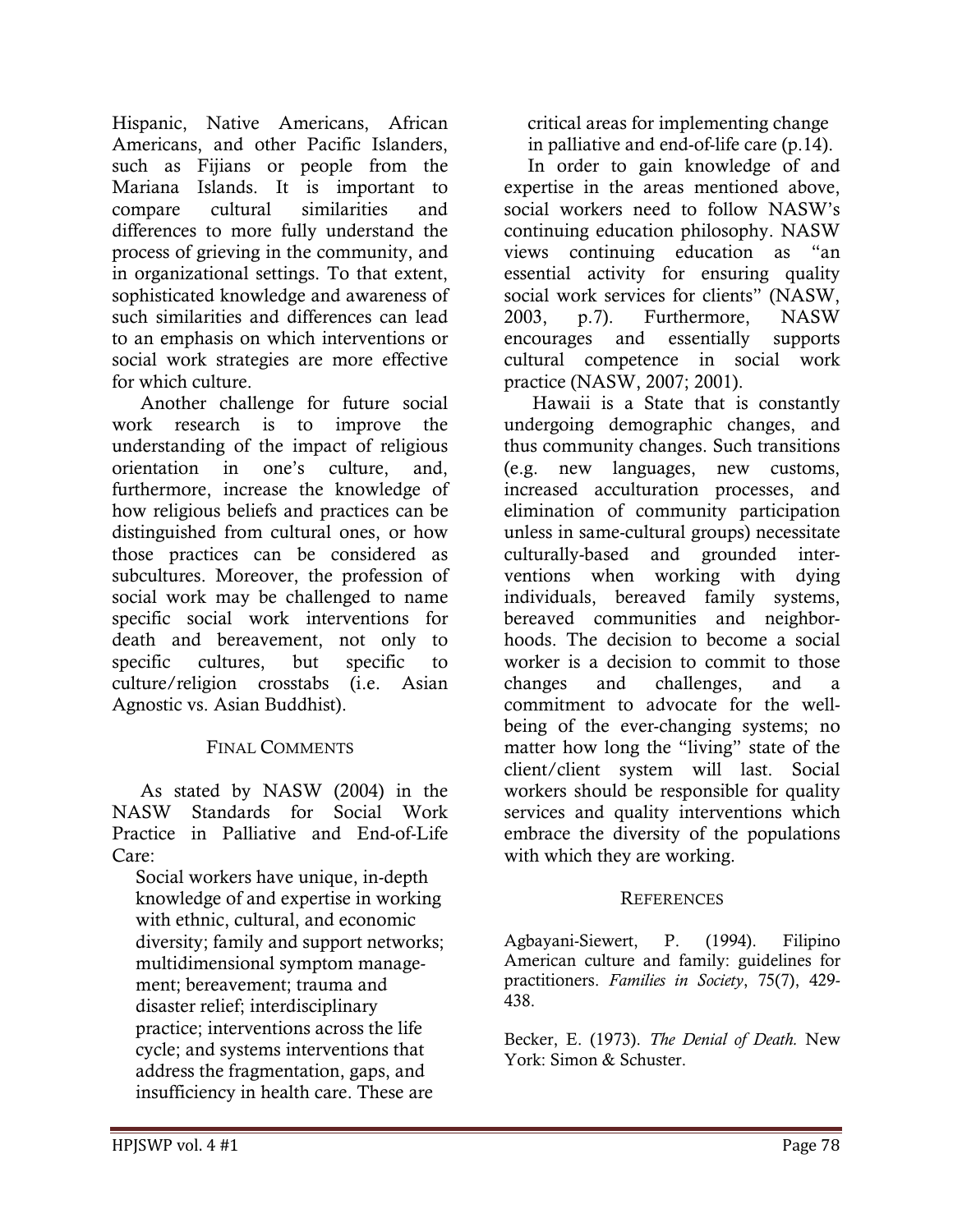Hispanic, Native Americans, African Americans, and other Pacific Islanders, such as Fijians or people from the Mariana Islands. It is important to compare cultural similarities and differences to more fully understand the process of grieving in the community, and in organizational settings. To that extent, sophisticated knowledge and awareness of such similarities and differences can lead to an emphasis on which interventions or social work strategies are more effective for which culture.

Another challenge for future social work research is to improve the understanding of the impact of religious orientation in one's culture, and, furthermore, increase the knowledge of how religious beliefs and practices can be distinguished from cultural ones, or how those practices can be considered as subcultures. Moreover, the profession of social work may be challenged to name specific social work interventions for death and bereavement, not only to specific cultures, but specific to culture/religion crosstabs (i.e. Asian Agnostic vs. Asian Buddhist).

## Final Comments

As stated by NASW (2004) in the NASW Standards for Social Work Practice in Palliative and End-of-Life Care:

> Social workers have unique, in-depth knowledge of and expertise in working with ethnic, cultural, and economic diversity; family and support networks; multidimensional symptom management; bereavement; trauma and disaster relief; interdisciplinary practice; interventions across the life cycle; and systems interventions that address the fragmentation, gaps, and insufficiency in health care. These are critical areas for implementing change in palliative and end-of-life care (p.14).

In order to gain knowledge of and expertise in the areas mentioned above, social workers need to follow NASW's continuing education philosophy. NASW views continuing education as "an essential activity for ensuring quality social work services for clients" (NASW, 2003, p.7). Furthermore, NASW encourages and essentially supports cultural competence in social work practice (NASW, 2007; 2001).

Hawaii is a State that is constantly undergoing demographic changes, and thus community changes. Such transitions (e.g. new languages, new customs, increased acculturation processes, and elimination of community participation unless in same-cultural groups) necessitate culturally-based and grounded interventions when working with dying individuals, bereaved family systems, bereaved communities and neighborhoods. The decision to become a social worker is a decision to commit to those changes and challenges, and a commitment to advocate for the well-being of the ever-changing systems; no matter how long the "living" state of the client/client system will last. Social workers should be responsible for quality services and quality interventions which embrace the diversity of the populations with which they are working.

## References

Agbayani-Siewert, P. (1994). Filipino American culture and family: guidelines for practitioners. *Families in Society*, 75(7), 429-438.

Becker, E. (1973). *The Denial of Death.* New York: Simon & Schuster.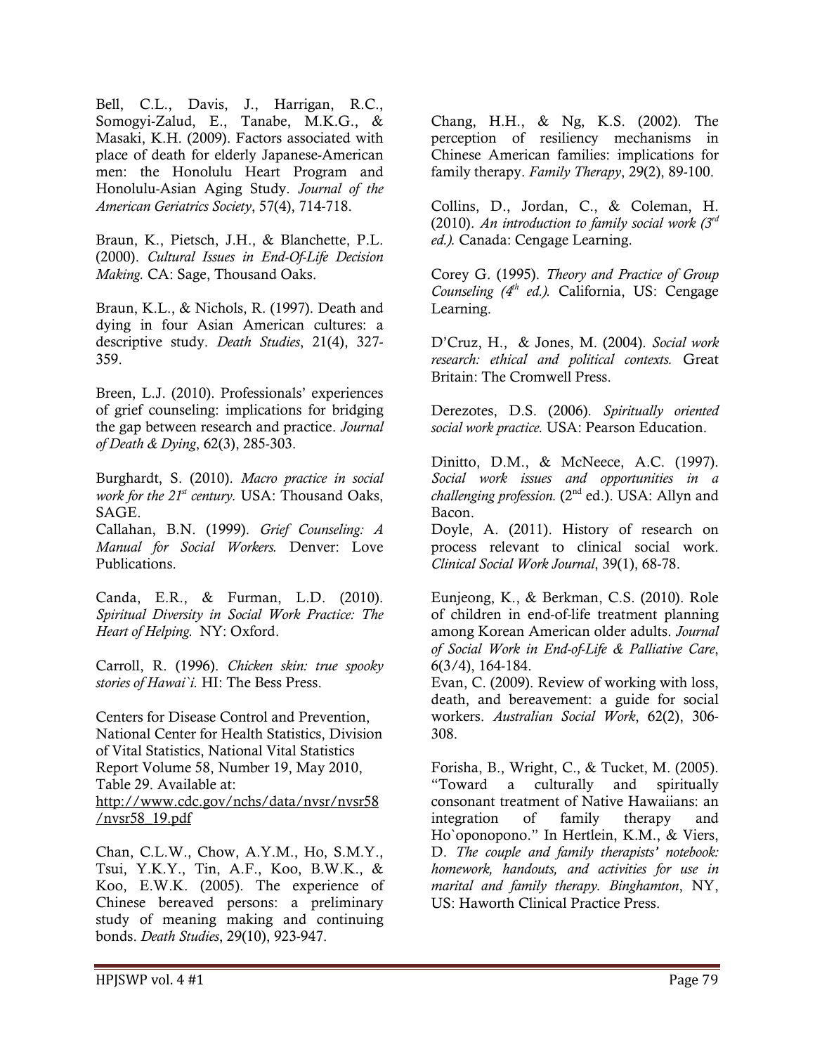Bell, C.L., Davis, J., Harrigan, R.C., Somogyi-Zalud, E., Tanabe, M.K.G., & Masaki, K.H. (2009). Factors associated with place of death for elderly Japanese-American men: the Honolulu Heart Program and Honolulu-Asian Aging Study. *Journal of the American Geriatrics Society*, 57(4), 714-718.

Braun, K., Pietsch, J.H., & Blanchette, P.L. (2000). *Cultural Issues in End-Of-Life Decision Making.* CA: Sage, Thousand Oaks.

Braun, K.L., & Nichols, R. (1997). Death and dying in four Asian American cultures: a descriptive study. *Death Studies*, 21(4), 327-359.

Breen, L.J. (2010). Professionals' experiences of grief counseling: implications for bridging the gap between research and practice. *Journal of Death & Dying*, 62(3), 285-303.

Burghardt, S. (2010). *Macro practice in social work for the 21st century.* USA: Thousand Oaks, SAGE.

Callahan, B.N. (1999). *Grief Counseling: A Manual for Social Workers.* Denver: Love Publications.

Canda, E.R., & Furman, L.D. (2010). *Spiritual Diversity in Social Work Practice: The Heart of Helping.* NY: Oxford.

Carroll, R. (1996). *Chicken skin: true spooky stories of Hawai`i.* HI: The Bess Press.

Centers for Disease Control and Prevention, National Center for Health Statistics, Division of Vital Statistics, National Vital Statistics Report Volume 58, Number 19, May 2010, Table 29. Available at: http://www.cdc.gov/nchs/data/nvsr/nvsr58/nvsr58_19.pdf

Chan, C.L.W., Chow, A.Y.M., Ho, S.M.Y., Tsui, Y.K.Y., Tin, A.F., Koo, B.W.K., & Koo, E.W.K. (2005). The experience of Chinese bereaved persons: a preliminary study of meaning making and continuing bonds. *Death Studies*, 29(10), 923-947.

Chang, H.H., & Ng, K.S. (2002). The perception of resiliency mechanisms in Chinese American families: implications for family therapy. *Family Therapy*, 29(2), 89-100.

Collins, D., Jordan, C., & Coleman, H. (2010). *An introduction to family social work (3rd ed.).* Canada: Cengage Learning.

Corey G. (1995). *Theory and Practice of Group Counseling (4th ed.).* California, US: Cengage Learning.

D'Cruz, H., & Jones, M. (2004). *Social work research: ethical and political contexts.* Great Britain: The Cromwell Press.

Derezotes, D.S. (2006). *Spiritually oriented social work practice.* USA: Pearson Education.

Dinitto, D.M., & McNeece, A.C. (1997). *Social work issues and opportunities in a challenging profession.* (2nd ed.). USA: Allyn and Bacon.

Doyle, A. (2011). History of research on process relevant to clinical social work. *Clinical Social Work Journal*, 39(1), 68-78.

Eunjeong, K., & Berkman, C.S. (2010). Role of children in end-of-life treatment planning among Korean American older adults. *Journal of Social Work in End-of-Life & Palliative Care*, 6(3/4), 164-184.

Evan, C. (2009). Review of working with loss, death, and bereavement: a guide for social workers. *Australian Social Work*, 62(2), 306-308.

Forisha, B., Wright, C., & Tucket, M. (2005). "Toward a culturally and spiritually consonant treatment of Native Hawaiians: an integration of family therapy and Ho`oponopono." In Hertlein, K.M., & Viers, D. *The couple and family therapists' notebook: homework, handouts, and activities for use in marital and family therapy. Binghamton*, NY, US: Haworth Clinical Practice Press.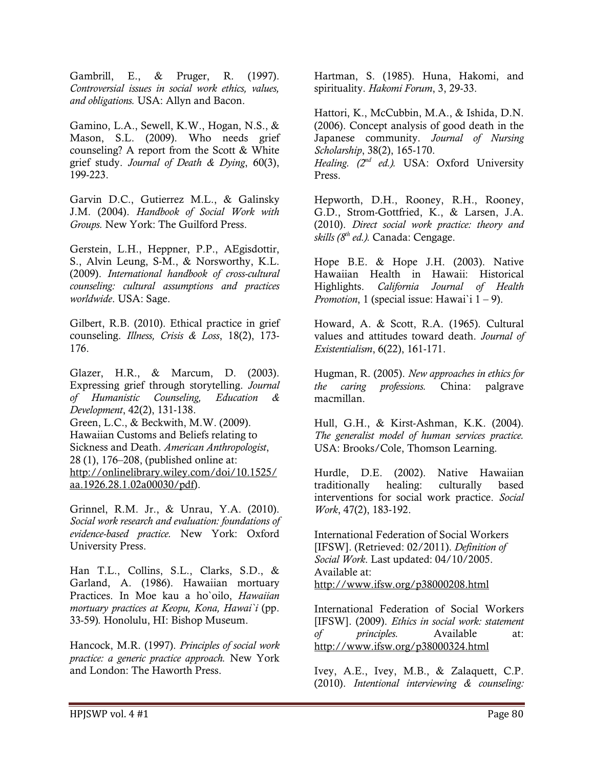Gambrill, E., & Pruger, R. (1997). *Controversial issues in social work ethics, values, and obligations.* USA: Allyn and Bacon.

Gamino, L.A., Sewell, K.W., Hogan, N.S., & Mason, S.L. (2009). Who needs grief counseling? A report from the Scott & White grief study. *Journal of Death & Dying*, 60(3), 199-223.

Garvin D.C., Gutierrez M.L., & Galinsky J.M. (2004). *Handbook of Social Work with Groups.* New York: The Guilford Press.

Gerstein, L.H., Heppner, P.P., AEgisdottir, S., Alvin Leung, S-M., & Norsworthy, K.L. (2009). *International handbook of cross-cultural counseling: cultural assumptions and practices worldwide*. USA: Sage.

Gilbert, R.B. (2010). Ethical practice in grief counseling. *Illness, Crisis & Loss*, 18(2), 173-176.

Glazer, H.R., & Marcum, D. (2003). Expressing grief through storytelling. *Journal of Humanistic Counseling, Education & Development*, 42(2), 131-138.

Green, L.C., & Beckwith, M.W. (2009). Hawaiian Customs and Beliefs relating to Sickness and Death. *American Anthropologist*, 28 (1), 176–208, (published online at: http://onlinelibrary.wiley.com/doi/10.1525/aa.1926.28.1.02a00030/pdf).

Grinnel, R.M. Jr., & Unrau, Y.A. (2010). *Social work research and evaluation: foundations of evidence-based practice.* New York: Oxford University Press.

Han T.L., Collins, S.L., Clarks, S.D., & Garland, A. (1986). Hawaiian mortuary Practices. In Moe kau a ho`oilo, *Hawaiian mortuary practices at Keopu, Kona, Hawai`i* (pp. 33-59)*.* Honolulu, HI: Bishop Museum.

Hancock, M.R. (1997). *Principles of social work practice: a generic practice approach.* New York and London: The Haworth Press.

Hartman, S. (1985). Huna, Hakomi, and spirituality. *Hakomi Forum*, 3, 29-33.

Hattori, K., McCubbin, M.A., & Ishida, D.N. (2006). Concept analysis of good death in the Japanese community. *Journal of Nursing Scholarship*, 38(2), 165-170.
*Healing. (2nd ed.).* USA: Oxford University Press.

Hepworth, D.H., Rooney, R.H., Rooney, G.D., Strom-Gottfried, K., & Larsen, J.A. (2010). *Direct social work practice: theory and skills (8th ed.).* Canada: Cengage.

Hope B.E. & Hope J.H. (2003). Native Hawaiian Health in Hawaii: Historical Highlights. *California Journal of Health Promotion*, 1 (special issue: Hawai`i 1 – 9).

Howard, A. & Scott, R.A. (1965). Cultural values and attitudes toward death. *Journal of Existentialism*, 6(22), 161-171.

Hugman, R. (2005). *New approaches in ethics for the caring professions.* China: palgrave macmillan.

Hull, G.H., & Kirst-Ashman, K.K. (2004). *The generalist model of human services practice.* USA: Brooks/Cole, Thomson Learning.

Hurdle, D.E. (2002). Native Hawaiian traditionally healing: culturally based interventions for social work practice. *Social Work*, 47(2), 183-192.

International Federation of Social Workers [IFSW]. (Retrieved: 02/2011). *Definition of Social Work*. Last updated: 04/10/2005. Available at: http://www.ifsw.org/p38000208.html

International Federation of Social Workers [IFSW]. (2009). *Ethics in social work: statement of principles.* Available at: http://www.ifsw.org/p38000324.html

Ivey, A.E., Ivey, M.B., & Zalaquett, C.P. (2010). *Intentional interviewing & counseling:*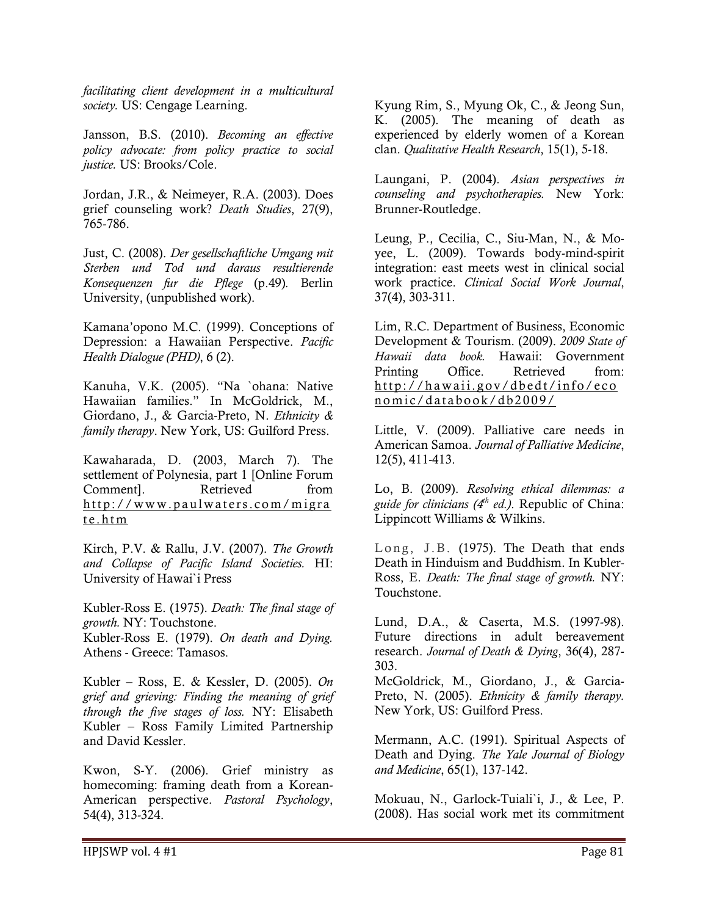*facilitating client development in a multicultural society.* US: Cengage Learning.

Jansson, B.S. (2010). *Becoming an effective policy advocate: from policy practice to social justice.* US: Brooks/Cole.

Jordan, J.R., & Neimeyer, R.A. (2003). Does grief counseling work? *Death Studies*, 27(9), 765-786.

Just, C. (2008). *Der gesellschaftliche Umgang mit Sterben und Tod und daraus resultierende Konsequenzen fur die Pflege* (p.49). Berlin University, (unpublished work).

Kamana'opono M.C. (1999). Conceptions of Depression: a Hawaiian Perspective. *Pacific Health Dialogue (PHD)*, 6 (2).

Kanuha, V.K. (2005). "Na `ohana: Native Hawaiian families." In McGoldrick, M., Giordano, J., & Garcia-Preto, N. *Ethnicity & family therapy*. New York, US: Guilford Press.

Kawaharada, D. (2003, March 7). The settlement of Polynesia, part 1 [Online Forum Comment]. Retrieved from http://www.paulwaters.com/migrate.htm

Kirch, P.V. & Rallu, J.V. (2007). *The Growth and Collapse of Pacific Island Societies.* HI: University of Hawai`i Press

Kubler-Ross E. (1975). *Death: The final stage of growth.* NY: Touchstone.

Kubler-Ross E. (1979). *On death and Dying.* Athens - Greece: Tamasos.

Kubler – Ross, E. & Kessler, D. (2005). *On grief and grieving: Finding the meaning of grief through the five stages of loss.* NY: Elisabeth Kubler – Ross Family Limited Partnership and David Kessler.

Kwon, S-Y. (2006). Grief ministry as homecoming: framing death from a Korean-American perspective. *Pastoral Psychology*, 54(4), 313-324.

Kyung Rim, S., Myung Ok, C., & Jeong Sun, K. (2005). The meaning of death as experienced by elderly women of a Korean clan. *Qualitative Health Research*, 15(1), 5-18.

Laungani, P. (2004). *Asian perspectives in counseling and psychotherapies.* New York: Brunner-Routledge.

Leung, P., Cecilia, C., Siu-Man, N., & Mo-yee, L. (2009). Towards body-mind-spirit integration: east meets west in clinical social work practice. *Clinical Social Work Journal*, 37(4), 303-311.

Lim, R.C. Department of Business, Economic Development & Tourism. (2009). *2009 State of Hawaii data book.* Hawaii: Government Printing Office. Retrieved from: http://hawaii.gov/dbedt/info/economic/databook/db2009/

Little, V. (2009). Palliative care needs in American Samoa. *Journal of Palliative Medicine*, 12(5), 411-413.

Lo, B. (2009). *Resolving ethical dilemmas: a guide for clinicians (4th ed.).* Republic of China: Lippincott Williams & Wilkins.

Long, J.B. (1975). The Death that ends Death in Hinduism and Buddhism. In Kubler-Ross, E. *Death: The final stage of growth.* NY: Touchstone.

Lund, D.A., & Caserta, M.S. (1997-98). Future directions in adult bereavement research. *Journal of Death & Dying*, 36(4), 287-303.

McGoldrick, M., Giordano, J., & Garcia-Preto, N. (2005). *Ethnicity & family therapy.* New York, US: Guilford Press.

Mermann, A.C. (1991). Spiritual Aspects of Death and Dying. *The Yale Journal of Biology and Medicine*, 65(1), 137-142.

Mokuau, N., Garlock-Tuiali`i, J., & Lee, P. (2008). Has social work met its commitment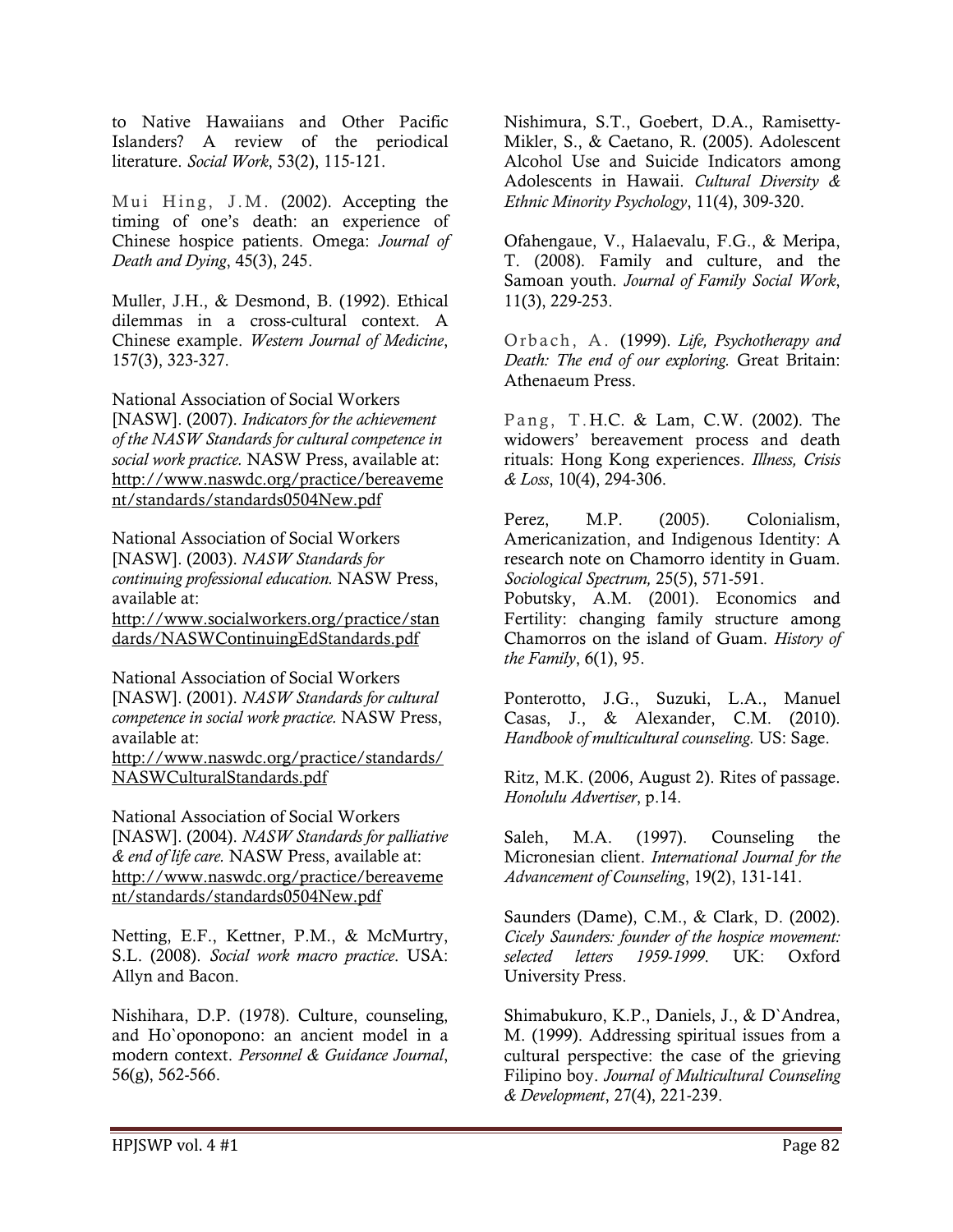to Native Hawaiians and Other Pacific Islanders? A review of the periodical literature. *Social Work*, 53(2), 115-121.

Mui Hing, J.M. (2002). Accepting the timing of one's death: an experience of Chinese hospice patients. Omega: *Journal of Death and Dying*, 45(3), 245.

Muller, J.H., & Desmond, B. (1992). Ethical dilemmas in a cross-cultural context. A Chinese example. *Western Journal of Medicine*, 157(3), 323-327.

National Association of Social Workers [NASW]. (2007). *Indicators for the achievement of the NASW Standards for cultural competence in social work practice.* NASW Press, available at: http://www.naswdc.org/practice/bereavement/standards/standards0504New.pdf

National Association of Social Workers [NASW]. (2003). *NASW Standards for continuing professional education.* NASW Press, available at: http://www.socialworkers.org/practice/standards/NASWContinuingEdStandards.pdf

National Association of Social Workers [NASW]. (2001). *NASW Standards for cultural competence in social work practice.* NASW Press, available at: http://www.naswdc.org/practice/standards/NASWCulturalStandards.pdf

National Association of Social Workers [NASW]. (2004). *NASW Standards for palliative & end of life care.* NASW Press, available at: http://www.naswdc.org/practice/bereavement/standards/standards0504New.pdf

Netting, E.F., Kettner, P.M., & McMurtry, S.L. (2008). *Social work macro practice*. USA: Allyn and Bacon.

Nishihara, D.P. (1978). Culture, counseling, and Ho`oponopono: an ancient model in a modern context. *Personnel & Guidance Journal*, 56(g), 562-566.

Nishimura, S.T., Goebert, D.A., Ramisetty-Mikler, S., & Caetano, R. (2005). Adolescent Alcohol Use and Suicide Indicators among Adolescents in Hawaii. *Cultural Diversity & Ethnic Minority Psychology*, 11(4), 309-320.

Ofahengaue, V., Halaevalu, F.G., & Meripa, T. (2008). Family and culture, and the Samoan youth. *Journal of Family Social Work*, 11(3), 229-253.

Orbach, A. (1999). *Life, Psychotherapy and Death: The end of our exploring.* Great Britain: Athenaeum Press.

Pang, T.H.C. & Lam, C.W. (2002). The widowers' bereavement process and death rituals: Hong Kong experiences. *Illness, Crisis & Loss*, 10(4), 294-306.

Perez, M.P. (2005). Colonialism, Americanization, and Indigenous Identity: A research note on Chamorro identity in Guam. *Sociological Spectrum,* 25(5), 571-591.

Pobutsky, A.M. (2001). Economics and Fertility: changing family structure among Chamorros on the island of Guam. *History of the Family*, 6(1), 95.

Ponterotto, J.G., Suzuki, L.A., Manuel Casas, J., & Alexander, C.M. (2010). *Handbook of multicultural counseling.* US: Sage.

Ritz, M.K. (2006, August 2). Rites of passage. *Honolulu Advertiser*, p.14.

Saleh, M.A. (1997). Counseling the Micronesian client. *International Journal for the Advancement of Counseling*, 19(2), 131-141.

Saunders (Dame), C.M., & Clark, D. (2002). *Cicely Saunders: founder of the hospice movement: selected letters 1959-1999*. UK: Oxford University Press.

Shimabukuro, K.P., Daniels, J., & D`Andrea, M. (1999). Addressing spiritual issues from a cultural perspective: the case of the grieving Filipino boy. *Journal of Multicultural Counseling & Development*, 27(4), 221-239.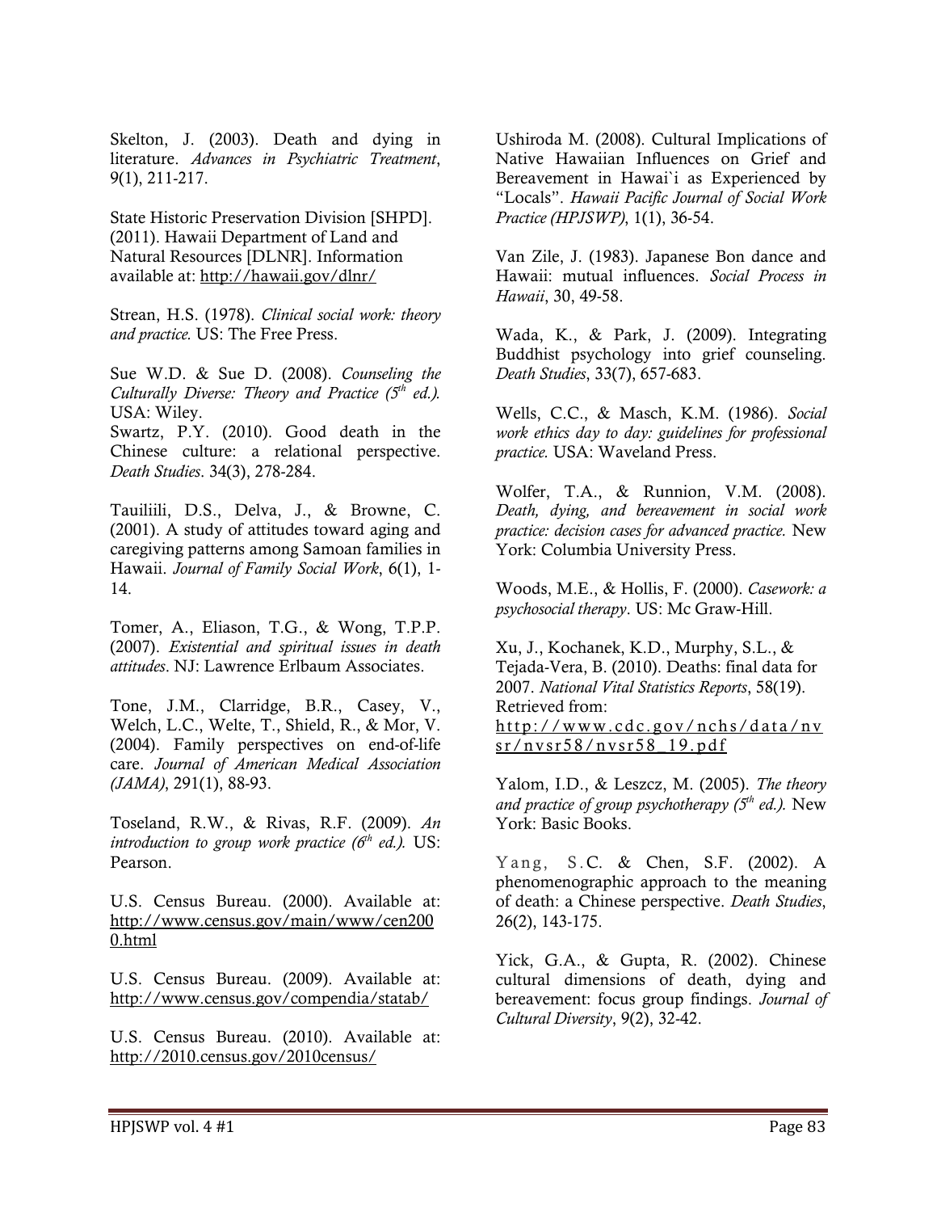Skelton, J. (2003). Death and dying in literature. *Advances in Psychiatric Treatment*, 9(1), 211-217.

State Historic Preservation Division [SHPD]. (2011). Hawaii Department of Land and Natural Resources [DLNR]. Information available at: http://hawaii.gov/dlnr/

Strean, H.S. (1978). *Clinical social work: theory and practice.* US: The Free Press.

Sue W.D. & Sue D. (2008). *Counseling the Culturally Diverse: Theory and Practice (5th ed.).* USA: Wiley.

Swartz, P.Y. (2010). Good death in the Chinese culture: a relational perspective. *Death Studies*. 34(3), 278-284.

Tauiliili, D.S., Delva, J., & Browne, C. (2001). A study of attitudes toward aging and caregiving patterns among Samoan families in Hawaii. *Journal of Family Social Work*, 6(1), 1-14.

Tomer, A., Eliason, T.G., & Wong, T.P.P. (2007). *Existential and spiritual issues in death attitudes*. NJ: Lawrence Erlbaum Associates.

Tone, J.M., Clarridge, B.R., Casey, V., Welch, L.C., Welte, T., Shield, R., & Mor, V. (2004). Family perspectives on end-of-life care. *Journal of American Medical Association (JAMA)*, 291(1), 88-93.

Toseland, R.W., & Rivas, R.F. (2009). *An introduction to group work practice (6th ed.).* US: Pearson.

U.S. Census Bureau. (2000). Available at: http://www.census.gov/main/www/cen2000.html

U.S. Census Bureau. (2009). Available at: http://www.census.gov/compendia/statab/

U.S. Census Bureau. (2010). Available at: http://2010.census.gov/2010census/

Ushiroda M. (2008). Cultural Implications of Native Hawaiian Influences on Grief and Bereavement in Hawai`i as Experienced by "Locals". *Hawaii Pacific Journal of Social Work Practice (HPJSWP)*, 1(1), 36-54.

Van Zile, J. (1983). Japanese Bon dance and Hawaii: mutual influences. *Social Process in Hawaii*, 30, 49-58.

Wada, K., & Park, J. (2009). Integrating Buddhist psychology into grief counseling. *Death Studies*, 33(7), 657-683.

Wells, C.C., & Masch, K.M. (1986). *Social work ethics day to day: guidelines for professional practice.* USA: Waveland Press.

Wolfer, T.A., & Runnion, V.M. (2008). *Death, dying, and bereavement in social work practice: decision cases for advanced practice.* New York: Columbia University Press.

Woods, M.E., & Hollis, F. (2000). *Casework: a psychosocial therapy*. US: Mc Graw-Hill.

Xu, J., Kochanek, K.D., Murphy, S.L., & Tejada-Vera, B. (2010). Deaths: final data for 2007. *National Vital Statistics Reports*, 58(19). Retrieved from: http://www.cdc.gov/nchs/data/nvsr/nvsr58/nvsr58_19.pdf

Yalom, I.D., & Leszcz, M. (2005). *The theory and practice of group psychotherapy (5th ed.).* New York: Basic Books.

Yang, S.C. & Chen, S.F. (2002). A phenomenographic approach to the meaning of death: a Chinese perspective. *Death Studies*, 26(2), 143-175.

Yick, G.A., & Gupta, R. (2002). Chinese cultural dimensions of death, dying and bereavement: focus group findings. *Journal of Cultural Diversity*, 9(2), 32-42.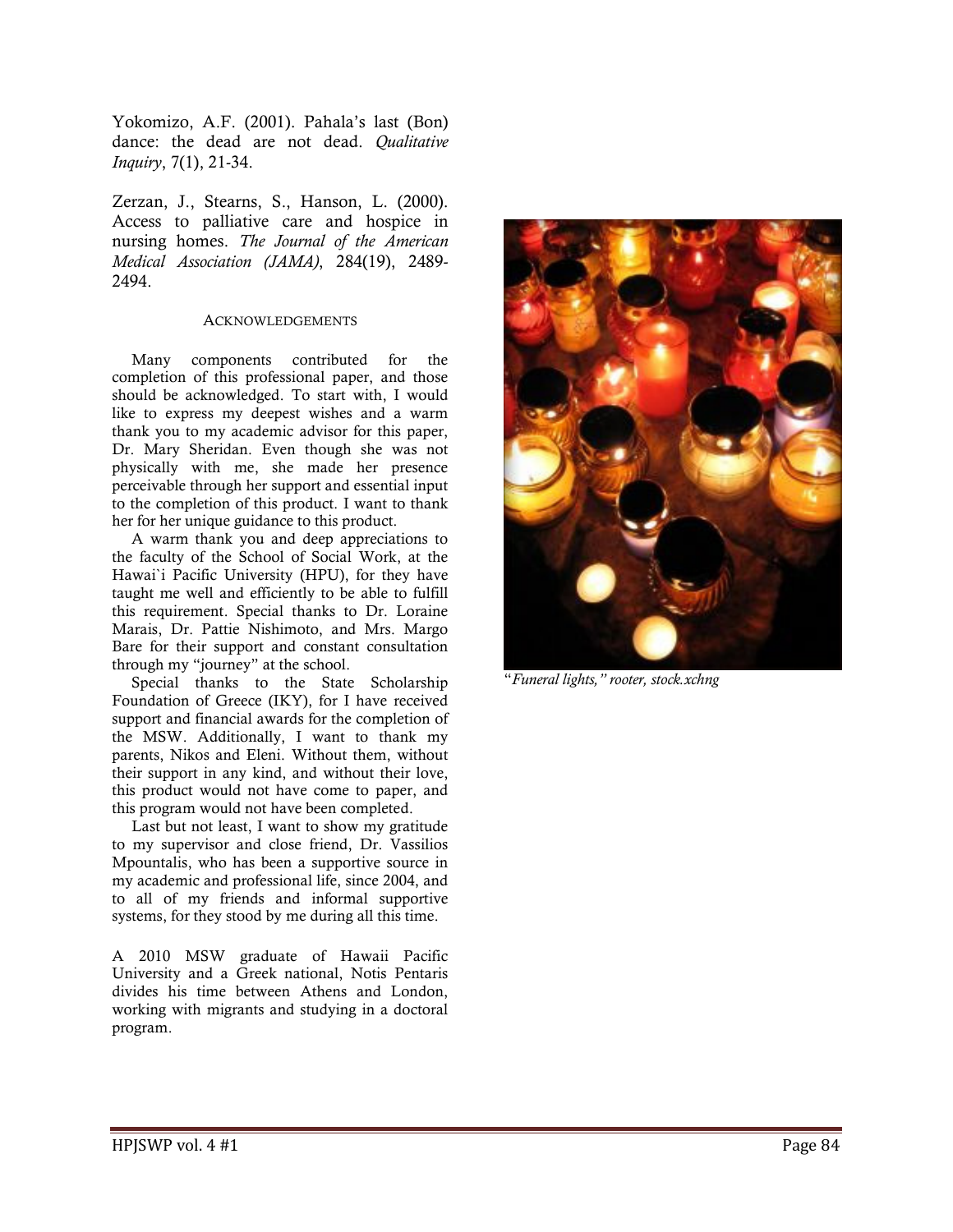Yokomizo, A.F. (2001). Pahala's last (Bon) dance: the dead are not dead. *Qualitative Inquiry*, 7(1), 21-34.

Zerzan, J., Stearns, S., Hanson, L. (2000). Access to palliative care and hospice in nursing homes. *The Journal of the American Medical Association (JAMA)*, 284(19), 2489-2494.

## ACKNOWLEDGEMENTS

Many components contributed for the completion of this professional paper, and those should be acknowledged. To start with, I would like to express my deepest wishes and a warm thank you to my academic advisor for this paper, Dr. Mary Sheridan. Even though she was not physically with me, she made her presence perceivable through her support and essential input to the completion of this product. I want to thank her for her unique guidance to this product.

A warm thank you and deep appreciations to the faculty of the School of Social Work, at the Hawai`i Pacific University (HPU), for they have taught me well and efficiently to be able to fulfill this requirement. Special thanks to Dr. Loraine Marais, Dr. Pattie Nishimoto, and Mrs. Margo Bare for their support and constant consultation through my "journey" at the school.

Special thanks to the State Scholarship Foundation of Greece (IKY), for I have received support and financial awards for the completion of the MSW. Additionally, I want to thank my parents, Nikos and Eleni. Without them, without their support in any kind, and without their love, this product would not have come to paper, and this program would not have been completed.

Last but not least, I want to show my gratitude to my supervisor and close friend, Dr. Vassilios Mpountalis, who has been a supportive source in my academic and professional life, since 2004, and to all of my friends and informal supportive systems, for they stood by me during all this time.

A 2010 MSW graduate of Hawaii Pacific University and a Greek national, Notis Pentaris divides his time between Athens and London, working with migrants and studying in a doctoral program.

"*Funeral lights," rooter, stock.xchng*